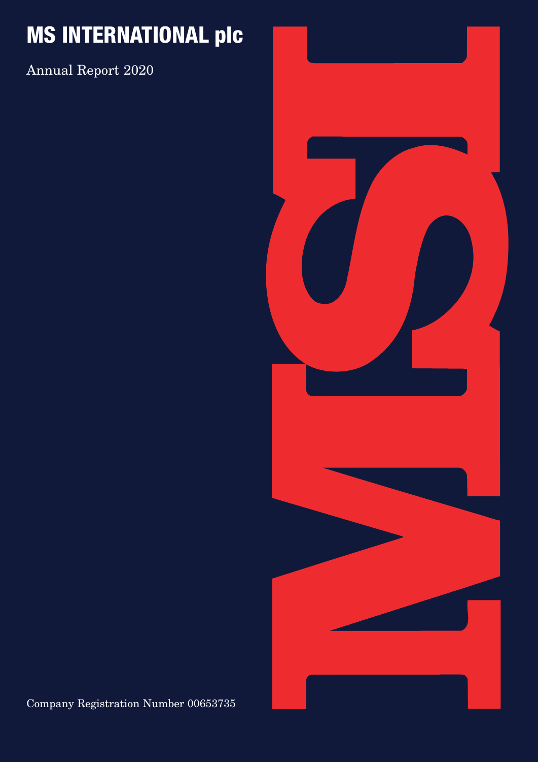# MS INTERNATIONAL plc

Annual Report 2020

MSI

Company Registration Number 00653735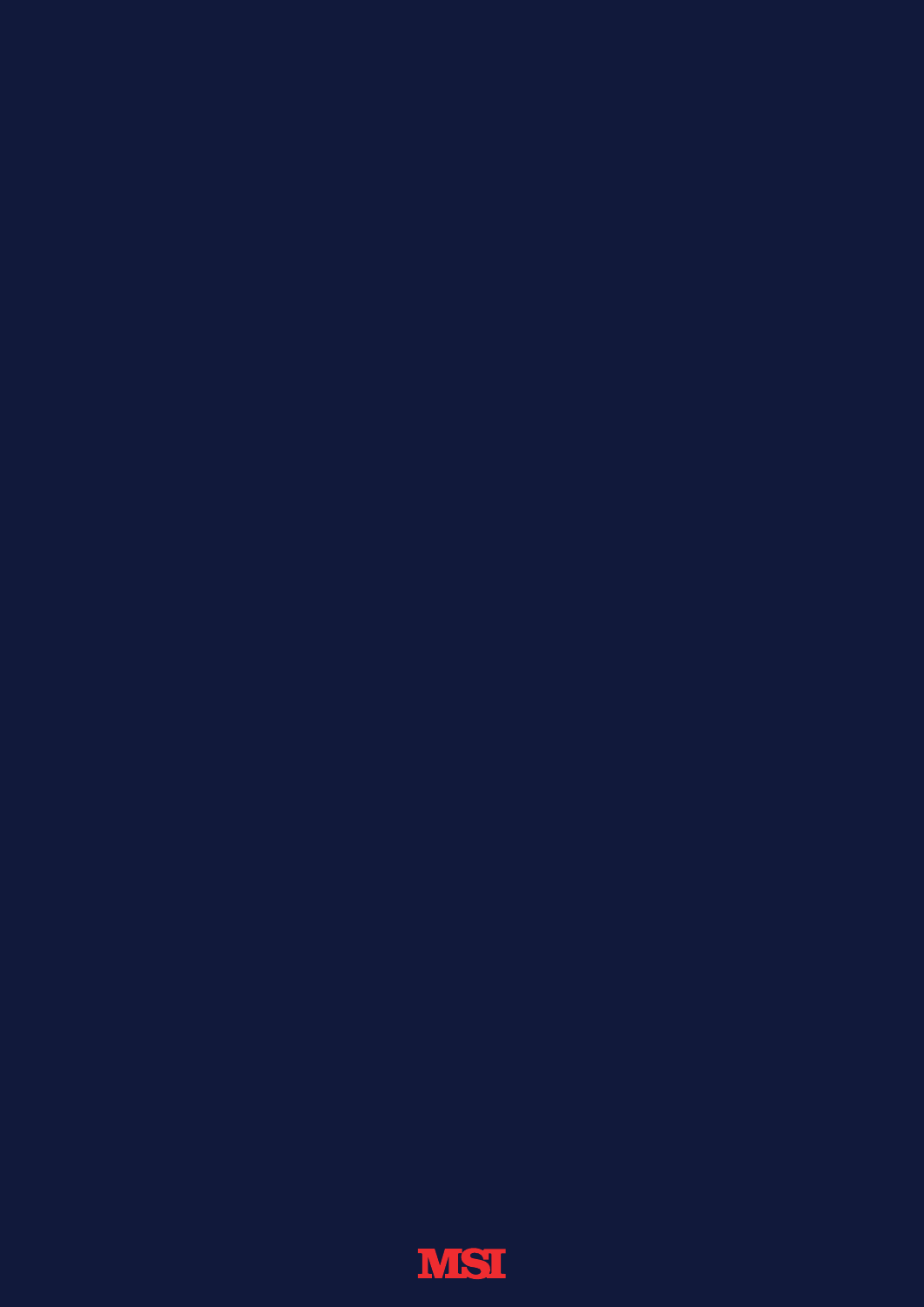MSI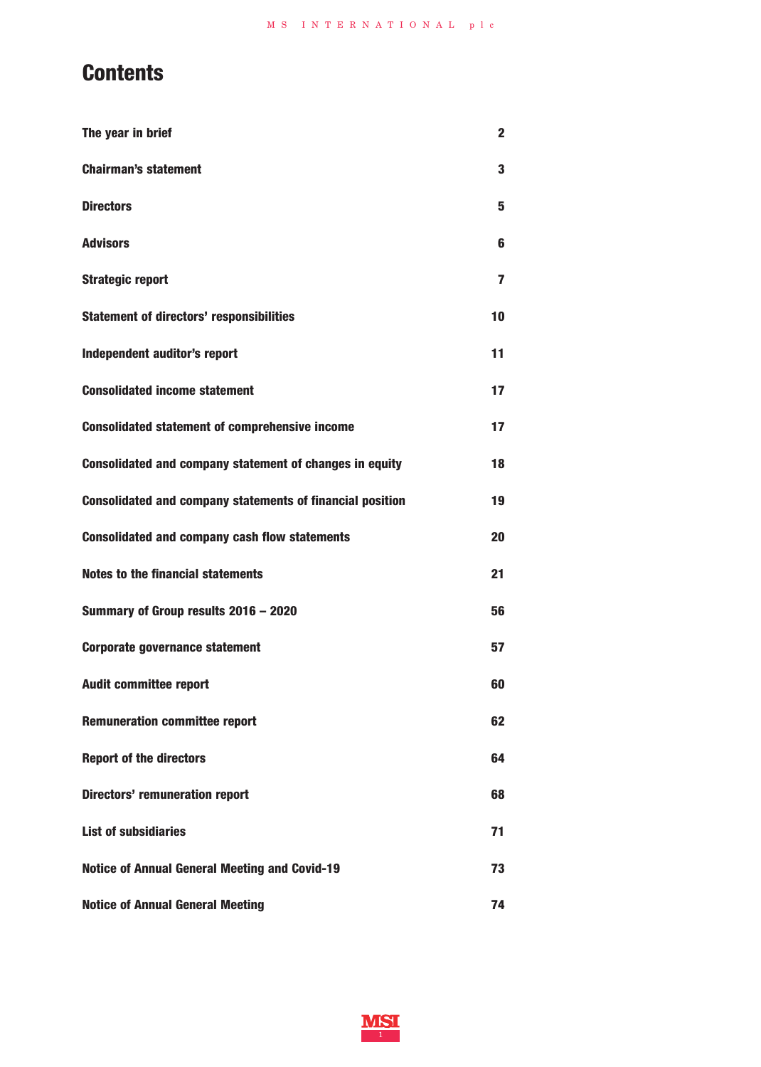# Contents

| | |
|---|---|
| **The year in brief** | **2** |
| **Chairman's statement** | **3** |
| **Directors** | **5** |
| **Advisors** | **6** |
| **Strategic report** | **7** |
| **Statement of directors' responsibilities** | **10** |
| **Independent auditor's report** | **11** |
| **Consolidated income statement** | **17** |
| **Consolidated statement of comprehensive income** | **17** |
| **Consolidated and company statement of changes in equity** | **18** |
| **Consolidated and company statements of financial position** | **19** |
| **Consolidated and company cash flow statements** | **20** |
| **Notes to the financial statements** | **21** |
| **Summary of Group results 2016 – 2020** | **56** |
| **Corporate governance statement** | **57** |
| **Audit committee report** | **60** |
| **Remuneration committee report** | **62** |
| **Report of the directors** | **64** |
| **Directors' remuneration report** | **68** |
| **List of subsidiaries** | **71** |
| **Notice of Annual General Meeting and Covid-19** | **73** |
| **Notice of Annual General Meeting** | **74** |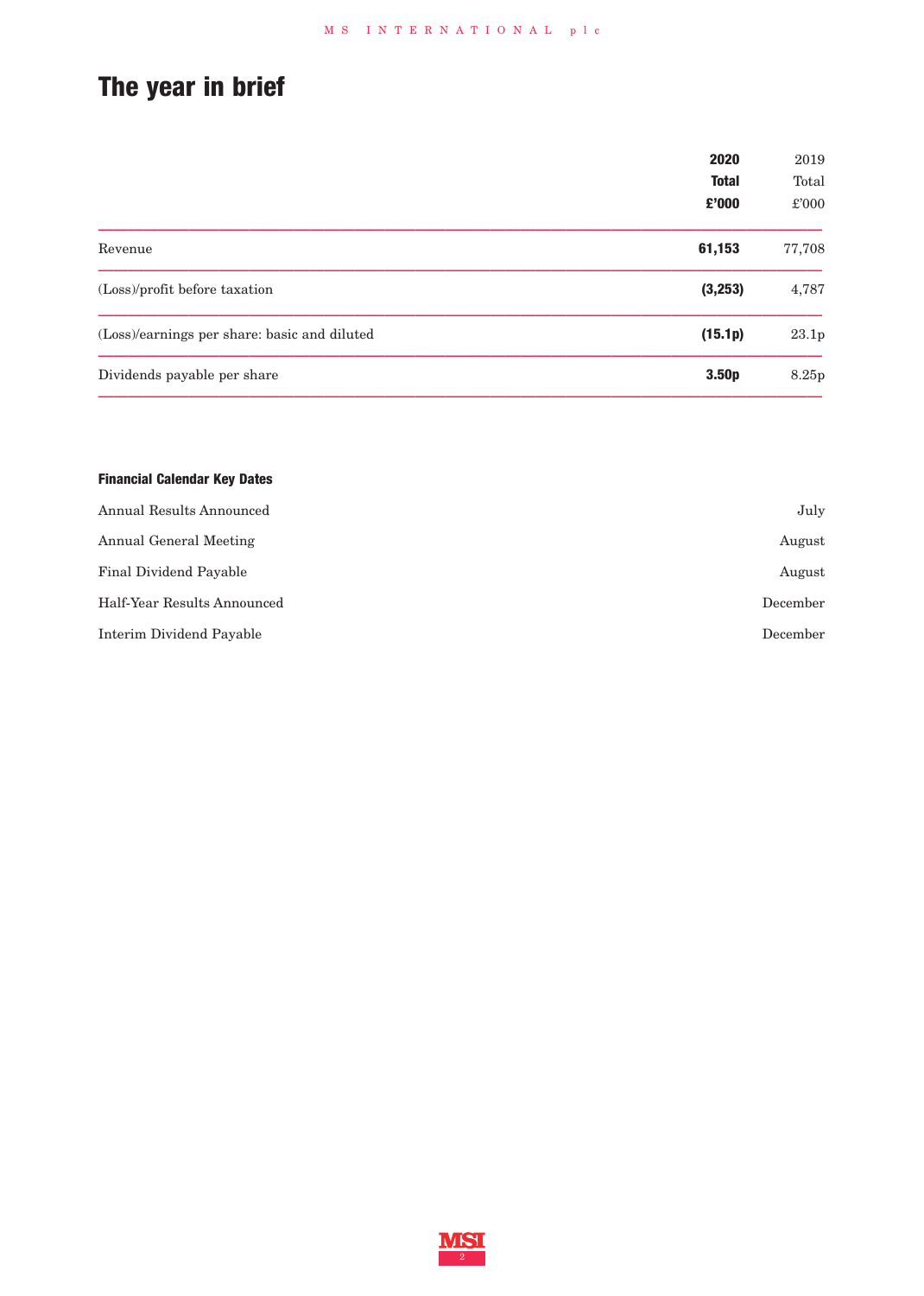# The year in brief

| | 2020 Total £'000 | 2019 Total £'000 |
|---|---|---|
| Revenue | **61,153** | 77,708 |
| (Loss)/profit before taxation | **(3,253)** | 4,787 |
| (Loss)/earnings per share: basic and diluted | **(15.1p)** | 23.1p |
| Dividends payable per share | **3.50p** | 8.25p |

**Financial Calendar Key Dates**

| | |
|---|---|
| Annual Results Announced | July |
| Annual General Meeting | August |
| Final Dividend Payable | August |
| Half-Year Results Announced | December |
| Interim Dividend Payable | December |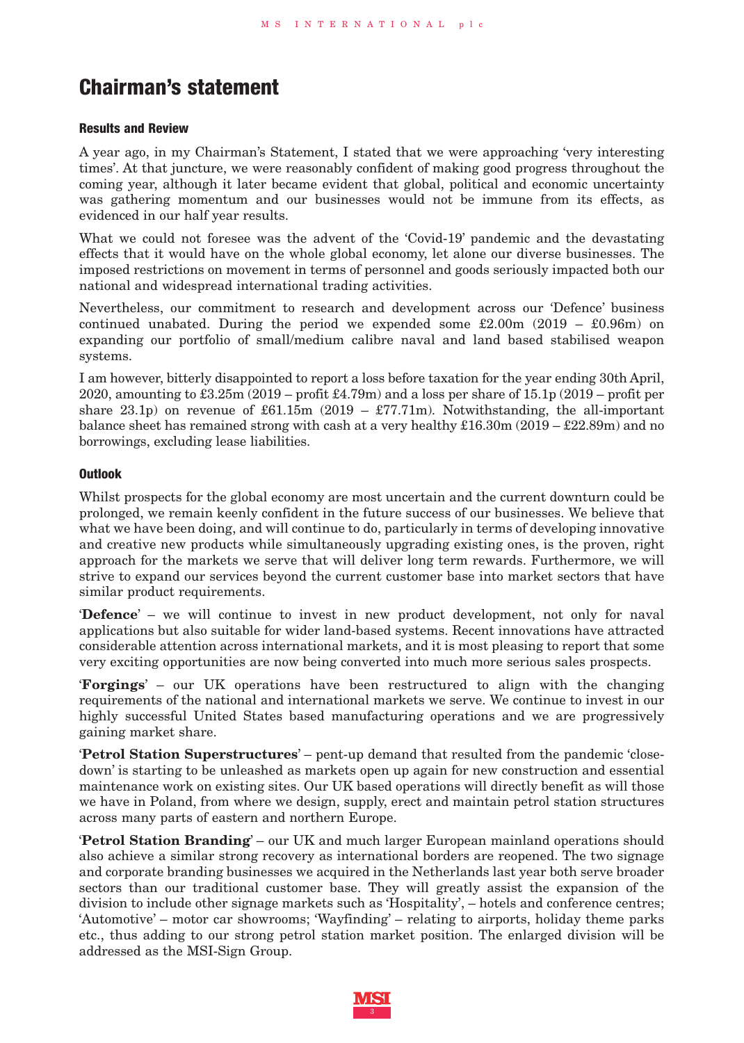# Chairman's statement

### Results and Review

A year ago, in my Chairman's Statement, I stated that we were approaching 'very interesting times'. At that juncture, we were reasonably confident of making good progress throughout the coming year, although it later became evident that global, political and economic uncertainty was gathering momentum and our businesses would not be immune from its effects, as evidenced in our half year results.

What we could not foresee was the advent of the 'Covid-19' pandemic and the devastating effects that it would have on the whole global economy, let alone our diverse businesses. The imposed restrictions on movement in terms of personnel and goods seriously impacted both our national and widespread international trading activities.

Nevertheless, our commitment to research and development across our 'Defence' business continued unabated. During the period we expended some £2.00m (2019 – £0.96m) on expanding our portfolio of small/medium calibre naval and land based stabilised weapon systems.

I am however, bitterly disappointed to report a loss before taxation for the year ending 30th April, 2020, amounting to £3.25m (2019 – profit £4.79m) and a loss per share of 15.1p (2019 – profit per share 23.1p) on revenue of £61.15m (2019 – £77.71m). Notwithstanding, the all-important balance sheet has remained strong with cash at a very healthy £16.30m (2019 – £22.89m) and no borrowings, excluding lease liabilities.

### Outlook

Whilst prospects for the global economy are most uncertain and the current downturn could be prolonged, we remain keenly confident in the future success of our businesses. We believe that what we have been doing, and will continue to do, particularly in terms of developing innovative and creative new products while simultaneously upgrading existing ones, is the proven, right approach for the markets we serve that will deliver long term rewards. Furthermore, we will strive to expand our services beyond the current customer base into market sectors that have similar product requirements.

'**Defence**' – we will continue to invest in new product development, not only for naval applications but also suitable for wider land-based systems. Recent innovations have attracted considerable attention across international markets, and it is most pleasing to report that some very exciting opportunities are now being converted into much more serious sales prospects.

'**Forgings**' – our UK operations have been restructured to align with the changing requirements of the national and international markets we serve. We continue to invest in our highly successful United States based manufacturing operations and we are progressively gaining market share.

'**Petrol Station Superstructures**' – pent-up demand that resulted from the pandemic 'close-down' is starting to be unleashed as markets open up again for new construction and essential maintenance work on existing sites. Our UK based operations will directly benefit as will those we have in Poland, from where we design, supply, erect and maintain petrol station structures across many parts of eastern and northern Europe.

'**Petrol Station Branding**' – our UK and much larger European mainland operations should also achieve a similar strong recovery as international borders are reopened. The two signage and corporate branding businesses we acquired in the Netherlands last year both serve broader sectors than our traditional customer base. They will greatly assist the expansion of the division to include other signage markets such as 'Hospitality', – hotels and conference centres; 'Automotive' – motor car showrooms; 'Wayfinding' – relating to airports, holiday theme parks etc., thus adding to our strong petrol station market position. The enlarged division will be addressed as the MSI-Sign Group.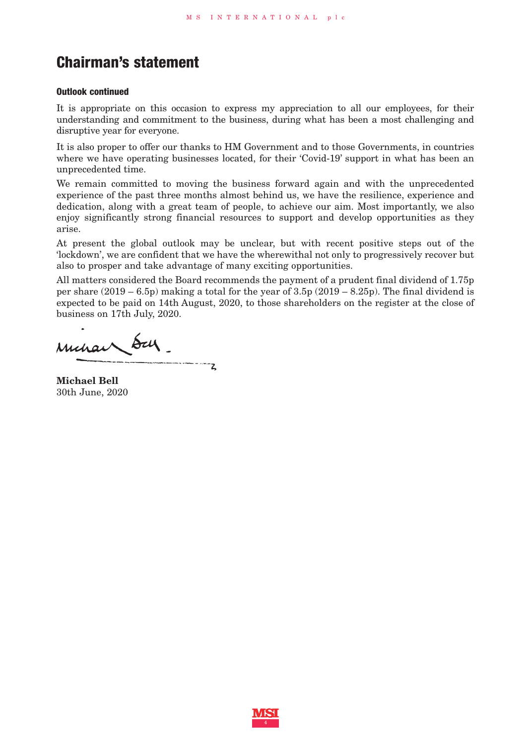# Chairman's statement

### Outlook continued

It is appropriate on this occasion to express my appreciation to all our employees, for their understanding and commitment to the business, during what has been a most challenging and disruptive year for everyone.

It is also proper to offer our thanks to HM Government and to those Governments, in countries where we have operating businesses located, for their 'Covid-19' support in what has been an unprecedented time.

We remain committed to moving the business forward again and with the unprecedented experience of the past three months almost behind us, we have the resilience, experience and dedication, along with a great team of people, to achieve our aim. Most importantly, we also enjoy significantly strong financial resources to support and develop opportunities as they arise.

At present the global outlook may be unclear, but with recent positive steps out of the 'lockdown', we are confident that we have the wherewithal not only to progressively recover but also to prosper and take advantage of many exciting opportunities.

All matters considered the Board recommends the payment of a prudent final dividend of 1.75p per share (2019 – 6.5p) making a total for the year of 3.5p (2019 – 8.25p). The final dividend is expected to be paid on 14th August, 2020, to those shareholders on the register at the close of business on 17th July, 2020.

**Michael Bell**
30th June, 2020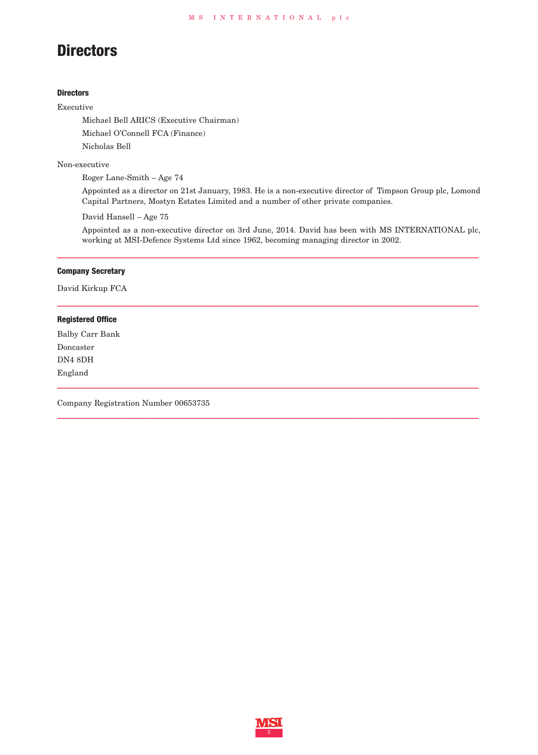# Directors

### Directors

Executive

Michael Bell ARICS (Executive Chairman)

Michael O'Connell FCA (Finance)

Nicholas Bell

Non-executive

Roger Lane-Smith – Age 74

Appointed as a director on 21st January, 1983. He is a non-executive director of Timpson Group plc, Lomond Capital Partners, Mostyn Estates Limited and a number of other private companies.

David Hansell – Age 75

Appointed as a non-executive director on 3rd June, 2014. David has been with MS INTERNATIONAL plc, working at MSI-Defence Systems Ltd since 1962, becoming managing director in 2002.

---

### Company Secretary

David Kirkup FCA

---

### Registered Office

Balby Carr Bank

Doncaster

DN4 8DH

England

---

Company Registration Number 00653735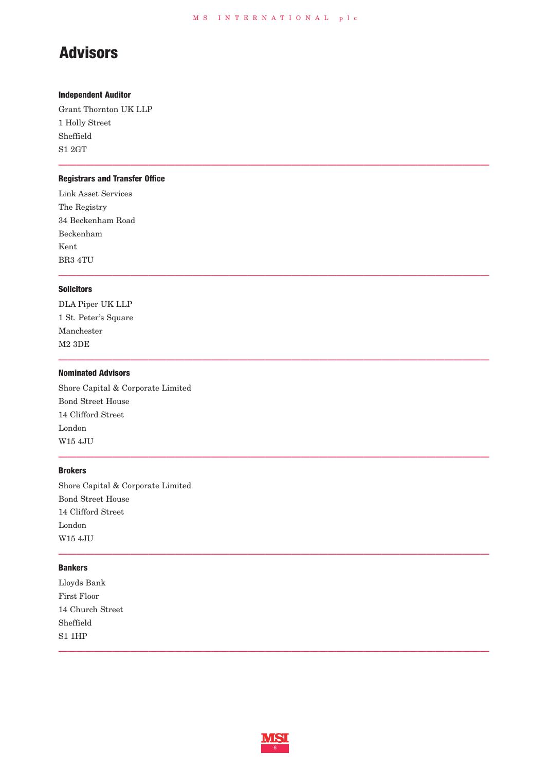# Advisors

### Independent Auditor

Grant Thornton UK LLP
1 Holly Street
Sheffield
S1 2GT

---

### Registrars and Transfer Office

Link Asset Services
The Registry
34 Beckenham Road
Beckenham
Kent
BR3 4TU

---

### Solicitors

DLA Piper UK LLP
1 St. Peter's Square
Manchester
M2 3DE

---

### Nominated Advisors

Shore Capital & Corporate Limited
Bond Street House
14 Clifford Street
London
W15 4JU

---

### Brokers

Shore Capital & Corporate Limited
Bond Street House
14 Clifford Street
London
W15 4JU

---

### Bankers

Lloyds Bank
First Floor
14 Church Street
Sheffield
S1 1HP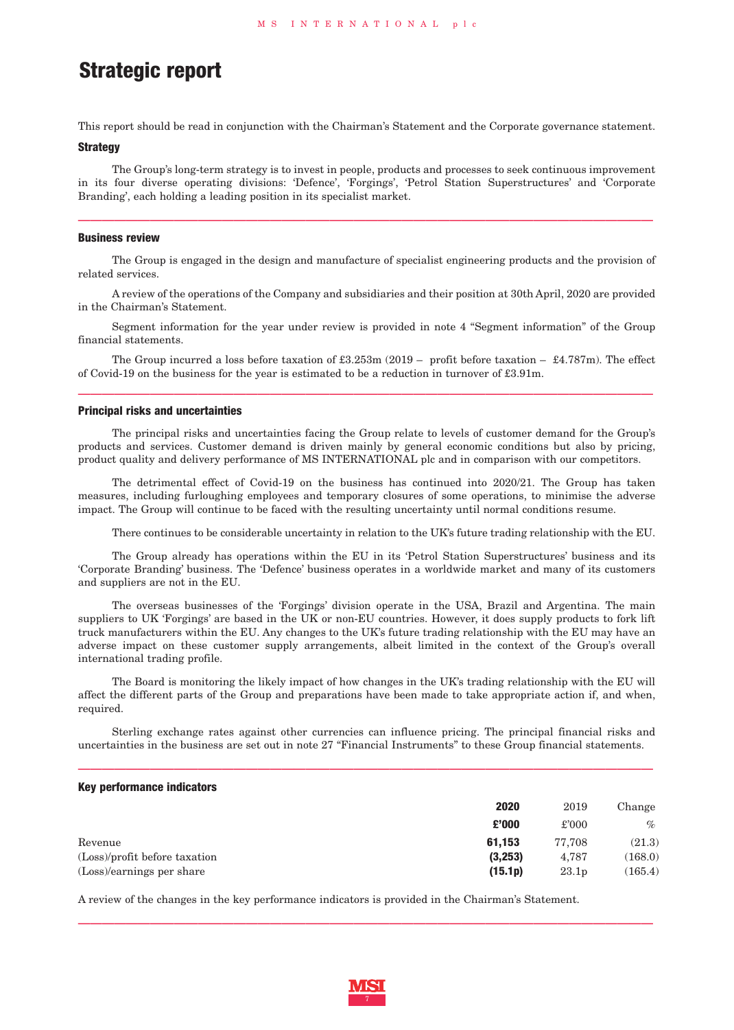# Strategic report

This report should be read in conjunction with the Chairman's Statement and the Corporate governance statement.

### Strategy

The Group's long-term strategy is to invest in people, products and processes to seek continuous improvement in its four diverse operating divisions: 'Defence', 'Forgings', 'Petrol Station Superstructures' and 'Corporate Branding', each holding a leading position in its specialist market.

### Business review

The Group is engaged in the design and manufacture of specialist engineering products and the provision of related services.

A review of the operations of the Company and subsidiaries and their position at 30th April, 2020 are provided in the Chairman's Statement.

Segment information for the year under review is provided in note 4 "Segment information" of the Group financial statements.

The Group incurred a loss before taxation of £3.253m (2019 – profit before taxation – £4.787m). The effect of Covid-19 on the business for the year is estimated to be a reduction in turnover of £3.91m.

### Principal risks and uncertainties

The principal risks and uncertainties facing the Group relate to levels of customer demand for the Group's products and services. Customer demand is driven mainly by general economic conditions but also by pricing, product quality and delivery performance of MS INTERNATIONAL plc and in comparison with our competitors.

The detrimental effect of Covid-19 on the business has continued into 2020/21. The Group has taken measures, including furloughing employees and temporary closures of some operations, to minimise the adverse impact. The Group will continue to be faced with the resulting uncertainty until normal conditions resume.

There continues to be considerable uncertainty in relation to the UK's future trading relationship with the EU.

The Group already has operations within the EU in its 'Petrol Station Superstructures' business and its 'Corporate Branding' business. The 'Defence' business operates in a worldwide market and many of its customers and suppliers are not in the EU.

The overseas businesses of the 'Forgings' division operate in the USA, Brazil and Argentina. The main suppliers to UK 'Forgings' are based in the UK or non-EU countries. However, it does supply products to fork lift truck manufacturers within the EU. Any changes to the UK's future trading relationship with the EU may have an adverse impact on these customer supply arrangements, albeit limited in the context of the Group's overall international trading profile.

The Board is monitoring the likely impact of how changes in the UK's trading relationship with the EU will affect the different parts of the Group and preparations have been made to take appropriate action if, and when, required.

Sterling exchange rates against other currencies can influence pricing. The principal financial risks and uncertainties in the business are set out in note 27 "Financial Instruments" to these Group financial statements.

### Key performance indicators

| | **2020** | 2019 | Change |
|---|---|---|---|
| | **£'000** | £'000 | % |
| Revenue | **61,153** | 77,708 | (21.3) |
| (Loss)/profit before taxation | **(3,253)** | 4,787 | (168.0) |
| (Loss)/earnings per share | **(15.1p)** | 23.1p | (165.4) |

A review of the changes in the key performance indicators is provided in the Chairman's Statement.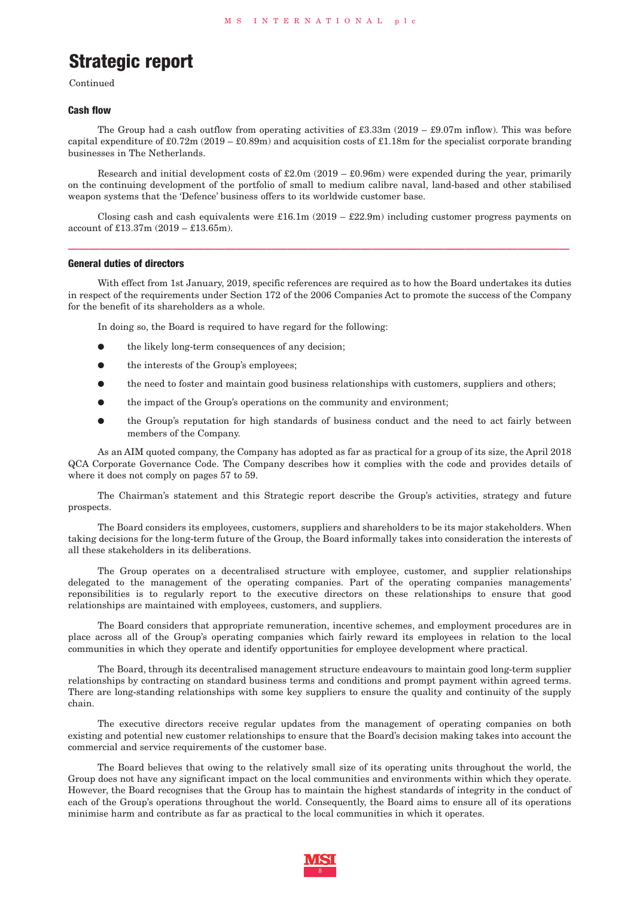# Strategic report

Continued

### Cash flow

The Group had a cash outflow from operating activities of £3.33m (2019 – £9.07m inflow). This was before capital expenditure of £0.72m (2019 – £0.89m) and acquisition costs of £1.18m for the specialist corporate branding businesses in The Netherlands.

Research and initial development costs of £2.0m (2019 – £0.96m) were expended during the year, primarily on the continuing development of the portfolio of small to medium calibre naval, land-based and other stabilised weapon systems that the 'Defence' business offers to its worldwide customer base.

Closing cash and cash equivalents were £16.1m (2019 – £22.9m) including customer progress payments on account of £13.37m (2019 – £13.65m).

---

### General duties of directors

With effect from 1st January, 2019, specific references are required as to how the Board undertakes its duties in respect of the requirements under Section 172 of the 2006 Companies Act to promote the success of the Company for the benefit of its shareholders as a whole.

In doing so, the Board is required to have regard for the following:

- the likely long-term consequences of any decision;
- the interests of the Group's employees;
- the need to foster and maintain good business relationships with customers, suppliers and others;
- the impact of the Group's operations on the community and environment;
- the Group's reputation for high standards of business conduct and the need to act fairly between members of the Company.

As an AIM quoted company, the Company has adopted as far as practical for a group of its size, the April 2018 QCA Corporate Governance Code. The Company describes how it complies with the code and provides details of where it does not comply on pages 57 to 59.

The Chairman's statement and this Strategic report describe the Group's activities, strategy and future prospects.

The Board considers its employees, customers, suppliers and shareholders to be its major stakeholders. When taking decisions for the long-term future of the Group, the Board informally takes into consideration the interests of all these stakeholders in its deliberations.

The Group operates on a decentralised structure with employee, customer, and supplier relationships delegated to the management of the operating companies. Part of the operating companies managements' reponisibilities is to regularly report to the executive directors on these relationships to ensure that good relationships are maintained with employees, customers, and suppliers.

The Board considers that appropriate remuneration, incentive schemes, and employment procedures are in place across all of the Group's operating companies which fairly reward its employees in relation to the local communities in which they operate and identify opportunities for employee development where practical.

The Board, through its decentralised management structure endeavours to maintain good long-term supplier relationships by contracting on standard business terms and conditions and prompt payment within agreed terms. There are long-standing relationships with some key suppliers to ensure the quality and continuity of the supply chain.

The executive directors receive regular updates from the management of operating companies on both existing and potential new customer relationships to ensure that the Board's decision making takes into account the commercial and service requirements of the customer base.

The Board believes that owing to the relatively small size of its operating units throughout the world, the Group does not have any significant impact on the local communities and environments within which they operate. However, the Board recognises that the Group has to maintain the highest standards of integrity in the conduct of each of the Group's operations throughout the world. Consequently, the Board aims to ensure all of its operations minimise harm and contribute as far as practical to the local communities in which it operates.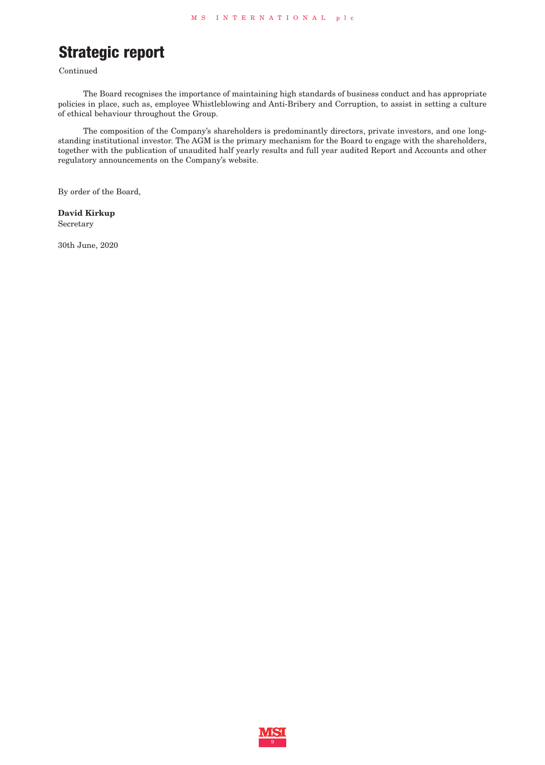# Strategic report

Continued

The Board recognises the importance of maintaining high standards of business conduct and has appropriate policies in place, such as, employee Whistleblowing and Anti-Bribery and Corruption, to assist in setting a culture of ethical behaviour throughout the Group.

The composition of the Company's shareholders is predominantly directors, private investors, and one long-standing institutional investor. The AGM is the primary mechanism for the Board to engage with the shareholders, together with the publication of unaudited half yearly results and full year audited Report and Accounts and other regulatory announcements on the Company's website.

By order of the Board,

**David Kirkup**
Secretary

30th June, 2020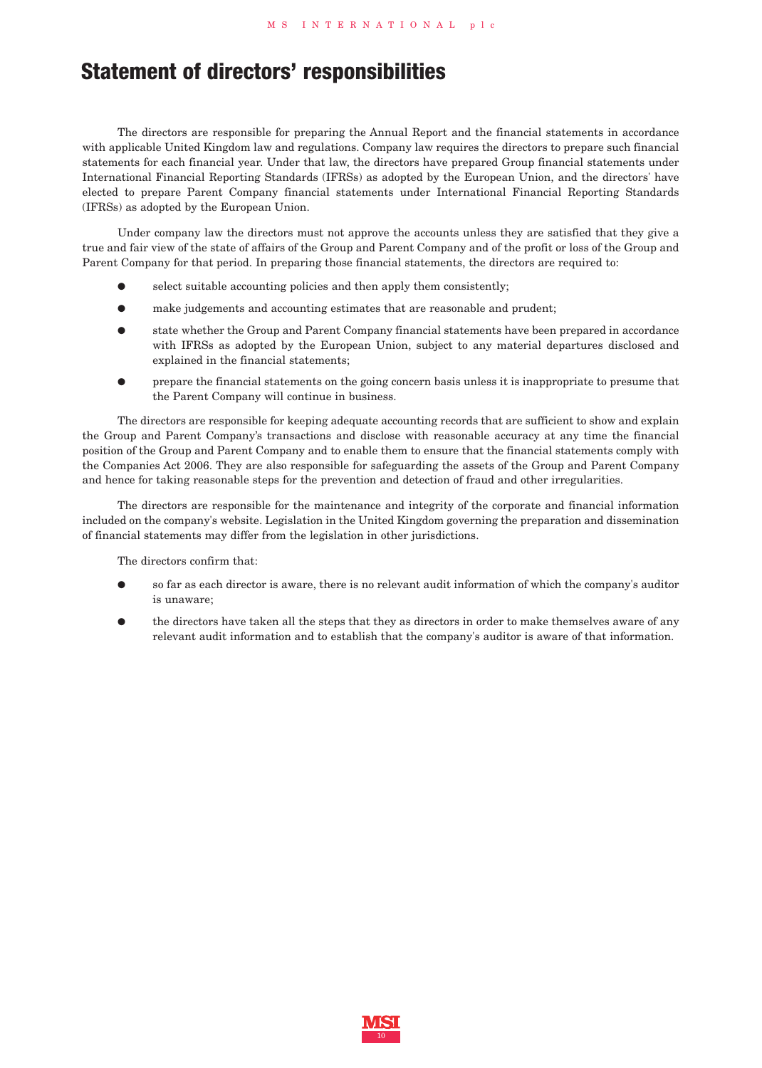# Statement of directors' responsibilities

The directors are responsible for preparing the Annual Report and the financial statements in accordance with applicable United Kingdom law and regulations. Company law requires the directors to prepare such financial statements for each financial year. Under that law, the directors have prepared Group financial statements under International Financial Reporting Standards (IFRSs) as adopted by the European Union, and the directors' have elected to prepare Parent Company financial statements under International Financial Reporting Standards (IFRSs) as adopted by the European Union.

Under company law the directors must not approve the accounts unless they are satisfied that they give a true and fair view of the state of affairs of the Group and Parent Company and of the profit or loss of the Group and Parent Company for that period. In preparing those financial statements, the directors are required to:

- select suitable accounting policies and then apply them consistently;
- make judgements and accounting estimates that are reasonable and prudent;
- state whether the Group and Parent Company financial statements have been prepared in accordance with IFRSs as adopted by the European Union, subject to any material departures disclosed and explained in the financial statements;
- prepare the financial statements on the going concern basis unless it is inappropriate to presume that the Parent Company will continue in business.

The directors are responsible for keeping adequate accounting records that are sufficient to show and explain the Group and Parent Company's transactions and disclose with reasonable accuracy at any time the financial position of the Group and Parent Company and to enable them to ensure that the financial statements comply with the Companies Act 2006. They are also responsible for safeguarding the assets of the Group and Parent Company and hence for taking reasonable steps for the prevention and detection of fraud and other irregularities.

The directors are responsible for the maintenance and integrity of the corporate and financial information included on the company's website. Legislation in the United Kingdom governing the preparation and dissemination of financial statements may differ from the legislation in other jurisdictions.

The directors confirm that:

- so far as each director is aware, there is no relevant audit information of which the company's auditor is unaware;
- the directors have taken all the steps that they as directors in order to make themselves aware of any relevant audit information and to establish that the company's auditor is aware of that information.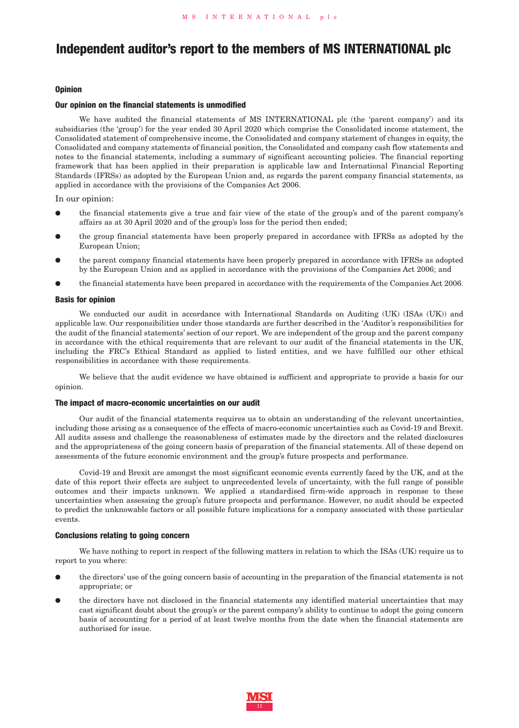# Independent auditor's report to the members of MS INTERNATIONAL plc

### Opinion

#### Our opinion on the financial statements is unmodified

We have audited the financial statements of MS INTERNATIONAL plc (the 'parent company') and its subsidiaries (the 'group') for the year ended 30 April 2020 which comprise the Consolidated income statement, the Consolidated statement of comprehensive income, the Consolidated and company statement of changes in equity, the Consolidated and company statements of financial position, the Consolidated and company cash flow statements and notes to the financial statements, including a summary of significant accounting policies. The financial reporting framework that has been applied in their preparation is applicable law and International Financial Reporting Standards (IFRSs) as adopted by the European Union and, as regards the parent company financial statements, as applied in accordance with the provisions of the Companies Act 2006.

In our opinion:

- the financial statements give a true and fair view of the state of the group's and of the parent company's affairs as at 30 April 2020 and of the group's loss for the period then ended;
- the group financial statements have been properly prepared in accordance with IFRSs as adopted by the European Union;
- the parent company financial statements have been properly prepared in accordance with IFRSs as adopted by the European Union and as applied in accordance with the provisions of the Companies Act 2006; and
- the financial statements have been prepared in accordance with the requirements of the Companies Act 2006.

### Basis for opinion

We conducted our audit in accordance with International Standards on Auditing (UK) (ISAs (UK)) and applicable law. Our responsibilities under those standards are further described in the 'Auditor's responsibilities for the audit of the financial statements' section of our report. We are independent of the group and the parent company in accordance with the ethical requirements that are relevant to our audit of the financial statements in the UK, including the FRC's Ethical Standard as applied to listed entities, and we have fulfilled our other ethical responsibilities in accordance with these requirements.

We believe that the audit evidence we have obtained is sufficient and appropriate to provide a basis for our opinion.

### The impact of macro-economic uncertainties on our audit

Our audit of the financial statements requires us to obtain an understanding of the relevant uncertainties, including those arising as a consequence of the effects of macro-economic uncertainties such as Covid-19 and Brexit. All audits assess and challenge the reasonableness of estimates made by the directors and the related disclosures and the appropriateness of the going concern basis of preparation of the financial statements. All of these depend on assessments of the future economic environment and the group's future prospects and performance.

Covid-19 and Brexit are amongst the most significant economic events currently faced by the UK, and at the date of this report their effects are subject to unprecedented levels of uncertainty, with the full range of possible outcomes and their impacts unknown. We applied a standardised firm-wide approach in response to these uncertainties when assessing the group's future prospects and performance. However, no audit should be expected to predict the unknowable factors or all possible future implications for a company associated with these particular events.

### Conclusions relating to going concern

We have nothing to report in respect of the following matters in relation to which the ISAs (UK) require us to report to you where:

- the directors' use of the going concern basis of accounting in the preparation of the financial statements is not appropriate; or
- the directors have not disclosed in the financial statements any identified material uncertainties that may cast significant doubt about the group's or the parent company's ability to continue to adopt the going concern basis of accounting for a period of at least twelve months from the date when the financial statements are authorised for issue.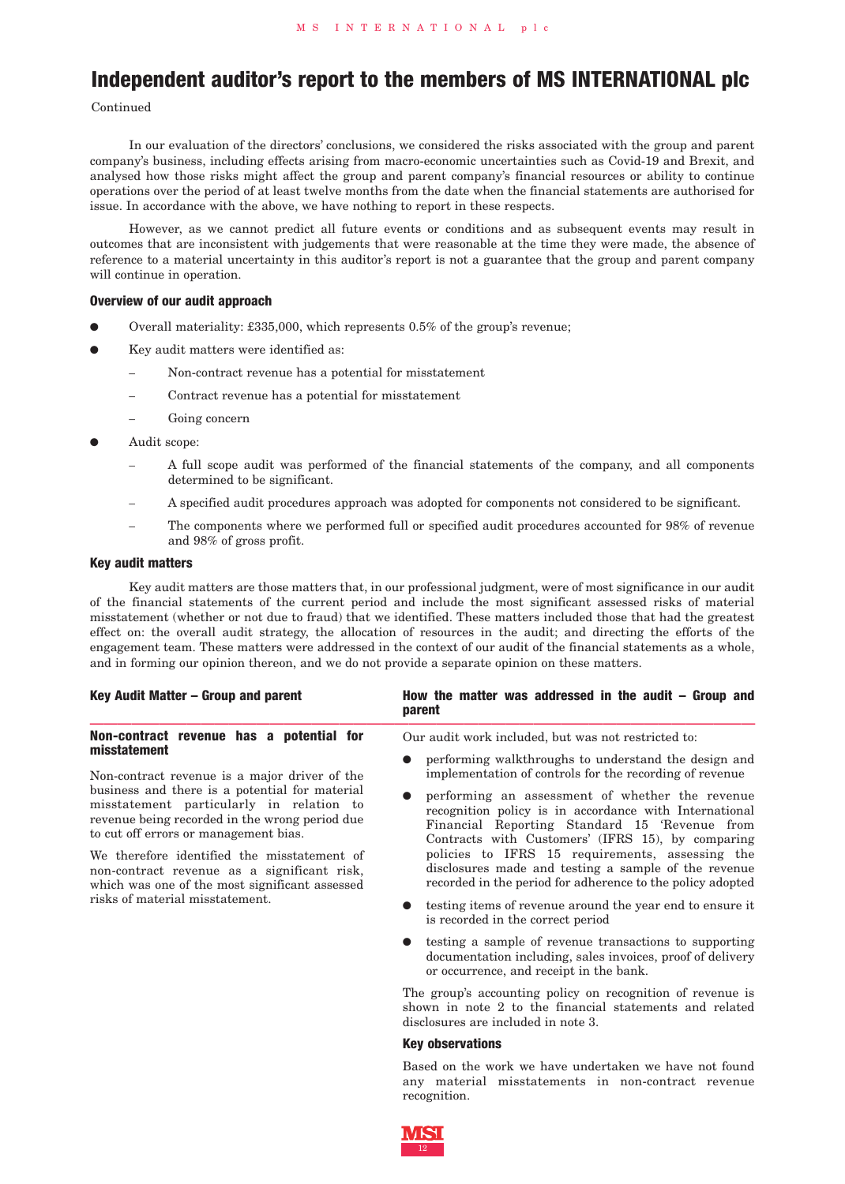# Independent auditor's report to the members of MS INTERNATIONAL plc

Continued

In our evaluation of the directors' conclusions, we considered the risks associated with the group and parent company's business, including effects arising from macro-economic uncertainties such as Covid-19 and Brexit, and analysed how those risks might affect the group and parent company's financial resources or ability to continue operations over the period of at least twelve months from the date when the financial statements are authorised for issue. In accordance with the above, we have nothing to report in these respects.

However, as we cannot predict all future events or conditions and as subsequent events may result in outcomes that are inconsistent with judgements that were reasonable at the time they were made, the absence of reference to a material uncertainty in this auditor's report is not a guarantee that the group and parent company will continue in operation.

### Overview of our audit approach

- Overall materiality: £335,000, which represents 0.5% of the group's revenue;
- Key audit matters were identified as:
  - Non-contract revenue has a potential for misstatement
  - Contract revenue has a potential for misstatement
  - Going concern
- Audit scope:
  - A full scope audit was performed of the financial statements of the company, and all components determined to be significant.
  - A specified audit procedures approach was adopted for components not considered to be significant.
  - The components where we performed full or specified audit procedures accounted for 98% of revenue and 98% of gross profit.

### Key audit matters

Key audit matters are those matters that, in our professional judgment, were of most significance in our audit of the financial statements of the current period and include the most significant assessed risks of material misstatement (whether or not due to fraud) that we identified. These matters included those that had the greatest effect on: the overall audit strategy, the allocation of resources in the audit; and directing the efforts of the engagement team. These matters were addressed in the context of our audit of the financial statements as a whole, and in forming our opinion thereon, and we do not provide a separate opinion on these matters.

| Key Audit Matter – Group and parent | How the matter was addressed in the audit – Group and parent |
|---|---|
| **Non-contract revenue has a potential for misstatement**<br><br>Non-contract revenue is a major driver of the business and there is a potential for material misstatement particularly in relation to revenue being recorded in the wrong period due to cut off errors or management bias.<br><br>We therefore identified the misstatement of non-contract revenue as a significant risk, which was one of the most significant assessed risks of material misstatement. | Our audit work included, but was not restricted to:<br><br>• performing walkthroughs to understand the design and implementation of controls for the recording of revenue<br>• performing an assessment of whether the revenue recognition policy is in accordance with International Financial Reporting Standard 15 'Revenue from Contracts with Customers' (IFRS 15), by comparing policies to IFRS 15 requirements, assessing the disclosures made and testing a sample of the revenue recorded in the period for adherence to the policy adopted<br>• testing items of revenue around the year end to ensure it is recorded in the correct period<br>• testing a sample of revenue transactions to supporting documentation including, sales invoices, proof of delivery or occurrence, and receipt in the bank.<br><br>The group's accounting policy on recognition of revenue is shown in note 2 to the financial statements and related disclosures are included in note 3.<br><br>**Key observations**<br><br>Based on the work we have undertaken we have not found any material misstatements in non-contract revenue recognition. |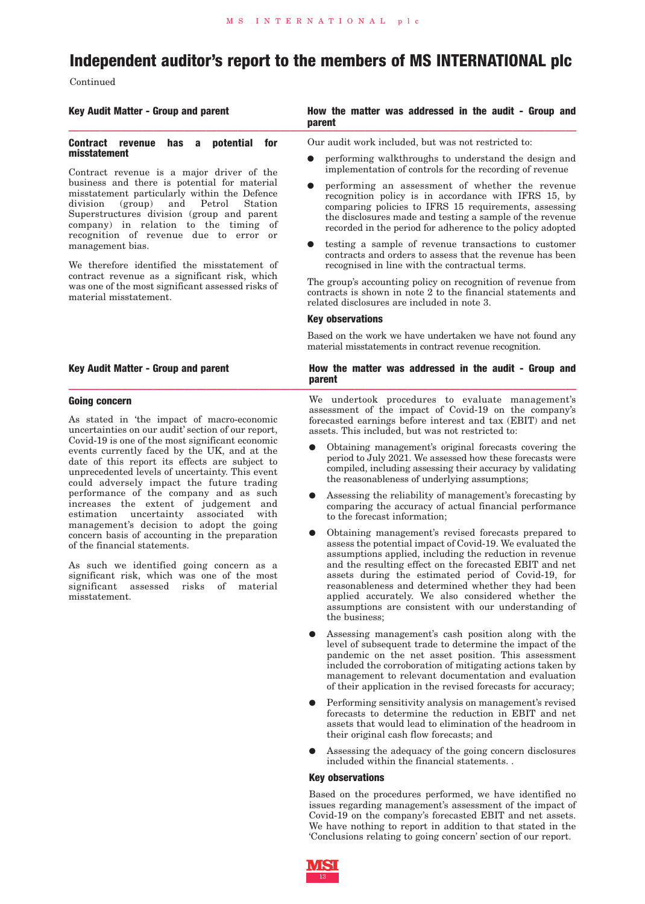# Independent auditor's report to the members of MS INTERNATIONAL plc

Continued

| Key Audit Matter - Group and parent | How the matter was addressed in the audit - Group and parent |
|---|---|
| **Contract revenue has a potential for misstatement**<br><br>Contract revenue is a major driver of the business and there is potential for material misstatement particularly within the Defence division (group) and Petrol Station Superstructures division (group and parent company) in relation to the timing of recognition of revenue due to error or management bias.<br><br>We therefore identified the misstatement of contract revenue as a significant risk, which was one of the most significant assessed risks of material misstatement. | Our audit work included, but was not restricted to:<br><br>● performing walkthroughs to understand the design and implementation of controls for the recording of revenue<br><br>● performing an assessment of whether the revenue recognition policy is in accordance with IFRS 15, by comparing policies to IFRS 15 requirements, assessing the disclosures made and testing a sample of the revenue recorded in the period for adherence to the policy adopted<br><br>● testing a sample of revenue transactions to customer contracts and orders to assess that the revenue has been recognised in line with the contractual terms.<br><br>The group's accounting policy on recognition of revenue from contracts is shown in note 2 to the financial statements and related disclosures are included in note 3.<br><br>**Key observations**<br><br>Based on the work we have undertaken we have not found any material misstatements in contract revenue recognition. |

| Key Audit Matter - Group and parent | How the matter was addressed in the audit - Group and parent |
|---|---|
| **Going concern**<br><br>As stated in 'the impact of macro-economic uncertainties on our audit' section of our report, Covid-19 is one of the most significant economic events currently faced by the UK, and at the date of this report its effects are subject to unprecedented levels of uncertainty. This event could adversely impact the future trading performance of the company and as such increases the extent of judgement and estimation uncertainty associated with management's decision to adopt the going concern basis of accounting in the preparation of the financial statements.<br><br>As such we identified going concern as a significant risk, which was one of the most significant assessed risks of material misstatement. | We undertook procedures to evaluate management's assessment of the impact of Covid-19 on the company's forecasted earnings before interest and tax (EBIT) and net assets. This included, but was not restricted to:<br><br>● Obtaining management's original forecasts covering the period to July 2021. We assessed how these forecasts were compiled, including assessing their accuracy by validating the reasonableness of underlying assumptions;<br><br>● Assessing the reliability of management's forecasting by comparing the accuracy of actual financial performance to the forecast information;<br><br>● Obtaining management's revised forecasts prepared to assess the potential impact of Covid-19. We evaluated the assumptions applied, including the reduction in revenue and the resulting effect on the forecasted EBIT and net assets during the estimated period of Covid-19, for reasonableness and determined whether they had been applied accurately. We also considered whether the assumptions are consistent with our understanding of the business;<br><br>● Assessing management's cash position along with the level of subsequent trade to determine the impact of the pandemic on the net asset position. This assessment included the corroboration of mitigating actions taken by management to relevant documentation and evaluation of their application in the revised forecasts for accuracy;<br><br>● Performing sensitivity analysis on management's revised forecasts to determine the reduction in EBIT and net assets that would lead to elimination of the headroom in their original cash flow forecasts; and<br><br>● Assessing the adequacy of the going concern disclosures included within the financial statements. .<br><br>**Key observations**<br><br>Based on the procedures performed, we have identified no issues regarding management's assessment of the impact of Covid-19 on the company's forecasted EBIT and net assets. We have nothing to report in addition to that stated in the 'Conclusions relating to going concern' section of our report. |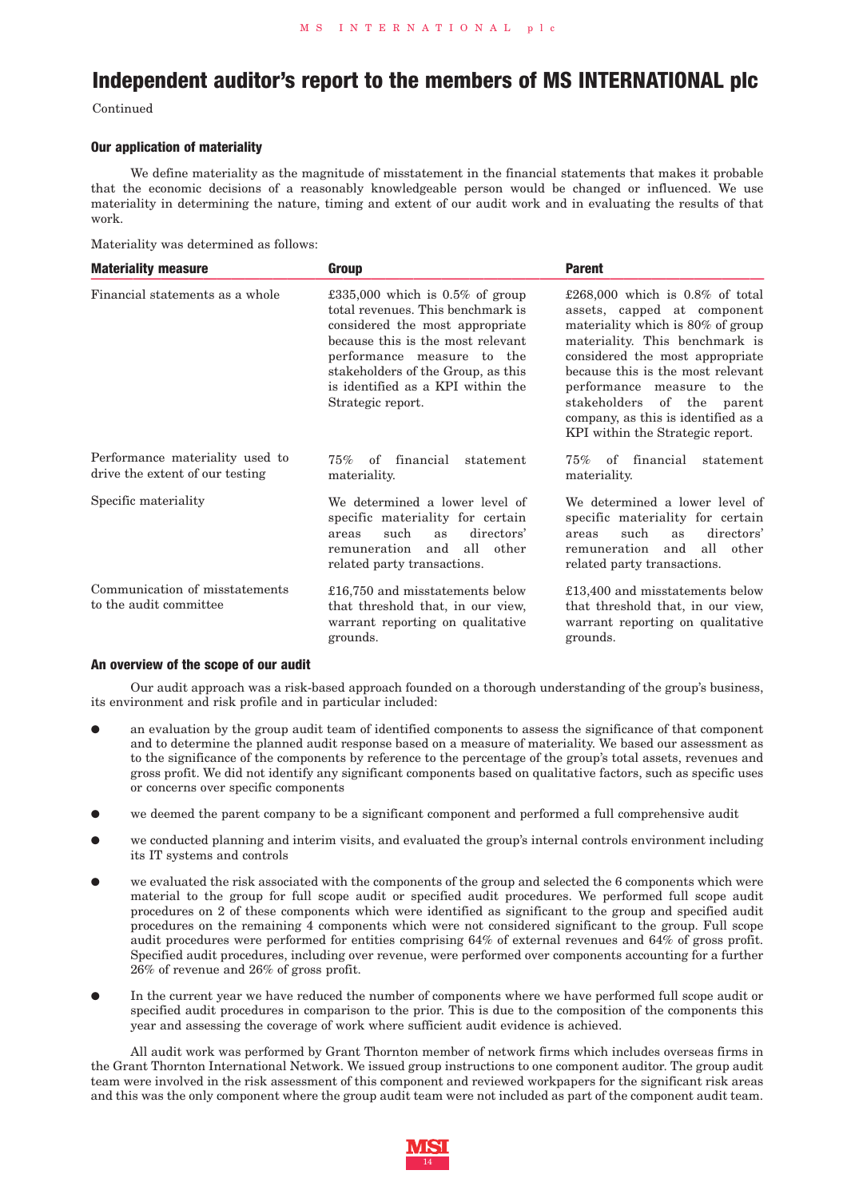# Independent auditor's report to the members of MS INTERNATIONAL plc

Continued

### Our application of materiality

We define materiality as the magnitude of misstatement in the financial statements that makes it probable that the economic decisions of a reasonably knowledgeable person would be changed or influenced. We use materiality in determining the nature, timing and extent of our audit work and in evaluating the results of that work.

Materiality was determined as follows:

| Materiality measure | Group | Parent |
|---|---|---|
| Financial statements as a whole | £335,000 which is 0.5% of group total revenues. This benchmark is considered the most appropriate because this is the most relevant performance measure to the stakeholders of the Group, as this is identified as a KPI within the Strategic report. | £268,000 which is 0.8% of total assets, capped at component materiality which is 80% of group materiality. This benchmark is considered the most appropriate because this is the most relevant performance measure to the stakeholders of the parent company, as this is identified as a KPI within the Strategic report. |
| Performance materiality used to drive the extent of our testing | 75% of financial statement materiality. | 75% of financial statement materiality. |
| Specific materiality | We determined a lower level of specific materiality for certain areas such as directors' remuneration and all other related party transactions. | We determined a lower level of specific materiality for certain areas such as directors' remuneration and all other related party transactions. |
| Communication of misstatements to the audit committee | £16,750 and misstatements below that threshold that, in our view, warrant reporting on qualitative grounds. | £13,400 and misstatements below that threshold that, in our view, warrant reporting on qualitative grounds. |

### An overview of the scope of our audit

Our audit approach was a risk-based approach founded on a thorough understanding of the group's business, its environment and risk profile and in particular included:

- an evaluation by the group audit team of identified components to assess the significance of that component and to determine the planned audit response based on a measure of materiality. We based our assessment as to the significance of the components by reference to the percentage of the group's total assets, revenues and gross profit. We did not identify any significant components based on qualitative factors, such as specific uses or concerns over specific components
- we deemed the parent company to be a significant component and performed a full comprehensive audit
- we conducted planning and interim visits, and evaluated the group's internal controls environment including its IT systems and controls
- we evaluated the risk associated with the components of the group and selected the 6 components which were material to the group for full scope audit or specified audit procedures. We performed full scope audit procedures on 2 of these components which were identified as significant to the group and specified audit procedures on the remaining 4 components which were not considered significant to the group. Full scope audit procedures were performed for entities comprising 64% of external revenues and 64% of gross profit. Specified audit procedures, including over revenue, were performed over components accounting for a further 26% of revenue and 26% of gross profit.
- In the current year we have reduced the number of components where we have performed full scope audit or specified audit procedures in comparison to the prior. This is due to the composition of the components this year and assessing the coverage of work where sufficient audit evidence is achieved.

All audit work was performed by Grant Thornton member of network firms which includes overseas firms in the Grant Thornton International Network. We issued group instructions to one component auditor. The group audit team were involved in the risk assessment of this component and reviewed workpapers for the significant risk areas and this was the only component where the group audit team were not included as part of the component audit team.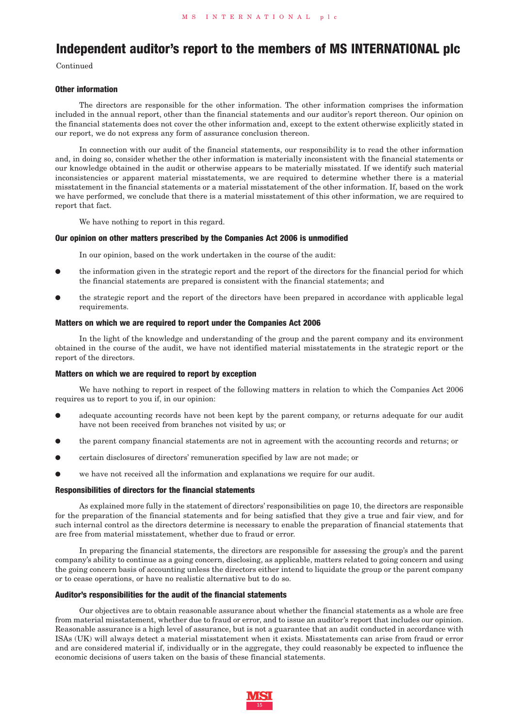# Independent auditor's report to the members of MS INTERNATIONAL plc

Continued

## Other information

The directors are responsible for the other information. The other information comprises the information included in the annual report, other than the financial statements and our auditor's report thereon. Our opinion on the financial statements does not cover the other information and, except to the extent otherwise explicitly stated in our report, we do not express any form of assurance conclusion thereon.

In connection with our audit of the financial statements, our responsibility is to read the other information and, in doing so, consider whether the other information is materially inconsistent with the financial statements or our knowledge obtained in the audit or otherwise appears to be materially misstated. If we identify such material inconsistencies or apparent material misstatements, we are required to determine whether there is a material misstatement in the financial statements or a material misstatement of the other information. If, based on the work we have performed, we conclude that there is a material misstatement of this other information, we are required to report that fact.

We have nothing to report in this regard.

## Our opinion on other matters prescribed by the Companies Act 2006 is unmodified

In our opinion, based on the work undertaken in the course of the audit:

- the information given in the strategic report and the report of the directors for the financial period for which the financial statements are prepared is consistent with the financial statements; and
- the strategic report and the report of the directors have been prepared in accordance with applicable legal requirements.

## Matters on which we are required to report under the Companies Act 2006

In the light of the knowledge and understanding of the group and the parent company and its environment obtained in the course of the audit, we have not identified material misstatements in the strategic report or the report of the directors.

## Matters on which we are required to report by exception

We have nothing to report in respect of the following matters in relation to which the Companies Act 2006 requires us to report to you if, in our opinion:

- adequate accounting records have not been kept by the parent company, or returns adequate for our audit have not been received from branches not visited by us; or
- the parent company financial statements are not in agreement with the accounting records and returns; or
- certain disclosures of directors' remuneration specified by law are not made; or
- we have not received all the information and explanations we require for our audit.

## Responsibilities of directors for the financial statements

As explained more fully in the statement of directors' responsibilities on page 10, the directors are responsible for the preparation of the financial statements and for being satisfied that they give a true and fair view, and for such internal control as the directors determine is necessary to enable the preparation of financial statements that are free from material misstatement, whether due to fraud or error.

In preparing the financial statements, the directors are responsible for assessing the group's and the parent company's ability to continue as a going concern, disclosing, as applicable, matters related to going concern and using the going concern basis of accounting unless the directors either intend to liquidate the group or the parent company or to cease operations, or have no realistic alternative but to do so.

## Auditor's responsibilities for the audit of the financial statements

Our objectives are to obtain reasonable assurance about whether the financial statements as a whole are free from material misstatement, whether due to fraud or error, and to issue an auditor's report that includes our opinion. Reasonable assurance is a high level of assurance, but is not a guarantee that an audit conducted in accordance with ISAs (UK) will always detect a material misstatement when it exists. Misstatements can arise from fraud or error and are considered material if, individually or in the aggregate, they could reasonably be expected to influence the economic decisions of users taken on the basis of these financial statements.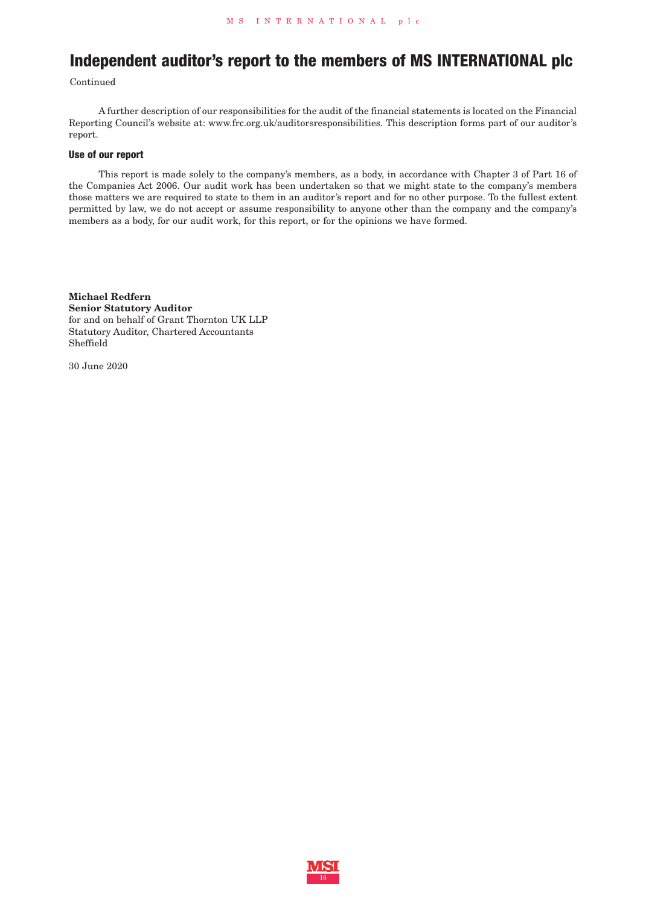# Independent auditor's report to the members of MS INTERNATIONAL plc

Continued

A further description of our responsibilities for the audit of the financial statements is located on the Financial Reporting Council's website at: www.frc.org.uk/auditorsresponsibilities. This description forms part of our auditor's report.

### Use of our report

This report is made solely to the company's members, as a body, in accordance with Chapter 3 of Part 16 of the Companies Act 2006. Our audit work has been undertaken so that we might state to the company's members those matters we are required to state to them in an auditor's report and for no other purpose. To the fullest extent permitted by law, we do not accept or assume responsibility to anyone other than the company and the company's members as a body, for our audit work, for this report, or for the opinions we have formed.

**Michael Redfern**
**Senior Statutory Auditor**
for and on behalf of Grant Thornton UK LLP
Statutory Auditor, Chartered Accountants
Sheffield

30 June 2020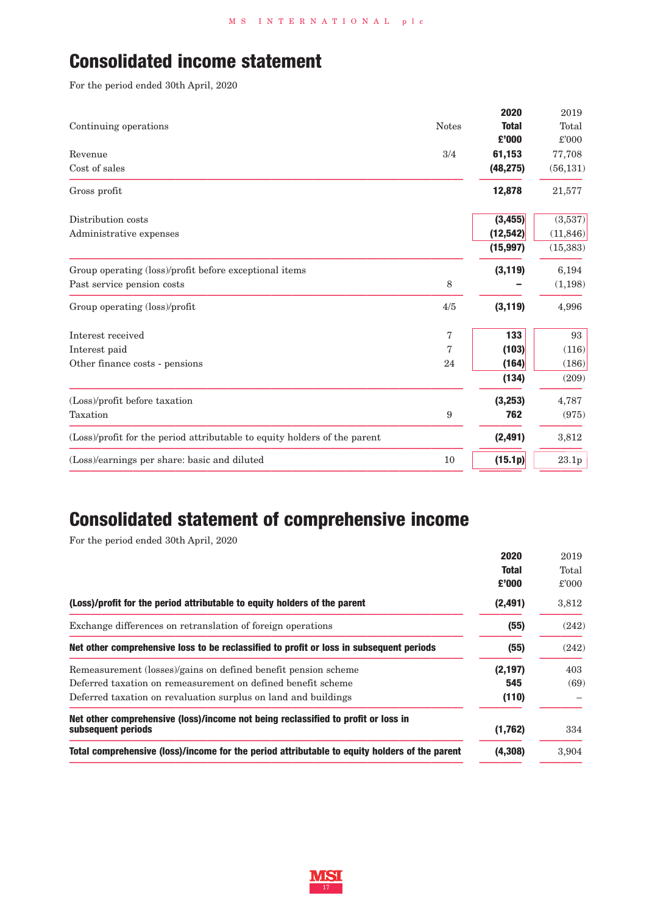# Consolidated income statement

For the period ended 30th April, 2020

| Continuing operations | Notes | **2020 Total £'000** | 2019 Total £'000 |
|---|---|---|---|
| Revenue | 3/4 | **61,153** | 77,708 |
| Cost of sales | | **(48,275)** | (56,131) |
| Gross profit | | **12,878** | 21,577 |
| Distribution costs | | **(3,455)** | (3,537) |
| Administrative expenses | | **(12,542)** | (11,846) |
| | | **(15,997)** | (15,383) |
| Group operating (loss)/profit before exceptional items | | **(3,119)** | 6,194 |
| Past service pension costs | 8 | **–** | (1,198) |
| Group operating (loss)/profit | 4/5 | **(3,119)** | 4,996 |
| Interest received | 7 | **133** | 93 |
| Interest paid | 7 | **(103)** | (116) |
| Other finance costs - pensions | 24 | **(164)** | (186) |
| | | **(134)** | (209) |
| (Loss)/profit before taxation | | **(3,253)** | 4,787 |
| Taxation | 9 | **762** | (975) |
| (Loss)/profit for the period attributable to equity holders of the parent | | **(2,491)** | 3,812 |
| (Loss)/earnings per share: basic and diluted | 10 | **(15.1p)** | 23.1p |

# Consolidated statement of comprehensive income

For the period ended 30th April, 2020

| | **2020 Total £'000** | 2019 Total £'000 |
|---|---|---|
| **(Loss)/profit for the period attributable to equity holders of the parent** | **(2,491)** | 3,812 |
| Exchange differences on retranslation of foreign operations | **(55)** | (242) |
| **Net other comprehensive loss to be reclassified to profit or loss in subsequent periods** | **(55)** | (242) |
| Remeasurement (losses)/gains on defined benefit pension scheme | **(2,197)** | 403 |
| Deferred taxation on remeasurement on defined benefit scheme | **545** | (69) |
| Deferred taxation on revaluation surplus on land and buildings | **(110)** | – |
| **Net other comprehensive (loss)/income not being reclassified to profit or loss in subsequent periods** | **(1,762)** | 334 |
| **Total comprehensive (loss)/income for the period attributable to equity holders of the parent** | **(4,308)** | 3,904 |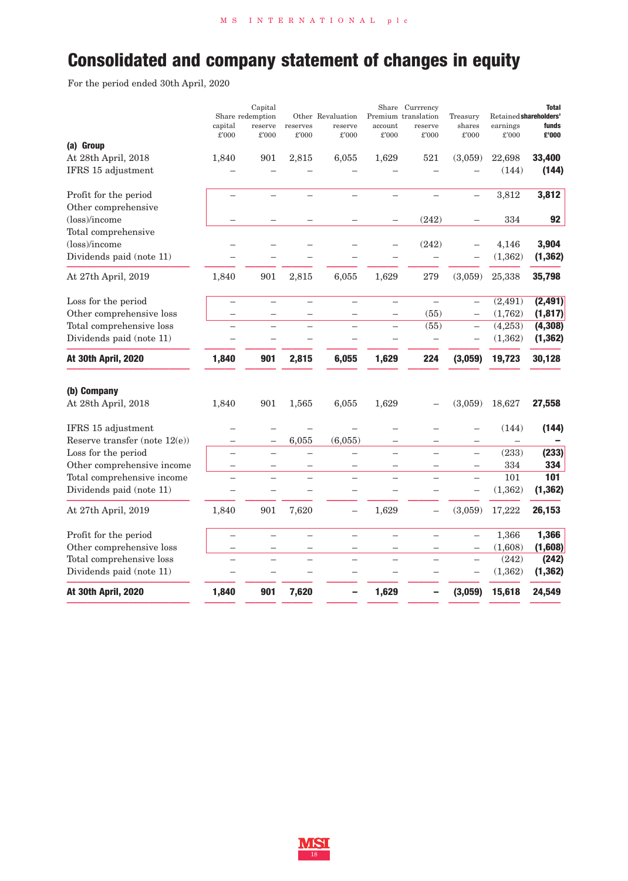# Consolidated and company statement of changes in equity

For the period ended 30th April, 2020

| | Share capital £'000 | Capital redemption reserve £'000 | Other reserves £'000 | Revaluation reserve £'000 | Share Premium account £'000 | Currrency translation reserve £'000 | Treasury shares £'000 | Retained earnings £'000 | **Total shareholders' funds £'000** |
|---|---|---|---|---|---|---|---|---|---|
| **(a) Group** | | | | | | | | | |
| At 28th April, 2018 | 1,840 | 901 | 2,815 | 6,055 | 1,629 | 521 | (3,059) | 22,698 | **33,400** |
| IFRS 15 adjustment | – | – | – | – | – | – | – | (144) | **(144)** |
| Profit for the period | – | – | – | – | – | – | – | 3,812 | **3,812** |
| Other comprehensive (loss)/income | – | – | – | – | – | (242) | – | 334 | **92** |
| Total comprehensive (loss)/income | – | – | – | – | – | (242) | – | 4,146 | **3,904** |
| Dividends paid (note 11) | – | – | – | – | – | – | – | (1,362) | **(1,362)** |
| At 27th April, 2019 | 1,840 | 901 | 2,815 | 6,055 | 1,629 | 279 | (3,059) | 25,338 | **35,798** |
| Loss for the period | – | – | – | – | – | – | – | (2,491) | **(2,491)** |
| Other comprehensive loss | – | – | – | – | – | (55) | – | (1,762) | **(1,817)** |
| Total comprehensive loss | – | – | – | – | – | (55) | – | (4,253) | **(4,308)** |
| Dividends paid (note 11) | – | – | – | – | – | – | – | (1,362) | **(1,362)** |
| **At 30th April, 2020** | **1,840** | **901** | **2,815** | **6,055** | **1,629** | **224** | **(3,059)** | **19,723** | **30,128** |
| **(b) Company** | | | | | | | | | |
| At 28th April, 2018 | 1,840 | 901 | 1,565 | 6,055 | 1,629 | – | (3,059) | 18,627 | **27,558** |
| IFRS 15 adjustment | – | – | – | – | – | – | – | (144) | **(144)** |
| Reserve transfer (note 12(e)) | – | – | 6,055 | (6,055) | – | – | – | – | **–** |
| Loss for the period | – | – | – | – | – | – | – | (233) | **(233)** |
| Other comprehensive income | – | – | – | – | – | – | – | 334 | **334** |
| Total comprehensive income | – | – | – | – | – | – | – | 101 | **101** |
| Dividends paid (note 11) | – | – | – | – | – | – | – | (1,362) | **(1,362)** |
| At 27th April, 2019 | 1,840 | 901 | 7,620 | – | 1,629 | – | (3,059) | 17,222 | **26,153** |
| Profit for the period | – | – | – | – | – | – | – | 1,366 | **1,366** |
| Other comprehensive loss | – | – | – | – | – | – | – | (1,608) | **(1,608)** |
| Total comprehensive loss | – | – | – | – | – | – | – | (242) | **(242)** |
| Dividends paid (note 11) | – | – | – | – | – | – | – | (1,362) | **(1,362)** |
| **At 30th April, 2020** | **1,840** | **901** | **7,620** | **–** | **1,629** | **–** | **(3,059)** | **15,618** | **24,549** |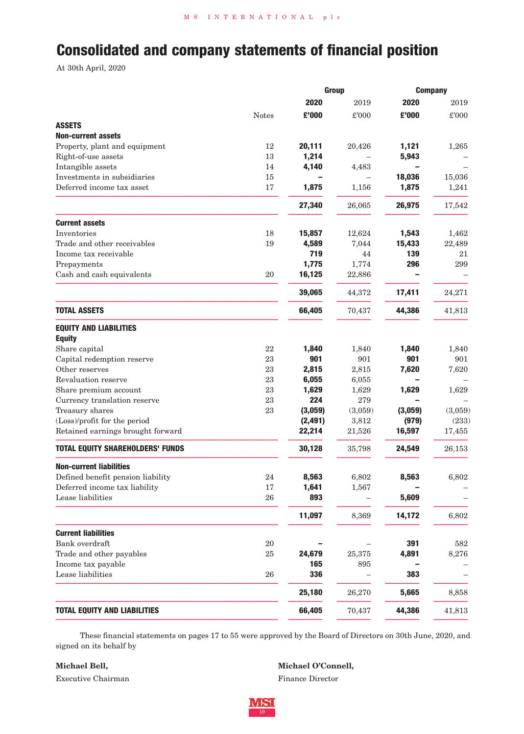# Consolidated and company statements of financial position

At 30th April, 2020

| | | Group | | Company | |
|---|---|---|---|---|---|
| | | **2020** | 2019 | **2020** | 2019 |
| | Notes | **£'000** | £'000 | **£'000** | £'000 |
| **ASSETS** | | | | | |
| **Non-current assets** | | | | | |
| Property, plant and equipment | 12 | **20,111** | 20,426 | **1,121** | 1,265 |
| Right-of-use assets | 13 | **1,214** | – | **5,943** | – |
| Intangible assets | 14 | **4,140** | 4,483 | **–** | – |
| Investments in subsidiaries | 15 | **–** | – | **18,036** | 15,036 |
| Deferred income tax asset | 17 | **1,875** | 1,156 | **1,875** | 1,241 |
| | | **27,340** | 26,065 | **26,975** | 17,542 |
| **Current assets** | | | | | |
| Inventories | 18 | **15,857** | 12,624 | **1,543** | 1,462 |
| Trade and other receivables | 19 | **4,589** | 7,044 | **15,433** | 22,489 |
| Income tax receivable | | **719** | 44 | **139** | 21 |
| Prepayments | | **1,775** | 1,774 | **296** | 299 |
| Cash and cash equivalents | 20 | **16,125** | 22,886 | **–** | – |
| | | **39,065** | 44,372 | **17,411** | 24,271 |
| **TOTAL ASSETS** | | **66,405** | 70,437 | **44,386** | 41,813 |
| **EQUITY AND LIABILITIES** | | | | | |
| **Equity** | | | | | |
| Share capital | 22 | **1,840** | 1,840 | **1,840** | 1,840 |
| Capital redemption reserve | 23 | **901** | 901 | **901** | 901 |
| Other reserves | 23 | **2,815** | 2,815 | **7,620** | 7,620 |
| Revaluation reserve | 23 | **6,055** | 6,055 | **–** | – |
| Share premium account | 23 | **1,629** | 1,629 | **1,629** | 1,629 |
| Currency translation reserve | 23 | **224** | 279 | **–** | – |
| Treasury shares | 23 | **(3,059)** | (3,059) | **(3,059)** | (3,059) |
| (Loss)/profit for the period | | **(2,491)** | 3,812 | **(979)** | (233) |
| Retained earnings brought forward | | **22,214** | 21,526 | **16,597** | 17,455 |
| **TOTAL EQUITY SHAREHOLDERS' FUNDS** | | **30,128** | 35,798 | **24,549** | 26,153 |
| **Non-current liabilities** | | | | | |
| Defined benefit pension liability | 24 | **8,563** | 6,802 | **8,563** | 6,802 |
| Deferred income tax liability | 17 | **1,641** | 1,567 | **–** | – |
| Lease liabilities | 26 | **893** | – | **5,609** | – |
| | | **11,097** | 8,369 | **14,172** | 6,802 |
| **Current liabilities** | | | | | |
| Bank overdraft | 20 | **–** | – | **391** | 582 |
| Trade and other payables | 25 | **24,679** | 25,375 | **4,891** | 8,276 |
| Income tax payable | | **165** | 895 | **–** | – |
| Lease liabilities | 26 | **336** | – | **383** | – |
| | | **25,180** | 26,270 | **5,665** | 8,858 |
| **TOTAL EQUITY AND LIABILITIES** | | **66,405** | 70,437 | **44,386** | 41,813 |

These financial statements on pages 17 to 55 were approved by the Board of Directors on 30th June, 2020, and signed on its behalf by

**Michael Bell,**
Executive Chairman

**Michael O'Connell,**
Finance Director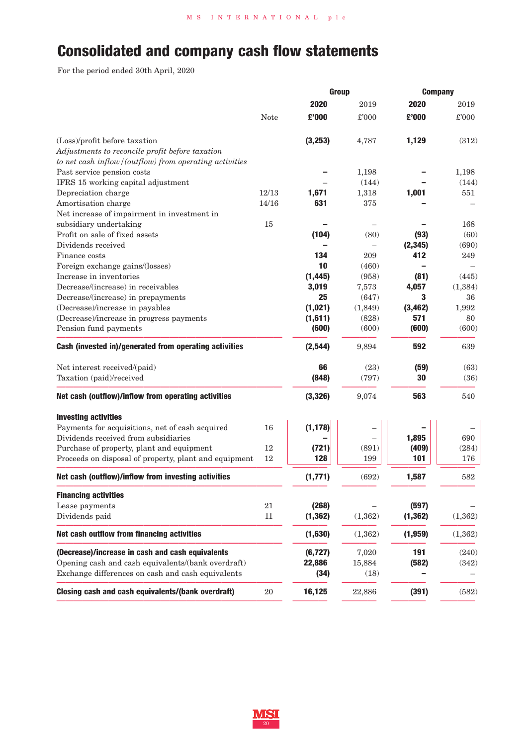# Consolidated and company cash flow statements

For the period ended 30th April, 2020

| | Note | Group 2020 £'000 | Group 2019 £'000 | Company 2020 £'000 | Company 2019 £'000 |
|---|---|---|---|---|---|
| (Loss)/profit before taxation | | **(3,253)** | 4,787 | **1,129** | (312) |
| *Adjustments to reconcile profit before taxation to net cash inflow/(outflow) from operating activities* | | | | | |
| Past service pension costs | | **–** | 1,198 | **–** | 1,198 |
| IFRS 15 working capital adjustment | | – | (144) | **–** | (144) |
| Depreciation charge | 12/13 | **1,671** | 1,318 | **1,001** | 551 |
| Amortisation charge | 14/16 | **631** | 375 | **–** | – |
| Net increase of impairment in investment in subsidiary undertaking | 15 | **–** | – | **–** | 168 |
| Profit on sale of fixed assets | | **(104)** | (80) | **(93)** | (60) |
| Dividends received | | **–** | – | **(2,345)** | (690) |
| Finance costs | | **134** | 209 | **412** | 249 |
| Foreign exchange gains/(losses) | | **10** | (460) | **–** | – |
| Increase in inventories | | **(1,445)** | (958) | **(81)** | (445) |
| Decrease/(increase) in receivables | | **3,019** | 7,573 | **4,057** | (1,384) |
| Decrease/(increase) in prepayments | | **25** | (647) | **3** | 36 |
| (Decrease)/increase in payables | | **(1,021)** | (1,849) | **(3,462)** | 1,992 |
| (Decrease)/increase in progress payments | | **(1,611)** | (828) | **571** | 80 |
| Pension fund payments | | **(600)** | (600) | **(600)** | (600) |
| **Cash (invested in)/generated from operating activities** | | **(2,544)** | 9,894 | **592** | 639 |
| Net interest received/(paid) | | **66** | (23) | **(59)** | (63) |
| Taxation (paid)/received | | **(848)** | (797) | **30** | (36) |
| **Net cash (outflow)/inflow from operating activities** | | **(3,326)** | 9,074 | **563** | 540 |
| **Investing activities** | | | | | |
| Payments for acquisitions, net of cash acquired | 16 | **(1,178)** | – | **–** | – |
| Dividends received from subsidiaries | | **–** | – | **1,895** | 690 |
| Purchase of property, plant and equipment | 12 | **(721)** | (891) | **(409)** | (284) |
| Proceeds on disposal of property, plant and equipment | 12 | **128** | 199 | **101** | 176 |
| **Net cash (outflow)/inflow from investing activities** | | **(1,771)** | (692) | **1,587** | 582 |
| **Financing activities** | | | | | |
| Lease payments | 21 | **(268)** | – | **(597)** | – |
| Dividends paid | 11 | **(1,362)** | (1,362) | **(1,362)** | (1,362) |
| **Net cash outflow from financing activities** | | **(1,630)** | (1,362) | **(1,959)** | (1,362) |
| **(Decrease)/increase in cash and cash equivalents** | | **(6,727)** | 7,020 | **191** | (240) |
| Opening cash and cash equivalents/(bank overdraft) | | **22,886** | 15,884 | **(582)** | (342) |
| Exchange differences on cash and cash equivalents | | **(34)** | (18) | **–** | – |
| **Closing cash and cash equivalents/(bank overdraft)** | 20 | **16,125** | 22,886 | **(391)** | (582) |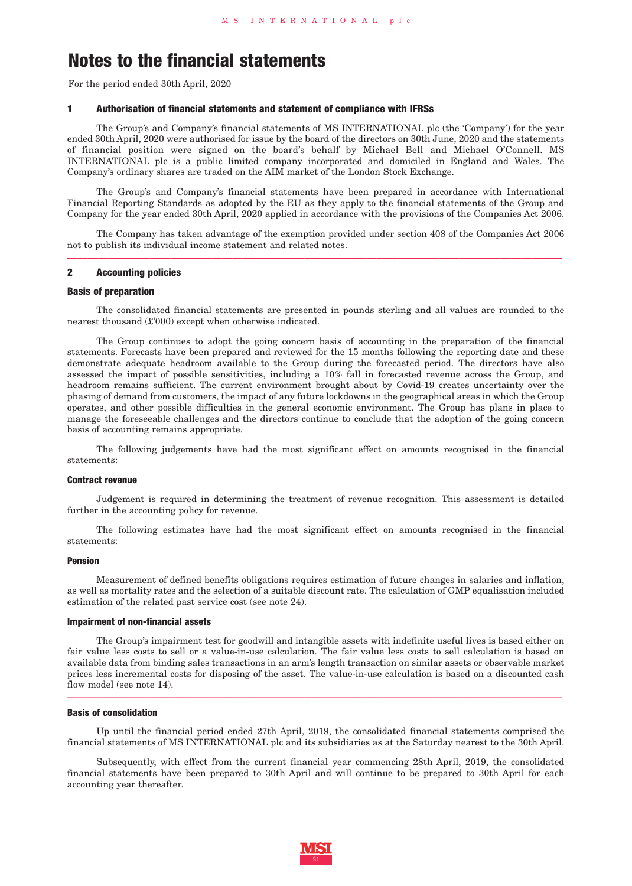# Notes to the financial statements

For the period ended 30th April, 2020

## 1 Authorisation of financial statements and statement of compliance with IFRSs

The Group's and Company's financial statements of MS INTERNATIONAL plc (the 'Company') for the year ended 30th April, 2020 were authorised for issue by the board of the directors on 30th June, 2020 and the statements of financial position were signed on the board's behalf by Michael Bell and Michael O'Connell. MS INTERNATIONAL plc is a public limited company incorporated and domiciled in England and Wales. The Company's ordinary shares are traded on the AIM market of the London Stock Exchange.

The Group's and Company's financial statements have been prepared in accordance with International Financial Reporting Standards as adopted by the EU as they apply to the financial statements of the Group and Company for the year ended 30th April, 2020 applied in accordance with the provisions of the Companies Act 2006.

The Company has taken advantage of the exemption provided under section 408 of the Companies Act 2006 not to publish its individual income statement and related notes.

## 2 Accounting policies

### Basis of preparation

The consolidated financial statements are presented in pounds sterling and all values are rounded to the nearest thousand (£'000) except when otherwise indicated.

The Group continues to adopt the going concern basis of accounting in the preparation of the financial statements. Forecasts have been prepared and reviewed for the 15 months following the reporting date and these demonstrate adequate headroom available to the Group during the forecasted period. The directors have also assessed the impact of possible sensitivities, including a 10% fall in forecasted revenue across the Group, and headroom remains sufficient. The current environment brought about by Covid-19 creates uncertainty over the phasing of demand from customers, the impact of any future lockdowns in the geographical areas in which the Group operates, and other possible difficulties in the general economic environment. The Group has plans in place to manage the foreseeable challenges and the directors continue to conclude that the adoption of the going concern basis of accounting remains appropriate.

The following judgements have had the most significant effect on amounts recognised in the financial statements:

### Contract revenue

Judgement is required in determining the treatment of revenue recognition. This assessment is detailed further in the accounting policy for revenue.

The following estimates have had the most significant effect on amounts recognised in the financial statements:

### Pension

Measurement of defined benefits obligations requires estimation of future changes in salaries and inflation, as well as mortality rates and the selection of a suitable discount rate. The calculation of GMP equalisation included estimation of the related past service cost (see note 24).

### Impairment of non-financial assets

The Group's impairment test for goodwill and intangible assets with indefinite useful lives is based either on fair value less costs to sell or a value-in-use calculation. The fair value less costs to sell calculation is based on available data from binding sales transactions in an arm's length transaction on similar assets or observable market prices less incremental costs for disposing of the asset. The value-in-use calculation is based on a discounted cash flow model (see note 14).

### Basis of consolidation

Up until the financial period ended 27th April, 2019, the consolidated financial statements comprised the financial statements of MS INTERNATIONAL plc and its subsidiaries as at the Saturday nearest to the 30th April.

Subsequently, with effect from the current financial year commencing 28th April, 2019, the consolidated financial statements have been prepared to 30th April and will continue to be prepared to 30th April for each accounting year thereafter.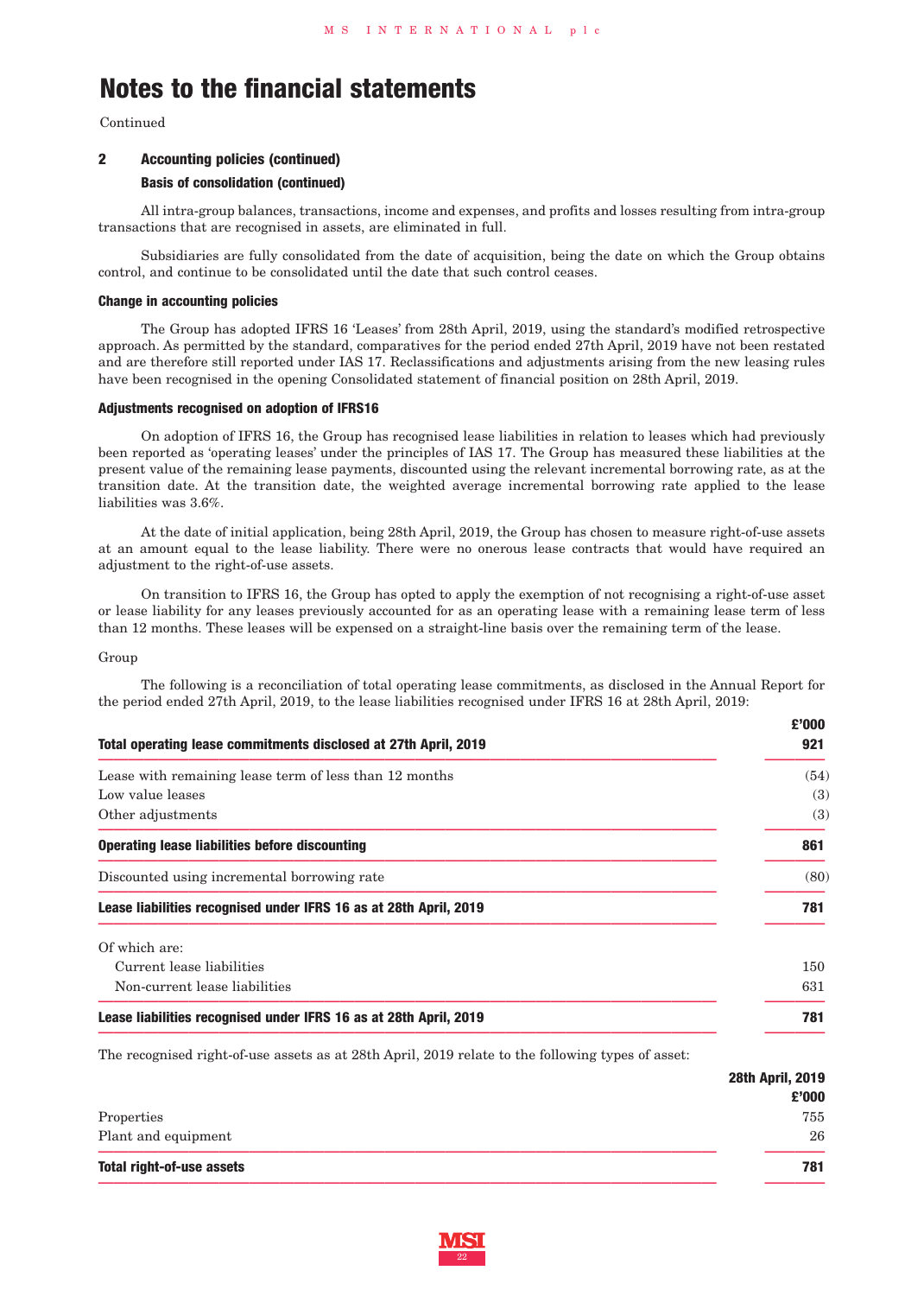# Notes to the financial statements

Continued

## 2 Accounting policies (continued)

### Basis of consolidation (continued)

All intra-group balances, transactions, income and expenses, and profits and losses resulting from intra-group transactions that are recognised in assets, are eliminated in full.

Subsidiaries are fully consolidated from the date of acquisition, being the date on which the Group obtains control, and continue to be consolidated until the date that such control ceases.

### Change in accounting policies

The Group has adopted IFRS 16 'Leases' from 28th April, 2019, using the standard's modified retrospective approach. As permitted by the standard, comparatives for the period ended 27th April, 2019 have not been restated and are therefore still reported under IAS 17. Reclassifications and adjustments arising from the new leasing rules have been recognised in the opening Consolidated statement of financial position on 28th April, 2019.

### Adjustments recognised on adoption of IFRS16

On adoption of IFRS 16, the Group has recognised lease liabilities in relation to leases which had previously been reported as 'operating leases' under the principles of IAS 17. The Group has measured these liabilities at the present value of the remaining lease payments, discounted using the relevant incremental borrowing rate, as at the transition date. At the transition date, the weighted average incremental borrowing rate applied to the lease liabilities was 3.6%.

At the date of initial application, being 28th April, 2019, the Group has chosen to measure right-of-use assets at an amount equal to the lease liability. There were no onerous lease contracts that would have required an adjustment to the right-of-use assets.

On transition to IFRS 16, the Group has opted to apply the exemption of not recognising a right-of-use asset or lease liability for any leases previously accounted for as an operating lease with a remaining lease term of less than 12 months. These leases will be expensed on a straight-line basis over the remaining term of the lease.

Group

The following is a reconciliation of total operating lease commitments, as disclosed in the Annual Report for the period ended 27th April, 2019, to the lease liabilities recognised under IFRS 16 at 28th April, 2019:

| | £'000 |
|---|---|
| **Total operating lease commitments disclosed at 27th April, 2019** | **921** |
| Lease with remaining lease term of less than 12 months | (54) |
| Low value leases | (3) |
| Other adjustments | (3) |
| **Operating lease liabilities before discounting** | **861** |
| Discounted using incremental borrowing rate | (80) |
| **Lease liabilities recognised under IFRS 16 as at 28th April, 2019** | **781** |
| Of which are: | |
| Current lease liabilities | 150 |
| Non-current lease liabilities | 631 |
| **Lease liabilities recognised under IFRS 16 as at 28th April, 2019** | **781** |

The recognised right-of-use assets as at 28th April, 2019 relate to the following types of asset:

| | 28th April, 2019 £'000 |
|---|---|
| Properties | 755 |
| Plant and equipment | 26 |
| **Total right-of-use assets** | **781** |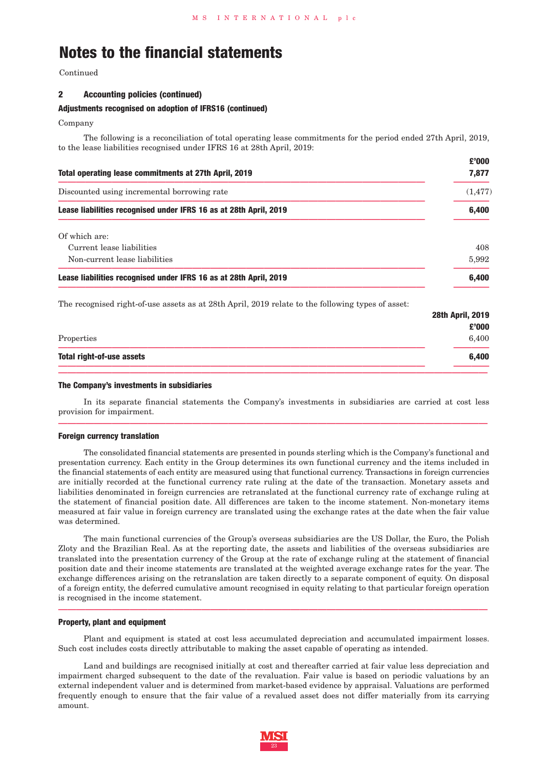# Notes to the financial statements

Continued

## 2 Accounting policies (continued)

### Adjustments recognised on adoption of IFRS16 (continued)

Company

The following is a reconciliation of total operating lease commitments for the period ended 27th April, 2019, to the lease liabilities recognised under IFRS 16 at 28th April, 2019:

| | £'000 |
|---|---|
| **Total operating lease commitments at 27th April, 2019** | **7,877** |
| Discounted using incremental borrowing rate | (1,477) |
| **Lease liabilities recognised under IFRS 16 as at 28th April, 2019** | **6,400** |
| Of which are: | |
| Current lease liabilities | 408 |
| Non-current lease liabilities | 5,992 |
| **Lease liabilities recognised under IFRS 16 as at 28th April, 2019** | **6,400** |

The recognised right-of-use assets as at 28th April, 2019 relate to the following types of asset:

| | 28th April, 2019 £'000 |
|---|---|
| Properties | 6,400 |
| **Total right-of-use assets** | **6,400** |

### The Company's investments in subsidiaries

In its separate financial statements the Company's investments in subsidiaries are carried at cost less provision for impairment.

### Foreign currency translation

The consolidated financial statements are presented in pounds sterling which is the Company's functional and presentation currency. Each entity in the Group determines its own functional currency and the items included in the financial statements of each entity are measured using that functional currency. Transactions in foreign currencies are initially recorded at the functional currency rate ruling at the date of the transaction. Monetary assets and liabilities denominated in foreign currencies are retranslated at the functional currency rate of exchange ruling at the statement of financial position date. All differences are taken to the income statement. Non-monetary items measured at fair value in foreign currency are translated using the exchange rates at the date when the fair value was determined.

The main functional currencies of the Group's overseas subsidiaries are the US Dollar, the Euro, the Polish Zloty and the Brazilian Real. As at the reporting date, the assets and liabilities of the overseas subsidiaries are translated into the presentation currency of the Group at the rate of exchange ruling at the statement of financial position date and their income statements are translated at the weighted average exchange rates for the year. The exchange differences arising on the retranslation are taken directly to a separate component of equity. On disposal of a foreign entity, the deferred cumulative amount recognised in equity relating to that particular foreign operation is recognised in the income statement.

### Property, plant and equipment

Plant and equipment is stated at cost less accumulated depreciation and accumulated impairment losses. Such cost includes costs directly attributable to making the asset capable of operating as intended.

Land and buildings are recognised initially at cost and thereafter carried at fair value less depreciation and impairment charged subsequent to the date of the revaluation. Fair value is based on periodic valuations by an external independent valuer and is determined from market-based evidence by appraisal. Valuations are performed frequently enough to ensure that the fair value of a revalued asset does not differ materially from its carrying amount.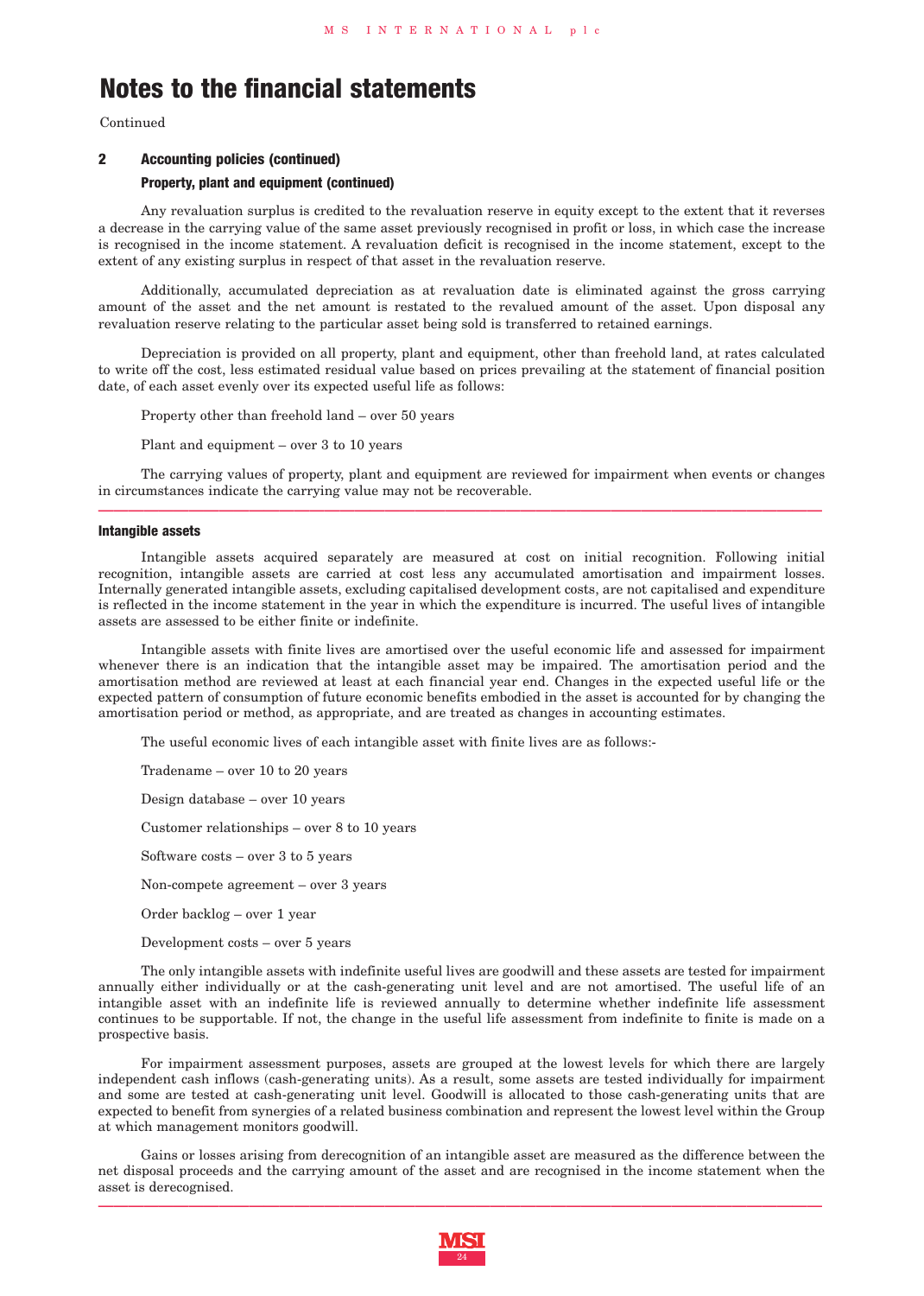# Notes to the financial statements

Continued

## 2 Accounting policies (continued)

### Property, plant and equipment (continued)

Any revaluation surplus is credited to the revaluation reserve in equity except to the extent that it reverses a decrease in the carrying value of the same asset previously recognised in profit or loss, in which case the increase is recognised in the income statement. A revaluation deficit is recognised in the income statement, except to the extent of any existing surplus in respect of that asset in the revaluation reserve.

Additionally, accumulated depreciation as at revaluation date is eliminated against the gross carrying amount of the asset and the net amount is restated to the revalued amount of the asset. Upon disposal any revaluation reserve relating to the particular asset being sold is transferred to retained earnings.

Depreciation is provided on all property, plant and equipment, other than freehold land, at rates calculated to write off the cost, less estimated residual value based on prices prevailing at the statement of financial position date, of each asset evenly over its expected useful life as follows:

Property other than freehold land – over 50 years

Plant and equipment – over 3 to 10 years

The carrying values of property, plant and equipment are reviewed for impairment when events or changes in circumstances indicate the carrying value may not be recoverable.

### Intangible assets

Intangible assets acquired separately are measured at cost on initial recognition. Following initial recognition, intangible assets are carried at cost less any accumulated amortisation and impairment losses. Internally generated intangible assets, excluding capitalised development costs, are not capitalised and expenditure is reflected in the income statement in the year in which the expenditure is incurred. The useful lives of intangible assets are assessed to be either finite or indefinite.

Intangible assets with finite lives are amortised over the useful economic life and assessed for impairment whenever there is an indication that the intangible asset may be impaired. The amortisation period and the amortisation method are reviewed at least at each financial year end. Changes in the expected useful life or the expected pattern of consumption of future economic benefits embodied in the asset is accounted for by changing the amortisation period or method, as appropriate, and are treated as changes in accounting estimates.

The useful economic lives of each intangible asset with finite lives are as follows:-

Tradename – over 10 to 20 years

Design database – over 10 years

Customer relationships – over 8 to 10 years

Software costs – over 3 to 5 years

Non-compete agreement – over 3 years

Order backlog – over 1 year

Development costs – over 5 years

The only intangible assets with indefinite useful lives are goodwill and these assets are tested for impairment annually either individually or at the cash-generating unit level and are not amortised. The useful life of an intangible asset with an indefinite life is reviewed annually to determine whether indefinite life assessment continues to be supportable. If not, the change in the useful life assessment from indefinite to finite is made on a prospective basis.

For impairment assessment purposes, assets are grouped at the lowest levels for which there are largely independent cash inflows (cash-generating units). As a result, some assets are tested individually for impairment and some are tested at cash-generating unit level. Goodwill is allocated to those cash-generating units that are expected to benefit from synergies of a related business combination and represent the lowest level within the Group at which management monitors goodwill.

Gains or losses arising from derecognition of an intangible asset are measured as the difference between the net disposal proceeds and the carrying amount of the asset and are recognised in the income statement when the asset is derecognised.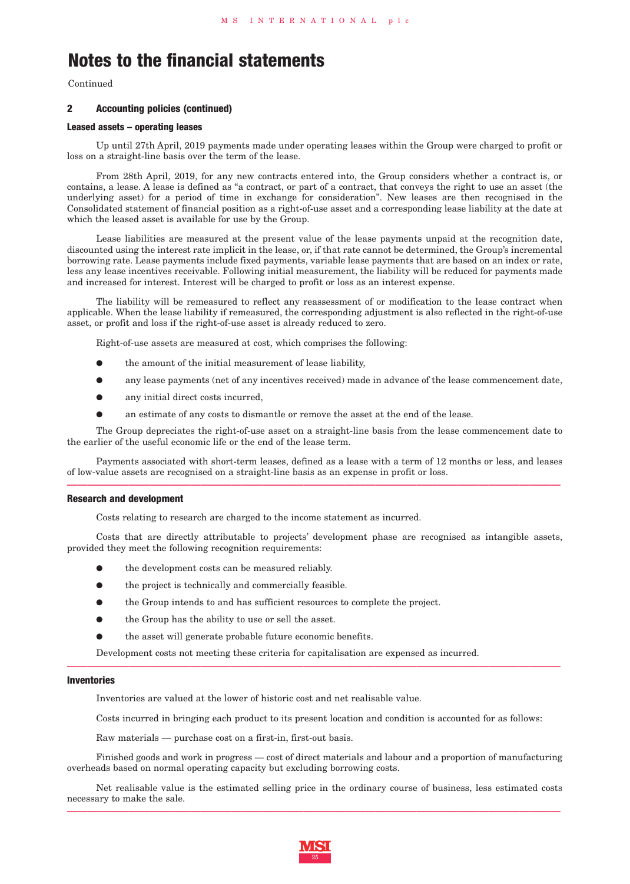# Notes to the financial statements

Continued

## 2 Accounting policies (continued)

### Leased assets – operating leases

Up until 27th April, 2019 payments made under operating leases within the Group were charged to profit or loss on a straight-line basis over the term of the lease.

From 28th April, 2019, for any new contracts entered into, the Group considers whether a contract is, or contains, a lease. A lease is defined as "a contract, or part of a contract, that conveys the right to use an asset (the underlying asset) for a period of time in exchange for consideration". New leases are then recognised in the Consolidated statement of financial position as a right-of-use asset and a corresponding lease liability at the date at which the leased asset is available for use by the Group.

Lease liabilities are measured at the present value of the lease payments unpaid at the recognition date, discounted using the interest rate implicit in the lease, or, if that rate cannot be determined, the Group's incremental borrowing rate. Lease payments include fixed payments, variable lease payments that are based on an index or rate, less any lease incentives receivable. Following initial measurement, the liability will be reduced for payments made and increased for interest. Interest will be charged to profit or loss as an interest expense.

The liability will be remeasured to reflect any reassessment of or modification to the lease contract when applicable. When the lease liability if remeasured, the corresponding adjustment is also reflected in the right-of-use asset, or profit and loss if the right-of-use asset is already reduced to zero.

Right-of-use assets are measured at cost, which comprises the following:

- the amount of the initial measurement of lease liability,
- any lease payments (net of any incentives received) made in advance of the lease commencement date,
- any initial direct costs incurred,
- an estimate of any costs to dismantle or remove the asset at the end of the lease.

The Group depreciates the right-of-use asset on a straight-line basis from the lease commencement date to the earlier of the useful economic life or the end of the lease term.

Payments associated with short-term leases, defined as a lease with a term of 12 months or less, and leases of low-value assets are recognised on a straight-line basis as an expense in profit or loss.

### Research and development

Costs relating to research are charged to the income statement as incurred.

Costs that are directly attributable to projects' development phase are recognised as intangible assets, provided they meet the following recognition requirements:

- the development costs can be measured reliably.
- the project is technically and commercially feasible.
- the Group intends to and has sufficient resources to complete the project.
- the Group has the ability to use or sell the asset.
- the asset will generate probable future economic benefits.

Development costs not meeting these criteria for capitalisation are expensed as incurred.

### Inventories

Inventories are valued at the lower of historic cost and net realisable value.

Costs incurred in bringing each product to its present location and condition is accounted for as follows:

Raw materials — purchase cost on a first-in, first-out basis.

Finished goods and work in progress — cost of direct materials and labour and a proportion of manufacturing overheads based on normal operating capacity but excluding borrowing costs.

Net realisable value is the estimated selling price in the ordinary course of business, less estimated costs necessary to make the sale.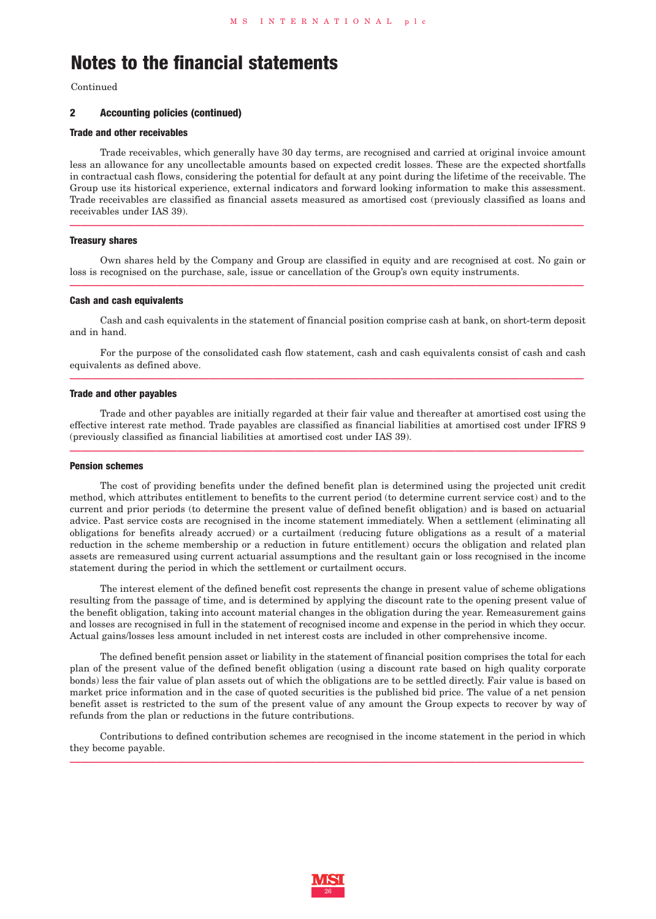# Notes to the financial statements

Continued

## 2 Accounting policies (continued)

### Trade and other receivables

Trade receivables, which generally have 30 day terms, are recognised and carried at original invoice amount less an allowance for any uncollectable amounts based on expected credit losses. These are the expected shortfalls in contractual cash flows, considering the potential for default at any point during the lifetime of the receivable. The Group use its historical experience, external indicators and forward looking information to make this assessment. Trade receivables are classified as financial assets measured as amortised cost (previously classified as loans and receivables under IAS 39).

### Treasury shares

Own shares held by the Company and Group are classified in equity and are recognised at cost. No gain or loss is recognised on the purchase, sale, issue or cancellation of the Group's own equity instruments.

### Cash and cash equivalents

Cash and cash equivalents in the statement of financial position comprise cash at bank, on short-term deposit and in hand.

For the purpose of the consolidated cash flow statement, cash and cash equivalents consist of cash and cash equivalents as defined above.

### Trade and other payables

Trade and other payables are initially regarded at their fair value and thereafter at amortised cost using the effective interest rate method. Trade payables are classified as financial liabilities at amortised cost under IFRS 9 (previously classified as financial liabilities at amortised cost under IAS 39).

### Pension schemes

The cost of providing benefits under the defined benefit plan is determined using the projected unit credit method, which attributes entitlement to benefits to the current period (to determine current service cost) and to the current and prior periods (to determine the present value of defined benefit obligation) and is based on actuarial advice. Past service costs are recognised in the income statement immediately. When a settlement (eliminating all obligations for benefits already accrued) or a curtailment (reducing future obligations as a result of a material reduction in the scheme membership or a reduction in future entitlement) occurs the obligation and related plan assets are remeasured using current actuarial assumptions and the resultant gain or loss recognised in the income statement during the period in which the settlement or curtailment occurs.

The interest element of the defined benefit cost represents the change in present value of scheme obligations resulting from the passage of time, and is determined by applying the discount rate to the opening present value of the benefit obligation, taking into account material changes in the obligation during the year. Remeasurement gains and losses are recognised in full in the statement of recognised income and expense in the period in which they occur. Actual gains/losses less amount included in net interest costs are included in other comprehensive income.

The defined benefit pension asset or liability in the statement of financial position comprises the total for each plan of the present value of the defined benefit obligation (using a discount rate based on high quality corporate bonds) less the fair value of plan assets out of which the obligations are to be settled directly. Fair value is based on market price information and in the case of quoted securities is the published bid price. The value of a net pension benefit asset is restricted to the sum of the present value of any amount the Group expects to recover by way of refunds from the plan or reductions in the future contributions.

Contributions to defined contribution schemes are recognised in the income statement in the period in which they become payable.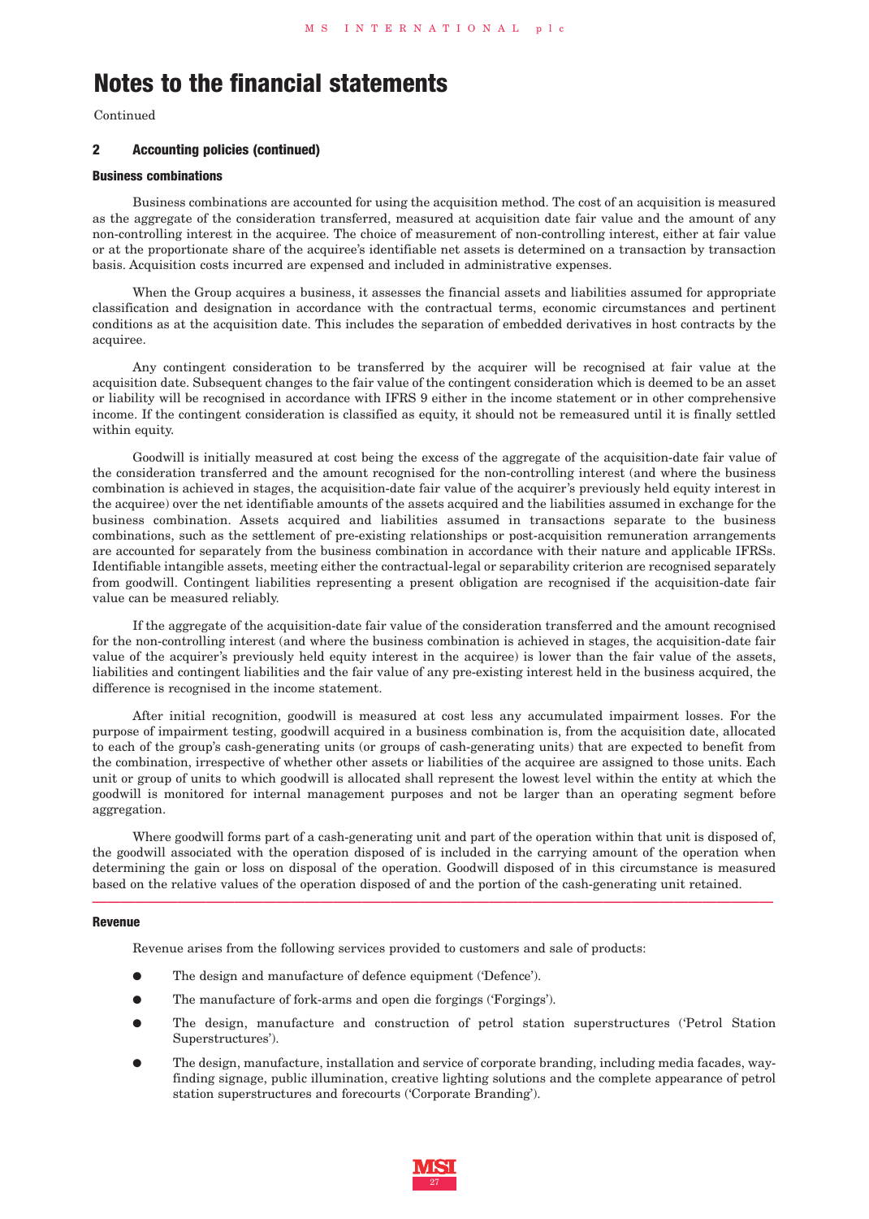# Notes to the financial statements

Continued

## 2 Accounting policies (continued)

### Business combinations

Business combinations are accounted for using the acquisition method. The cost of an acquisition is measured as the aggregate of the consideration transferred, measured at acquisition date fair value and the amount of any non-controlling interest in the acquiree. The choice of measurement of non-controlling interest, either at fair value or at the proportionate share of the acquiree's identifiable net assets is determined on a transaction by transaction basis. Acquisition costs incurred are expensed and included in administrative expenses.

When the Group acquires a business, it assesses the financial assets and liabilities assumed for appropriate classification and designation in accordance with the contractual terms, economic circumstances and pertinent conditions as at the acquisition date. This includes the separation of embedded derivatives in host contracts by the acquiree.

Any contingent consideration to be transferred by the acquirer will be recognised at fair value at the acquisition date. Subsequent changes to the fair value of the contingent consideration which is deemed to be an asset or liability will be recognised in accordance with IFRS 9 either in the income statement or in other comprehensive income. If the contingent consideration is classified as equity, it should not be remeasured until it is finally settled within equity.

Goodwill is initially measured at cost being the excess of the aggregate of the acquisition-date fair value of the consideration transferred and the amount recognised for the non-controlling interest (and where the business combination is achieved in stages, the acquisition-date fair value of the acquirer's previously held equity interest in the acquiree) over the net identifiable amounts of the assets acquired and the liabilities assumed in exchange for the business combination. Assets acquired and liabilities assumed in transactions separate to the business combinations, such as the settlement of pre-existing relationships or post-acquisition remuneration arrangements are accounted for separately from the business combination in accordance with their nature and applicable IFRSs. Identifiable intangible assets, meeting either the contractual-legal or separability criterion are recognised separately from goodwill. Contingent liabilities representing a present obligation are recognised if the acquisition-date fair value can be measured reliably.

If the aggregate of the acquisition-date fair value of the consideration transferred and the amount recognised for the non-controlling interest (and where the business combination is achieved in stages, the acquisition-date fair value of the acquirer's previously held equity interest in the acquiree) is lower than the fair value of the assets, liabilities and contingent liabilities and the fair value of any pre-existing interest held in the business acquired, the difference is recognised in the income statement.

After initial recognition, goodwill is measured at cost less any accumulated impairment losses. For the purpose of impairment testing, goodwill acquired in a business combination is, from the acquisition date, allocated to each of the group's cash-generating units (or groups of cash-generating units) that are expected to benefit from the combination, irrespective of whether other assets or liabilities of the acquiree are assigned to those units. Each unit or group of units to which goodwill is allocated shall represent the lowest level within the entity at which the goodwill is monitored for internal management purposes and not be larger than an operating segment before aggregation.

Where goodwill forms part of a cash-generating unit and part of the operation within that unit is disposed of, the goodwill associated with the operation disposed of is included in the carrying amount of the operation when determining the gain or loss on disposal of the operation. Goodwill disposed of in this circumstance is measured based on the relative values of the operation disposed of and the portion of the cash-generating unit retained.

### Revenue

Revenue arises from the following services provided to customers and sale of products:

- The design and manufacture of defence equipment ('Defence').
- The manufacture of fork-arms and open die forgings ('Forgings').
- The design, manufacture and construction of petrol station superstructures ('Petrol Station Superstructures').
- The design, manufacture, installation and service of corporate branding, including media facades, way-finding signage, public illumination, creative lighting solutions and the complete appearance of petrol station superstructures and forecourts ('Corporate Branding').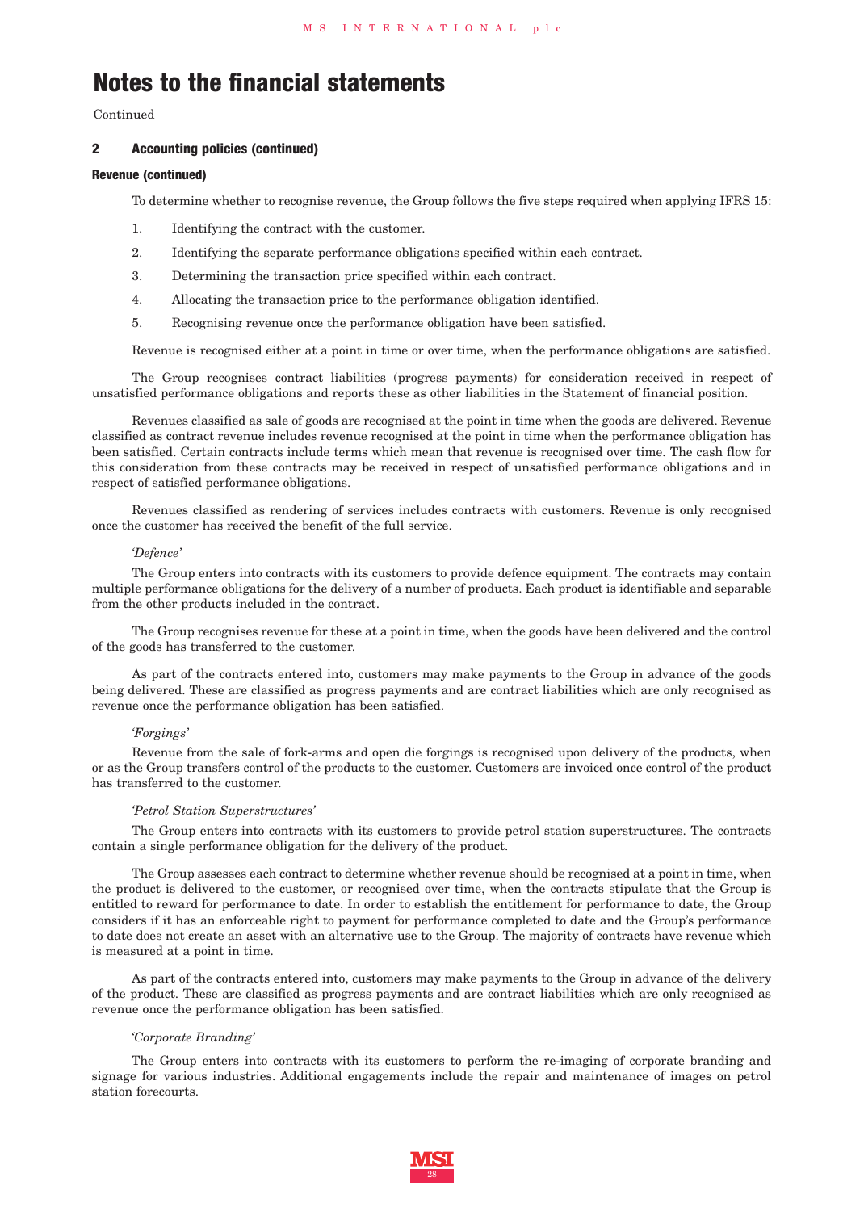# Notes to the financial statements

Continued

## 2 Accounting policies (continued)

### Revenue (continued)

To determine whether to recognise revenue, the Group follows the five steps required when applying IFRS 15:

1. Identifying the contract with the customer.
2. Identifying the separate performance obligations specified within each contract.
3. Determining the transaction price specified within each contract.
4. Allocating the transaction price to the performance obligation identified.
5. Recognising revenue once the performance obligation have been satisfied.

Revenue is recognised either at a point in time or over time, when the performance obligations are satisfied.

The Group recognises contract liabilities (progress payments) for consideration received in respect of unsatisfied performance obligations and reports these as other liabilities in the Statement of financial position.

Revenues classified as sale of goods are recognised at the point in time when the goods are delivered. Revenue classified as contract revenue includes revenue recognised at the point in time when the performance obligation has been satisfied. Certain contracts include terms which mean that revenue is recognised over time. The cash flow for this consideration from these contracts may be received in respect of unsatisfied performance obligations and in respect of satisfied performance obligations.

Revenues classified as rendering of services includes contracts with customers. Revenue is only recognised once the customer has received the benefit of the full service.

*'Defence'*

The Group enters into contracts with its customers to provide defence equipment. The contracts may contain multiple performance obligations for the delivery of a number of products. Each product is identifiable and separable from the other products included in the contract.

The Group recognises revenue for these at a point in time, when the goods have been delivered and the control of the goods has transferred to the customer.

As part of the contracts entered into, customers may make payments to the Group in advance of the goods being delivered. These are classified as progress payments and are contract liabilities which are only recognised as revenue once the performance obligation has been satisfied.

*'Forgings'*

Revenue from the sale of fork-arms and open die forgings is recognised upon delivery of the products, when or as the Group transfers control of the products to the customer. Customers are invoiced once control of the product has transferred to the customer.

*'Petrol Station Superstructures'*

The Group enters into contracts with its customers to provide petrol station superstructures. The contracts contain a single performance obligation for the delivery of the product.

The Group assesses each contract to determine whether revenue should be recognised at a point in time, when the product is delivered to the customer, or recognised over time, when the contracts stipulate that the Group is entitled to reward for performance to date. In order to establish the entitlement for performance to date, the Group considers if it has an enforceable right to payment for performance completed to date and the Group's performance to date does not create an asset with an alternative use to the Group. The majority of contracts have revenue which is measured at a point in time.

As part of the contracts entered into, customers may make payments to the Group in advance of the delivery of the product. These are classified as progress payments and are contract liabilities which are only recognised as revenue once the performance obligation has been satisfied.

*'Corporate Branding'*

The Group enters into contracts with its customers to perform the re-imaging of corporate branding and signage for various industries. Additional engagements include the repair and maintenance of images on petrol station forecourts.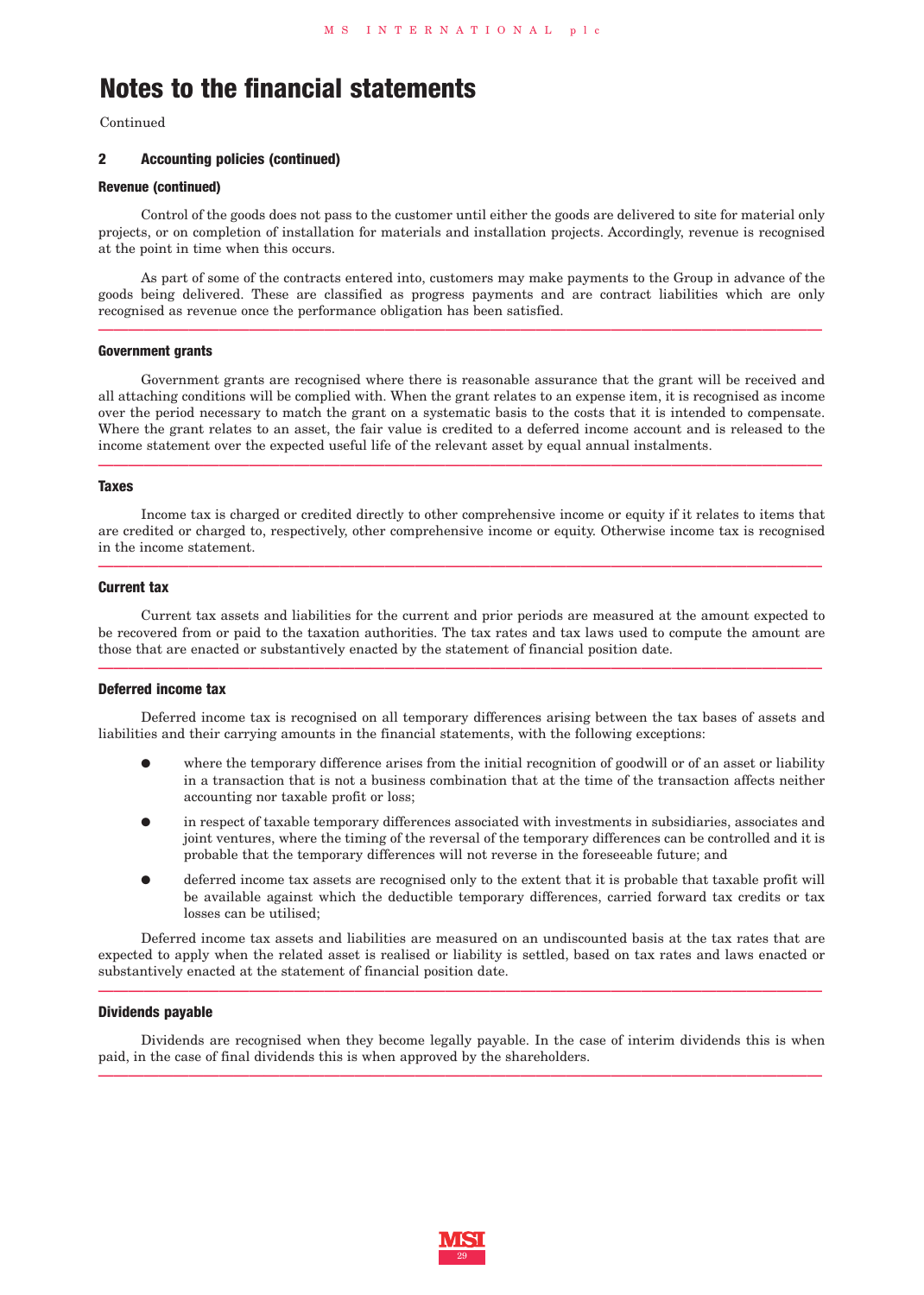# Notes to the financial statements

Continued

## 2 Accounting policies (continued)

### Revenue (continued)

Control of the goods does not pass to the customer until either the goods are delivered to site for material only projects, or on completion of installation for materials and installation projects. Accordingly, revenue is recognised at the point in time when this occurs.

As part of some of the contracts entered into, customers may make payments to the Group in advance of the goods being delivered. These are classified as progress payments and are contract liabilities which are only recognised as revenue once the performance obligation has been satisfied.

### Government grants

Government grants are recognised where there is reasonable assurance that the grant will be received and all attaching conditions will be complied with. When the grant relates to an expense item, it is recognised as income over the period necessary to match the grant on a systematic basis to the costs that it is intended to compensate. Where the grant relates to an asset, the fair value is credited to a deferred income account and is released to the income statement over the expected useful life of the relevant asset by equal annual instalments.

### Taxes

Income tax is charged or credited directly to other comprehensive income or equity if it relates to items that are credited or charged to, respectively, other comprehensive income or equity. Otherwise income tax is recognised in the income statement.

### Current tax

Current tax assets and liabilities for the current and prior periods are measured at the amount expected to be recovered from or paid to the taxation authorities. The tax rates and tax laws used to compute the amount are those that are enacted or substantively enacted by the statement of financial position date.

### Deferred income tax

Deferred income tax is recognised on all temporary differences arising between the tax bases of assets and liabilities and their carrying amounts in the financial statements, with the following exceptions:

- where the temporary difference arises from the initial recognition of goodwill or of an asset or liability in a transaction that is not a business combination that at the time of the transaction affects neither accounting nor taxable profit or loss;
- in respect of taxable temporary differences associated with investments in subsidiaries, associates and joint ventures, where the timing of the reversal of the temporary differences can be controlled and it is probable that the temporary differences will not reverse in the foreseeable future; and
- deferred income tax assets are recognised only to the extent that it is probable that taxable profit will be available against which the deductible temporary differences, carried forward tax credits or tax losses can be utilised;

Deferred income tax assets and liabilities are measured on an undiscounted basis at the tax rates that are expected to apply when the related asset is realised or liability is settled, based on tax rates and laws enacted or substantively enacted at the statement of financial position date.

### Dividends payable

Dividends are recognised when they become legally payable. In the case of interim dividends this is when paid, in the case of final dividends this is when approved by the shareholders.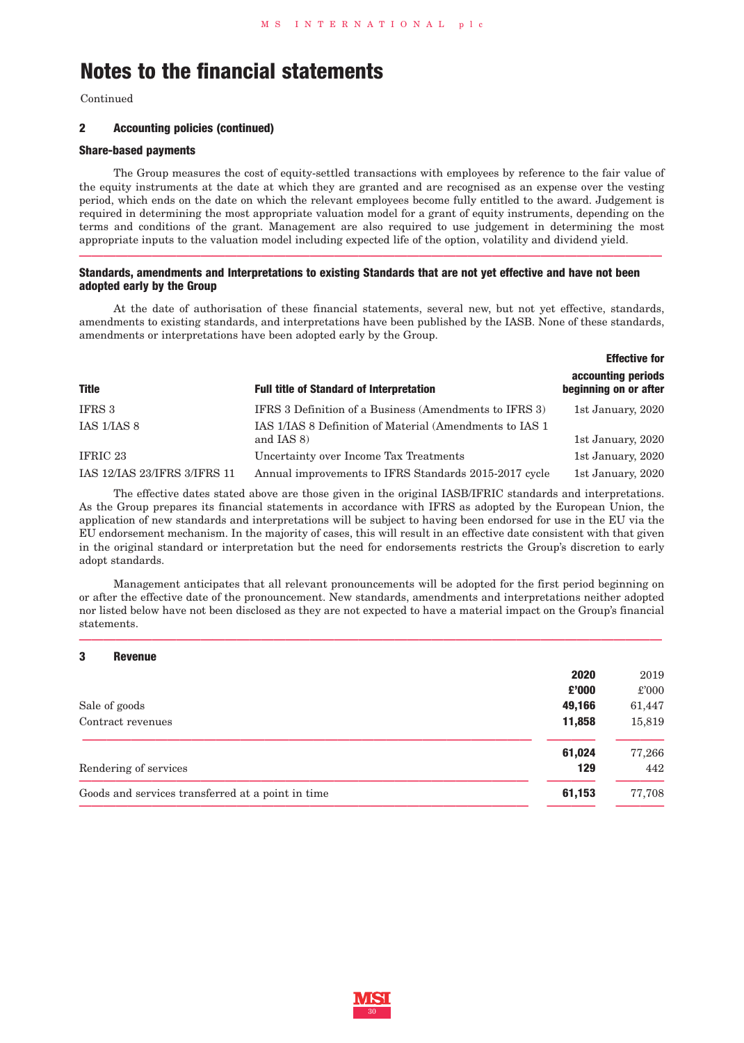# Notes to the financial statements

Continued

## 2 Accounting policies (continued)

### Share-based payments

The Group measures the cost of equity-settled transactions with employees by reference to the fair value of the equity instruments at the date at which they are granted and are recognised as an expense over the vesting period, which ends on the date on which the relevant employees become fully entitled to the award. Judgement is required in determining the most appropriate valuation model for a grant of equity instruments, depending on the terms and conditions of the grant. Management are also required to use judgement in determining the most appropriate inputs to the valuation model including expected life of the option, volatility and dividend yield.

### Standards, amendments and Interpretations to existing Standards that are not yet effective and have not been adopted early by the Group

At the date of authorisation of these financial statements, several new, but not yet effective, standards, amendments to existing standards, and interpretations have been published by the IASB. None of these standards, amendments or interpretations have been adopted early by the Group.

| Title | Full title of Standard of Interpretation | Effective for accounting periods beginning on or after |
|---|---|---|
| IFRS 3 | IFRS 3 Definition of a Business (Amendments to IFRS 3) | 1st January, 2020 |
| IAS 1/IAS 8 | IAS 1/IAS 8 Definition of Material (Amendments to IAS 1 and IAS 8) | 1st January, 2020 |
| IFRIC 23 | Uncertainty over Income Tax Treatments | 1st January, 2020 |
| IAS 12/IAS 23/IFRS 3/IFRS 11 | Annual improvements to IFRS Standards 2015-2017 cycle | 1st January, 2020 |

The effective dates stated above are those given in the original IASB/IFRIC standards and interpretations. As the Group prepares its financial statements in accordance with IFRS as adopted by the European Union, the application of new standards and interpretations will be subject to having been endorsed for use in the EU via the EU endorsement mechanism. In the majority of cases, this will result in an effective date consistent with that given in the original standard or interpretation but the need for endorsements restricts the Group's discretion to early adopt standards.

Management anticipates that all relevant pronouncements will be adopted for the first period beginning on or after the effective date of the pronouncement. New standards, amendments and interpretations neither adopted nor listed below have not been disclosed as they are not expected to have a material impact on the Group's financial statements.

## 3 Revenue

| | 2020 £'000 | 2019 £'000 |
|---|---|---|
| Sale of goods | 49,166 | 61,447 |
| Contract revenues | 11,858 | 15,819 |
| | 61,024 | 77,266 |
| Rendering of services | 129 | 442 |
| Goods and services transferred at a point in time | 61,153 | 77,708 |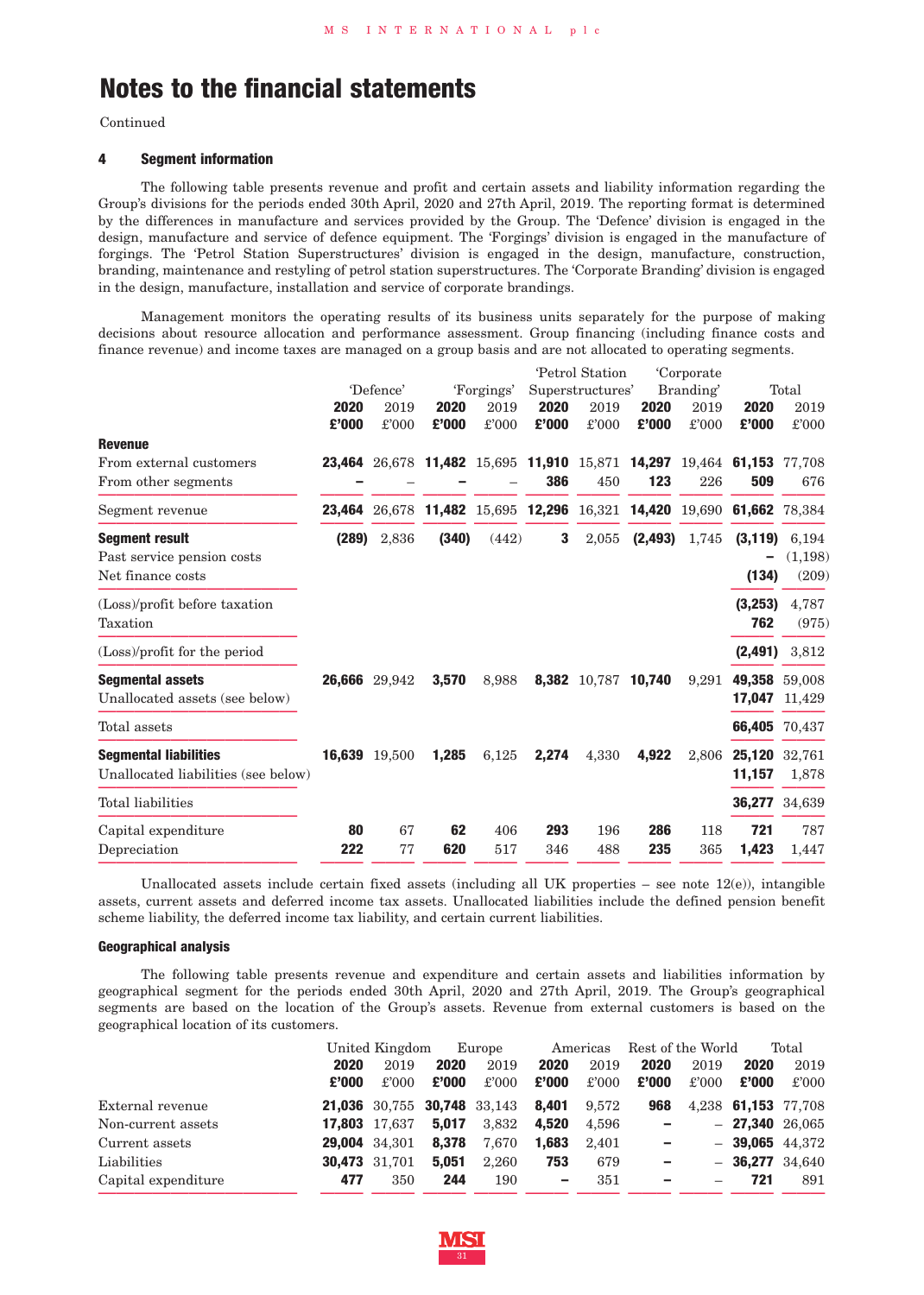# Notes to the financial statements

Continued

### 4 Segment information

The following table presents revenue and profit and certain assets and liability information regarding the Group's divisions for the periods ended 30th April, 2020 and 27th April, 2019. The reporting format is determined by the differences in manufacture and services provided by the Group. The 'Defence' division is engaged in the design, manufacture and service of defence equipment. The 'Forgings' division is engaged in the manufacture of forgings. The 'Petrol Station Superstructures' division is engaged in the design, manufacture, construction, branding, maintenance and restyling of petrol station superstructures. The 'Corporate Branding' division is engaged in the design, manufacture, installation and service of corporate brandings.

Management monitors the operating results of its business units separately for the purpose of making decisions about resource allocation and performance assessment. Group financing (including finance costs and finance revenue) and income taxes are managed on a group basis and are not allocated to operating segments.

| | 'Defence' | | 'Forgings' | | 'Petrol Station Superstructures' | | 'Corporate Branding' | | Total | |
|---|---|---|---|---|---|---|---|---|---|---|
| | **2020 £'000** | 2019 £'000 | **2020 £'000** | 2019 £'000 | **2020 £'000** | 2019 £'000 | **2020 £'000** | 2019 £'000 | **2020 £'000** | 2019 £'000 |
| **Revenue** | | | | | | | | | | |
| From external customers | **23,464** | 26,678 | **11,482** | 15,695 | **11,910** | 15,871 | **14,297** | 19,464 | **61,153** | 77,708 |
| From other segments | **–** | – | **–** | – | **386** | 450 | **123** | 226 | **509** | 676 |
| Segment revenue | **23,464** | 26,678 | **11,482** | 15,695 | **12,296** | 16,321 | **14,420** | 19,690 | **61,662** | 78,384 |
| **Segment result** | **(289)** | 2,836 | **(340)** | (442) | **3** | 2,055 | **(2,493)** | 1,745 | **(3,119)** | 6,194 |
| Past service pension costs | | | | | | | | | **–** | (1,198) |
| Net finance costs | | | | | | | | | **(134)** | (209) |
| (Loss)/profit before taxation | | | | | | | | | **(3,253)** | 4,787 |
| Taxation | | | | | | | | | **762** | (975) |
| (Loss)/profit for the period | | | | | | | | | **(2,491)** | 3,812 |
| **Segmental assets** | **26,666** | 29,942 | **3,570** | 8,988 | **8,382** | 10,787 | **10,740** | 9,291 | **49,358** | 59,008 |
| Unallocated assets (see below) | | | | | | | | | **17,047** | 11,429 |
| Total assets | | | | | | | | | **66,405** | 70,437 |
| **Segmental liabilities** | **16,639** | 19,500 | **1,285** | 6,125 | **2,274** | 4,330 | **4,922** | 2,806 | **25,120** | 32,761 |
| Unallocated liabilities (see below) | | | | | | | | | **11,157** | 1,878 |
| Total liabilities | | | | | | | | | **36,277** | 34,639 |
| Capital expenditure | **80** | 67 | **62** | 406 | **293** | 196 | **286** | 118 | **721** | 787 |
| Depreciation | **222** | 77 | **620** | 517 | 346 | 488 | **235** | 365 | **1,423** | 1,447 |

Unallocated assets include certain fixed assets (including all UK properties – see note 12(e)), intangible assets, current assets and deferred income tax assets. Unallocated liabilities include the defined pension benefit scheme liability, the deferred income tax liability, and certain current liabilities.

#### Geographical analysis

The following table presents revenue and expenditure and certain assets and liabilities information by geographical segment for the periods ended 30th April, 2020 and 27th April, 2019. The Group's geographical segments are based on the location of the Group's assets. Revenue from external customers is based on the geographical location of its customers.

| | United Kingdom | | Europe | | Americas | | Rest of the World | | Total | |
|---|---|---|---|---|---|---|---|---|---|---|
| | **2020 £'000** | 2019 £'000 | **2020 £'000** | 2019 £'000 | **2020 £'000** | 2019 £'000 | **2020 £'000** | 2019 £'000 | **2020 £'000** | 2019 £'000 |
| External revenue | **21,036** | 30,755 | **30,748** | 33,143 | **8,401** | 9,572 | **968** | 4,238 | **61,153** | 77,708 |
| Non-current assets | **17,803** | 17,637 | **5,017** | 3,832 | **4,520** | 4,596 | **–** | – | **27,340** | 26,065 |
| Current assets | **29,004** | 34,301 | **8,378** | 7,670 | **1,683** | 2,401 | **–** | – | **39,065** | 44,372 |
| Liabilities | **30,473** | 31,701 | **5,051** | 2,260 | **753** | 679 | **–** | – | **36,277** | 34,640 |
| Capital expenditure | **477** | 350 | **244** | 190 | **–** | 351 | **–** | – | **721** | 891 |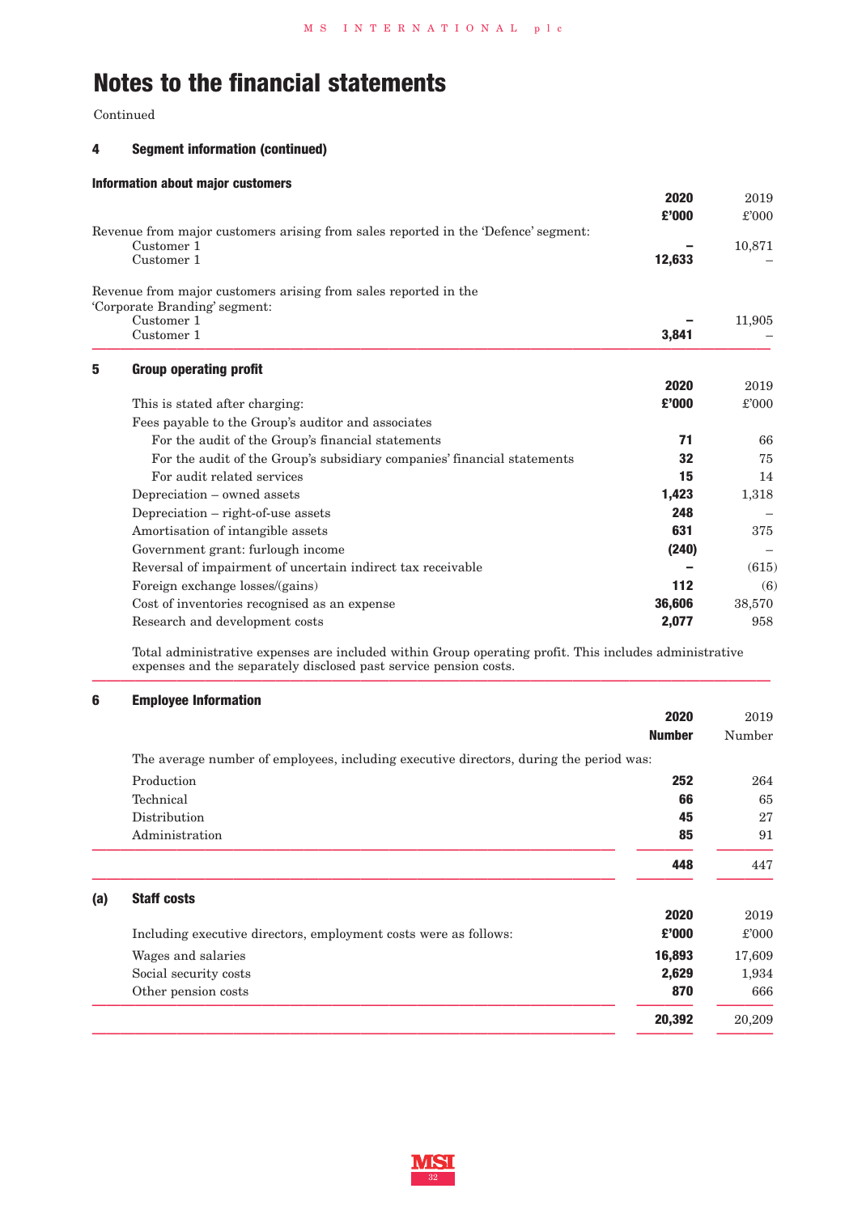# Notes to the financial statements

Continued

## 4 Segment information (continued)

### Information about major customers

| | 2020 £'000 | 2019 £'000 |
|---|---|---|
| Revenue from major customers arising from sales reported in the 'Defence' segment: | | |
| Customer 1 | – | 10,871 |
| Customer 1 | 12,633 | – |
| Revenue from major customers arising from sales reported in the 'Corporate Branding' segment: | | |
| Customer 1 | – | 11,905 |
| Customer 1 | 3,841 | – |

## 5 Group operating profit

| This is stated after charging: | 2020 £'000 | 2019 £'000 |
|---|---|---|
| Fees payable to the Group's auditor and associates | | |
| For the audit of the Group's financial statements | 71 | 66 |
| For the audit of the Group's subsidiary companies' financial statements | 32 | 75 |
| For audit related services | 15 | 14 |
| Depreciation – owned assets | 1,423 | 1,318 |
| Depreciation – right-of-use assets | 248 | – |
| Amortisation of intangible assets | 631 | 375 |
| Government grant: furlough income | (240) | – |
| Reversal of impairment of uncertain indirect tax receivable | – | (615) |
| Foreign exchange losses/(gains) | 112 | (6) |
| Cost of inventories recognised as an expense | 36,606 | 38,570 |
| Research and development costs | 2,077 | 958 |

Total administrative expenses are included within Group operating profit. This includes administrative expenses and the separately disclosed past service pension costs.

## 6 Employee Information

| The average number of employees, including executive directors, during the period was: | 2020 Number | 2019 Number |
|---|---|---|
| Production | 252 | 264 |
| Technical | 66 | 65 |
| Distribution | 45 | 27 |
| Administration | 85 | 91 |
| | 448 | 447 |

### (a) Staff costs

| Including executive directors, employment costs were as follows: | 2020 £'000 | 2019 £'000 |
|---|---|---|
| Wages and salaries | 16,893 | 17,609 |
| Social security costs | 2,629 | 1,934 |
| Other pension costs | 870 | 666 |
| | 20,392 | 20,209 |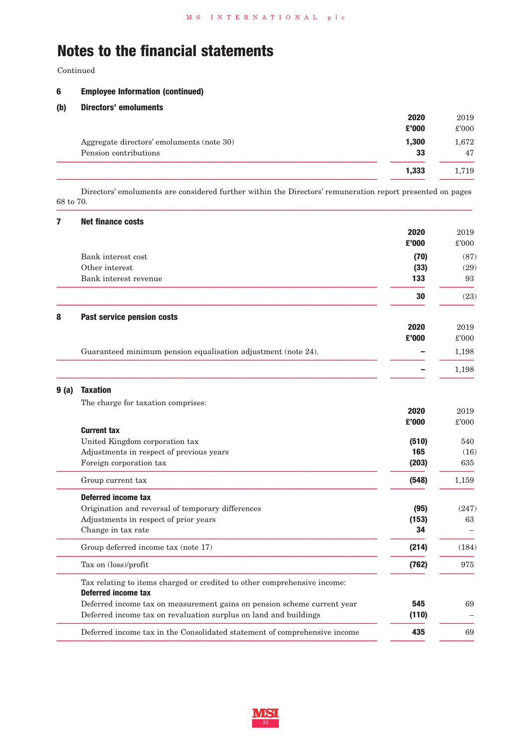# Notes to the financial statements

Continued

## 6 Employee Information (continued)

### (b) Directors' emoluments

| | **2020 £'000** | 2019 £'000 |
|---|---|---|
| Aggregate directors' emoluments (note 30) | **1,300** | 1,672 |
| Pension contributions | **33** | 47 |
| | **1,333** | 1,719 |

Directors' emoluments are considered further within the Directors' remuneration report presented on pages 68 to 70.

## 7 Net finance costs

| | **2020 £'000** | 2019 £'000 |
|---|---|---|
| Bank interest cost | **(70)** | (87) |
| Other interest | **(33)** | (29) |
| Bank interest revenue | **133** | 93 |
| | **30** | (23) |

## 8 Past service pension costs

| | **2020 £'000** | 2019 £'000 |
|---|---|---|
| Guaranteed minimum pension equalisation adjustment (note 24). | **–** | 1,198 |
| | **–** | 1,198 |

## 9 (a) Taxation

The charge for taxation comprises:

| | **2020 £'000** | 2019 £'000 |
|---|---|---|
| **Current tax** | | |
| United Kingdom corporation tax | **(510)** | 540 |
| Adjustments in respect of previous years | **165** | (16) |
| Foreign corporation tax | **(203)** | 635 |
| Group current tax | **(548)** | 1,159 |
| **Deferred income tax** | | |
| Origination and reversal of temporary differences | **(95)** | (247) |
| Adjustments in respect of prior years | **(153)** | 63 |
| Change in tax rate | **34** | – |
| Group deferred income tax (note 17) | **(214)** | (184) |
| Tax on (loss)/profit | **(762)** | 975 |
| Tax relating to items charged or credited to other comprehensive income: | | |
| **Deferred income tax** | | |
| Deferred income tax on measurement gains on pension scheme current year | **545** | 69 |
| Deferred income tax on revaluation surplus on land and buildings | **(110)** | – |
| Deferred income tax in the Consolidated statement of comprehensive income | **435** | 69 |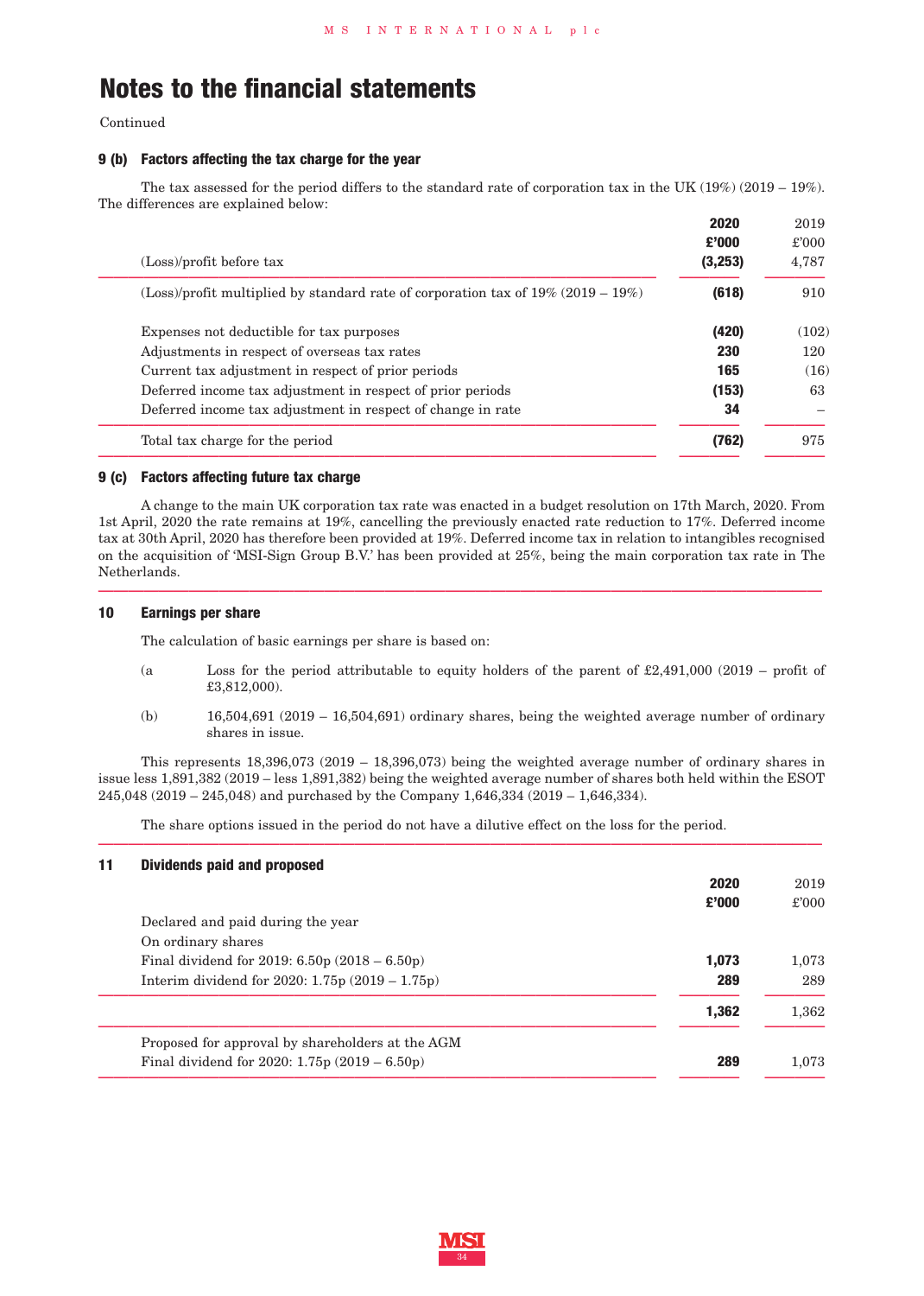# Notes to the financial statements

Continued

### 9 (b) Factors affecting the tax charge for the year

The tax assessed for the period differs to the standard rate of corporation tax in the UK (19%) (2019 – 19%). The differences are explained below:

| | 2020 £'000 | 2019 £'000 |
|---|---|---|
| (Loss)/profit before tax | **(3,253)** | 4,787 |
| (Loss)/profit multiplied by standard rate of corporation tax of 19% (2019 – 19%) | **(618)** | 910 |
| Expenses not deductible for tax purposes | **(420)** | (102) |
| Adjustments in respect of overseas tax rates | **230** | 120 |
| Current tax adjustment in respect of prior periods | **165** | (16) |
| Deferred income tax adjustment in respect of prior periods | **(153)** | 63 |
| Deferred income tax adjustment in respect of change in rate | **34** | – |
| Total tax charge for the period | **(762)** | 975 |

### 9 (c) Factors affecting future tax charge

A change to the main UK corporation tax rate was enacted in a budget resolution on 17th March, 2020. From 1st April, 2020 the rate remains at 19%, cancelling the previously enacted rate reduction to 17%. Deferred income tax at 30th April, 2020 has therefore been provided at 19%. Deferred income tax in relation to intangibles recognised on the acquisition of 'MSI-Sign Group B.V.' has been provided at 25%, being the main corporation tax rate in The Netherlands.

### 10 Earnings per share

The calculation of basic earnings per share is based on:

(a Loss for the period attributable to equity holders of the parent of £2,491,000 (2019 – profit of £3,812,000).

(b) 16,504,691 (2019 – 16,504,691) ordinary shares, being the weighted average number of ordinary shares in issue.

This represents 18,396,073 (2019 – 18,396,073) being the weighted average number of ordinary shares in issue less 1,891,382 (2019 – less 1,891,382) being the weighted average number of shares both held within the ESOT 245,048 (2019 – 245,048) and purchased by the Company 1,646,334 (2019 – 1,646,334).

The share options issued in the period do not have a dilutive effect on the loss for the period.

### 11 Dividends paid and proposed

| | 2020 £'000 | 2019 £'000 |
|---|---|---|
| Declared and paid during the year | | |
| On ordinary shares | | |
| Final dividend for 2019: 6.50p (2018 – 6.50p) | **1,073** | 1,073 |
| Interim dividend for 2020: 1.75p (2019 – 1.75p) | **289** | 289 |
| | **1,362** | 1,362 |
| Proposed for approval by shareholders at the AGM | | |
| Final dividend for 2020: 1.75p (2019 – 6.50p) | **289** | 1,073 |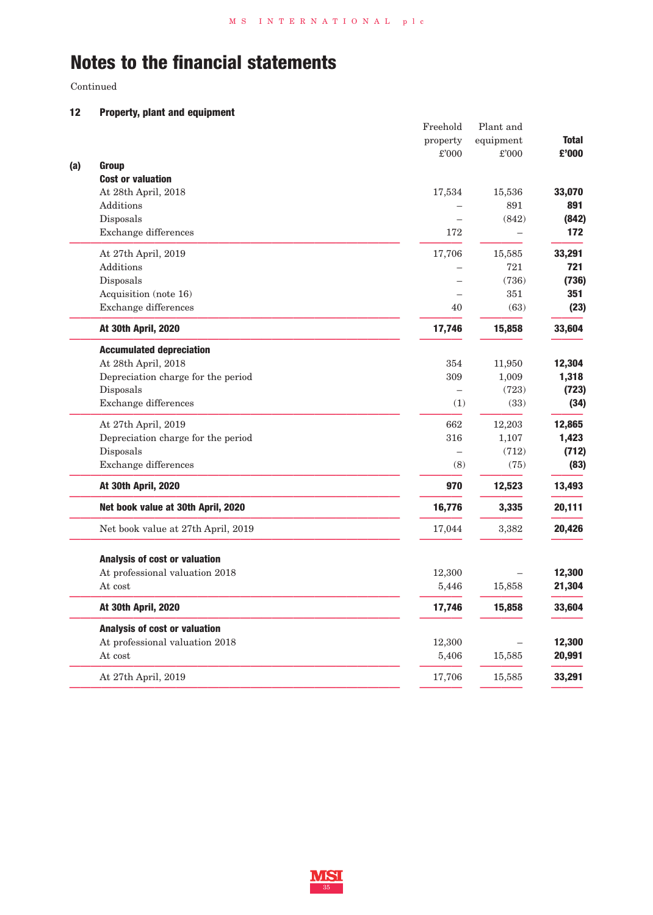# Notes to the financial statements

Continued

## 12 Property, plant and equipment

| | Freehold property £'000 | Plant and equipment £'000 | **Total £'000** |
|---|---|---|---|
| **(a) Group** | | | |
| **Cost or valuation** | | | |
| At 28th April, 2018 | 17,534 | 15,536 | **33,070** |
| Additions | – | 891 | **891** |
| Disposals | – | (842) | **(842)** |
| Exchange differences | 172 | – | **172** |
| At 27th April, 2019 | 17,706 | 15,585 | **33,291** |
| Additions | – | 721 | **721** |
| Disposals | – | (736) | **(736)** |
| Acquisition (note 16) | – | 351 | **351** |
| Exchange differences | 40 | (63) | **(23)** |
| **At 30th April, 2020** | **17,746** | **15,858** | **33,604** |
| **Accumulated depreciation** | | | |
| At 28th April, 2018 | 354 | 11,950 | **12,304** |
| Depreciation charge for the period | 309 | 1,009 | **1,318** |
| Disposals | – | (723) | **(723)** |
| Exchange differences | (1) | (33) | **(34)** |
| At 27th April, 2019 | 662 | 12,203 | **12,865** |
| Depreciation charge for the period | 316 | 1,107 | **1,423** |
| Disposals | – | (712) | **(712)** |
| Exchange differences | (8) | (75) | **(83)** |
| **At 30th April, 2020** | **970** | **12,523** | **13,493** |
| **Net book value at 30th April, 2020** | **16,776** | **3,335** | **20,111** |
| Net book value at 27th April, 2019 | 17,044 | 3,382 | **20,426** |
| **Analysis of cost or valuation** | | | |
| At professional valuation 2018 | 12,300 | – | **12,300** |
| At cost | 5,446 | 15,858 | **21,304** |
| **At 30th April, 2020** | **17,746** | **15,858** | **33,604** |
| **Analysis of cost or valuation** | | | |
| At professional valuation 2018 | 12,300 | – | **12,300** |
| At cost | 5,406 | 15,585 | **20,991** |
| At 27th April, 2019 | 17,706 | 15,585 | **33,291** |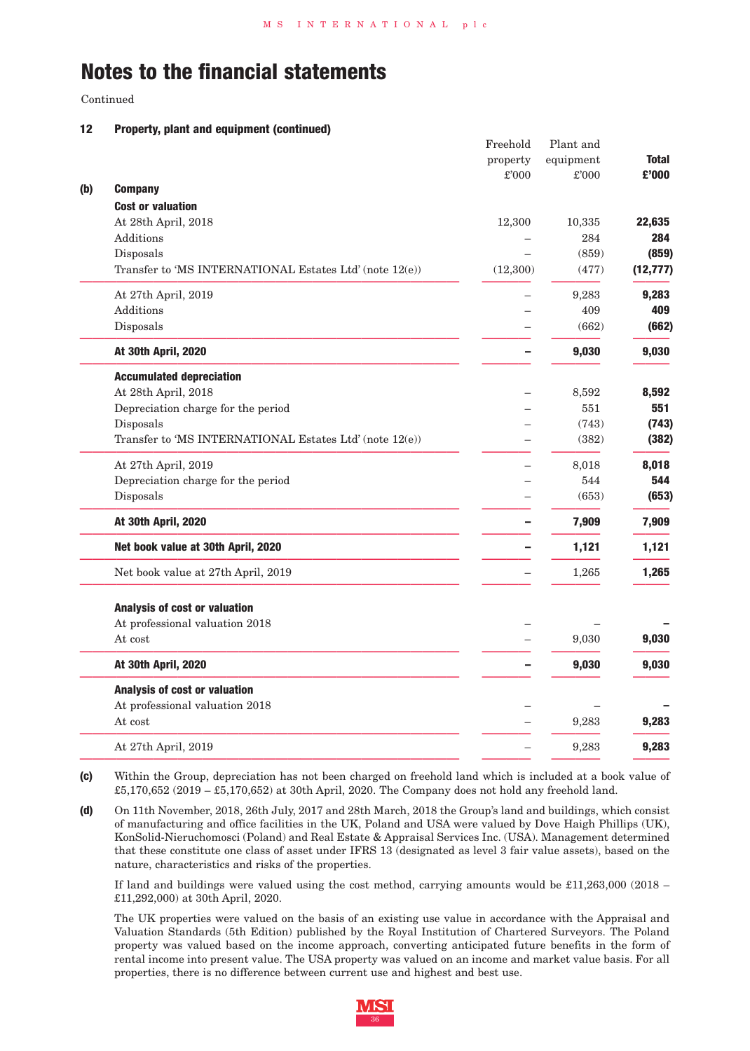# Notes to the financial statements

Continued

### 12 Property, plant and equipment (continued)

| | Freehold property £'000 | Plant and equipment £'000 | **Total £'000** |
|---|---|---|---|
| **(b) Company** | | | |
| **Cost or valuation** | | | |
| At 28th April, 2018 | 12,300 | 10,335 | **22,635** |
| Additions | – | 284 | **284** |
| Disposals | – | (859) | **(859)** |
| Transfer to 'MS INTERNATIONAL Estates Ltd' (note 12(e)) | (12,300) | (477) | **(12,777)** |
| At 27th April, 2019 | – | 9,283 | **9,283** |
| Additions | – | 409 | **409** |
| Disposals | – | (662) | **(662)** |
| **At 30th April, 2020** | **–** | **9,030** | **9,030** |
| **Accumulated depreciation** | | | |
| At 28th April, 2018 | – | 8,592 | **8,592** |
| Depreciation charge for the period | – | 551 | **551** |
| Disposals | – | (743) | **(743)** |
| Transfer to 'MS INTERNATIONAL Estates Ltd' (note 12(e)) | – | (382) | **(382)** |
| At 27th April, 2019 | – | 8,018 | **8,018** |
| Depreciation charge for the period | – | 544 | **544** |
| Disposals | – | (653) | **(653)** |
| **At 30th April, 2020** | **–** | **7,909** | **7,909** |
| **Net book value at 30th April, 2020** | **–** | **1,121** | **1,121** |
| Net book value at 27th April, 2019 | – | 1,265 | **1,265** |
| **Analysis of cost or valuation** | | | |
| At professional valuation 2018 | – | – | **–** |
| At cost | – | 9,030 | **9,030** |
| **At 30th April, 2020** | **–** | **9,030** | **9,030** |
| **Analysis of cost or valuation** | | | |
| At professional valuation 2018 | – | – | **–** |
| At cost | – | 9,283 | **9,283** |
| At 27th April, 2019 | – | 9,283 | **9,283** |

**(c)** Within the Group, depreciation has not been charged on freehold land which is included at a book value of £5,170,652 (2019 – £5,170,652) at 30th April, 2020. The Company does not hold any freehold land.

**(d)** On 11th November, 2018, 26th July, 2017 and 28th March, 2018 the Group's land and buildings, which consist of manufacturing and office facilities in the UK, Poland and USA were valued by Dove Haigh Phillips (UK), KonSolid-Nieruchomosci (Poland) and Real Estate & Appraisal Services Inc. (USA). Management determined that these constitute one class of asset under IFRS 13 (designated as level 3 fair value assets), based on the nature, characteristics and risks of the properties.

If land and buildings were valued using the cost method, carrying amounts would be £11,263,000 (2018 – £11,292,000) at 30th April, 2020.

The UK properties were valued on the basis of an existing use value in accordance with the Appraisal and Valuation Standards (5th Edition) published by the Royal Institution of Chartered Surveyors. The Poland property was valued based on the income approach, converting anticipated future benefits in the form of rental income into present value. The USA property was valued on an income and market value basis. For all properties, there is no difference between current use and highest and best use.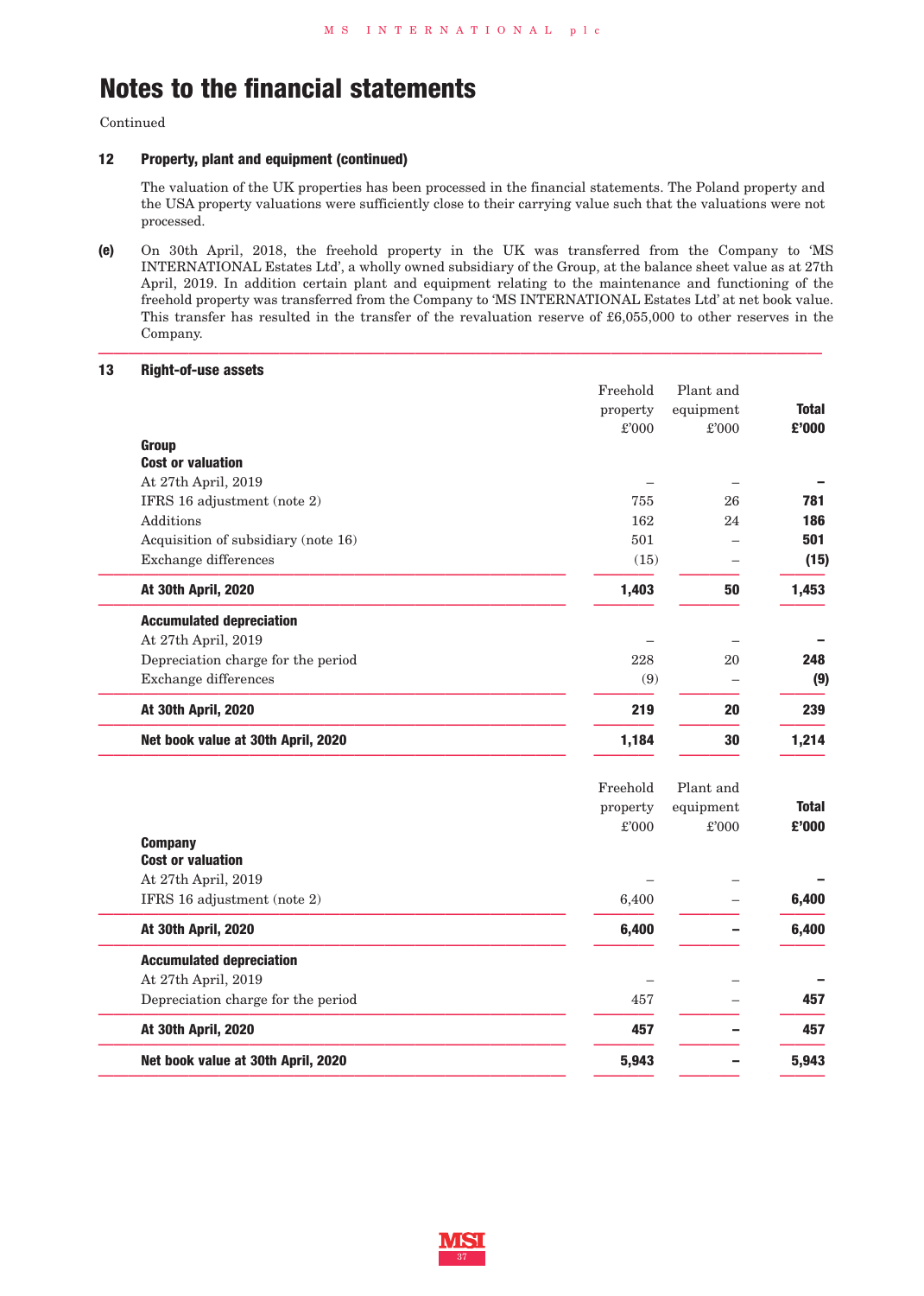# Notes to the financial statements

Continued

### 12 Property, plant and equipment (continued)

The valuation of the UK properties has been processed in the financial statements. The Poland property and the USA property valuations were sufficiently close to their carrying value such that the valuations were not processed.

**(e)** On 30th April, 2018, the freehold property in the UK was transferred from the Company to 'MS INTERNATIONAL Estates Ltd', a wholly owned subsidiary of the Group, at the balance sheet value as at 27th April, 2019. In addition certain plant and equipment relating to the maintenance and functioning of the freehold property was transferred from the Company to 'MS INTERNATIONAL Estates Ltd' at net book value. This transfer has resulted in the transfer of the revaluation reserve of £6,055,000 to other reserves in the Company.

### 13 Right-of-use assets

| | Freehold property £'000 | Plant and equipment £'000 | **Total £'000** |
|---|---|---|---|
| **Group** | | | |
| **Cost or valuation** | | | |
| At 27th April, 2019 | – | – | **–** |
| IFRS 16 adjustment (note 2) | 755 | 26 | **781** |
| Additions | 162 | 24 | **186** |
| Acquisition of subsidiary (note 16) | 501 | – | **501** |
| Exchange differences | (15) | – | **(15)** |
| **At 30th April, 2020** | **1,403** | **50** | **1,453** |
| **Accumulated depreciation** | | | |
| At 27th April, 2019 | – | – | **–** |
| Depreciation charge for the period | 228 | 20 | **248** |
| Exchange differences | (9) | – | **(9)** |
| **At 30th April, 2020** | **219** | **20** | **239** |
| **Net book value at 30th April, 2020** | **1,184** | **30** | **1,214** |

| | Freehold property £'000 | Plant and equipment £'000 | **Total £'000** |
|---|---|---|---|
| **Company** | | | |
| **Cost or valuation** | | | |
| At 27th April, 2019 | – | – | **–** |
| IFRS 16 adjustment (note 2) | 6,400 | – | **6,400** |
| **At 30th April, 2020** | **6,400** | **–** | **6,400** |
| **Accumulated depreciation** | | | |
| At 27th April, 2019 | – | – | **–** |
| Depreciation charge for the period | 457 | – | **457** |
| **At 30th April, 2020** | **457** | **–** | **457** |
| **Net book value at 30th April, 2020** | **5,943** | **–** | **5,943** |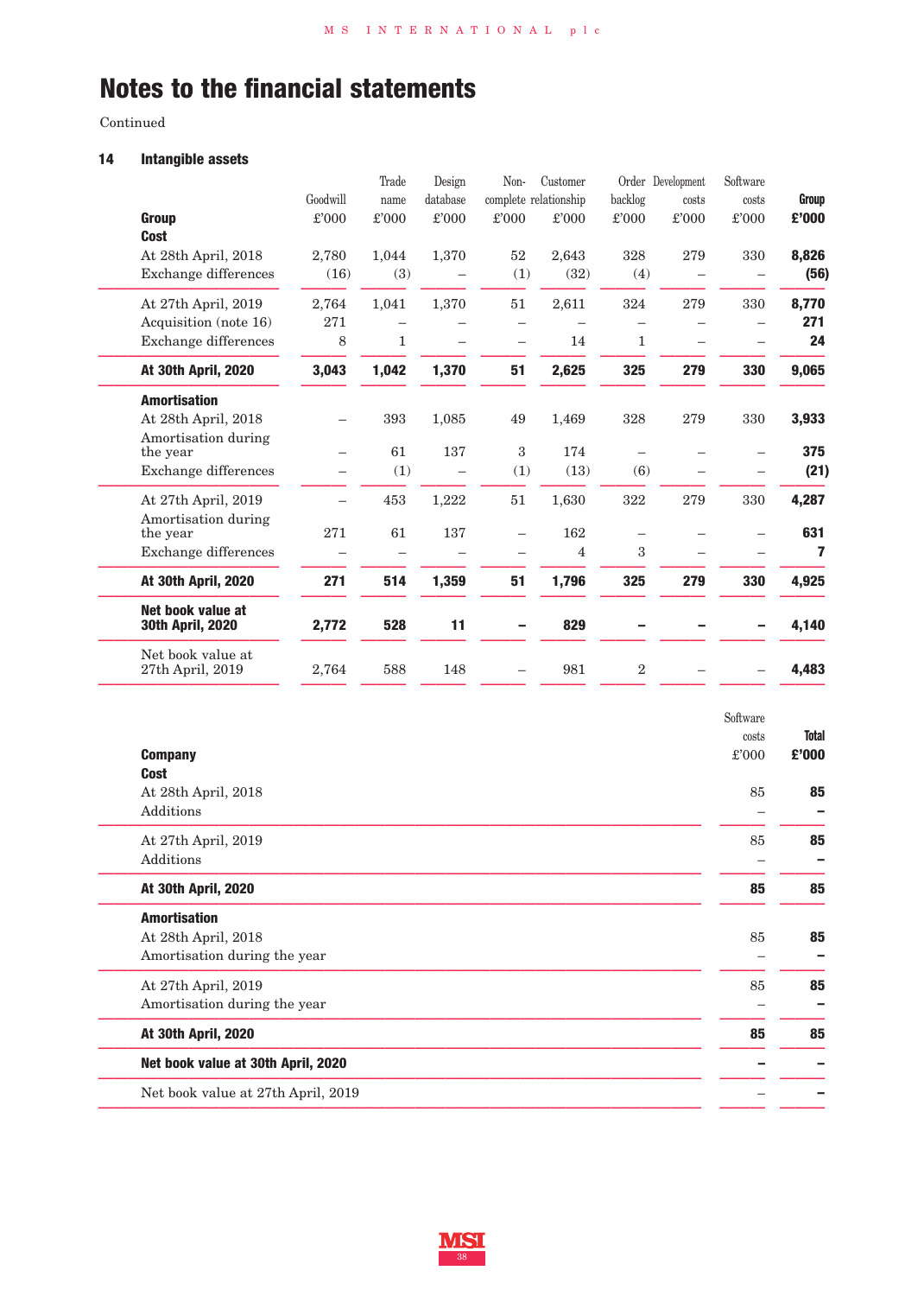# Notes to the financial statements

Continued

## 14 Intangible assets

| Group | Goodwill £'000 | Trade name £'000 | Design database £'000 | Non-complete £'000 | Customer relationship £'000 | Order backlog £'000 | Development costs £'000 | Software costs £'000 | **Group £'000** |
|---|---|---|---|---|---|---|---|---|---|
| **Cost** | | | | | | | | | |
| At 28th April, 2018 | 2,780 | 1,044 | 1,370 | 52 | 2,643 | 328 | 279 | 330 | **8,826** |
| Exchange differences | (16) | (3) | – | (1) | (32) | (4) | – | – | **(56)** |
| At 27th April, 2019 | 2,764 | 1,041 | 1,370 | 51 | 2,611 | 324 | 279 | 330 | **8,770** |
| Acquisition (note 16) | 271 | – | – | – | – | – | – | – | **271** |
| Exchange differences | 8 | 1 | – | – | 14 | 1 | – | – | **24** |
| **At 30th April, 2020** | **3,043** | **1,042** | **1,370** | **51** | **2,625** | **325** | **279** | **330** | **9,065** |
| **Amortisation** | | | | | | | | | |
| At 28th April, 2018 | – | 393 | 1,085 | 49 | 1,469 | 328 | 279 | 330 | **3,933** |
| Amortisation during the year | – | 61 | 137 | 3 | 174 | – | – | – | **375** |
| Exchange differences | – | (1) | – | (1) | (13) | (6) | – | – | **(21)** |
| At 27th April, 2019 | – | 453 | 1,222 | 51 | 1,630 | 322 | 279 | 330 | **4,287** |
| Amortisation during the year | 271 | 61 | 137 | – | 162 | – | – | – | **631** |
| Exchange differences | – | – | – | – | 4 | 3 | – | – | **7** |
| **At 30th April, 2020** | **271** | **514** | **1,359** | **51** | **1,796** | **325** | **279** | **330** | **4,925** |
| **Net book value at 30th April, 2020** | **2,772** | **528** | **11** | **–** | **829** | **–** | **–** | **–** | **4,140** |
| Net book value at 27th April, 2019 | 2,764 | 588 | 148 | – | 981 | 2 | – | – | **4,483** |

| Company | Software costs £'000 | **Total £'000** |
|---|---|---|
| **Cost** | | |
| At 28th April, 2018 | 85 | **85** |
| Additions | – | **–** |
| At 27th April, 2019 | 85 | **85** |
| Additions | – | **–** |
| **At 30th April, 2020** | **85** | **85** |
| **Amortisation** | | |
| At 28th April, 2018 | 85 | **85** |
| Amortisation during the year | – | **–** |
| At 27th April, 2019 | 85 | **85** |
| Amortisation during the year | – | **–** |
| **At 30th April, 2020** | **85** | **85** |
| **Net book value at 30th April, 2020** | **–** | **–** |
| Net book value at 27th April, 2019 | – | **–** |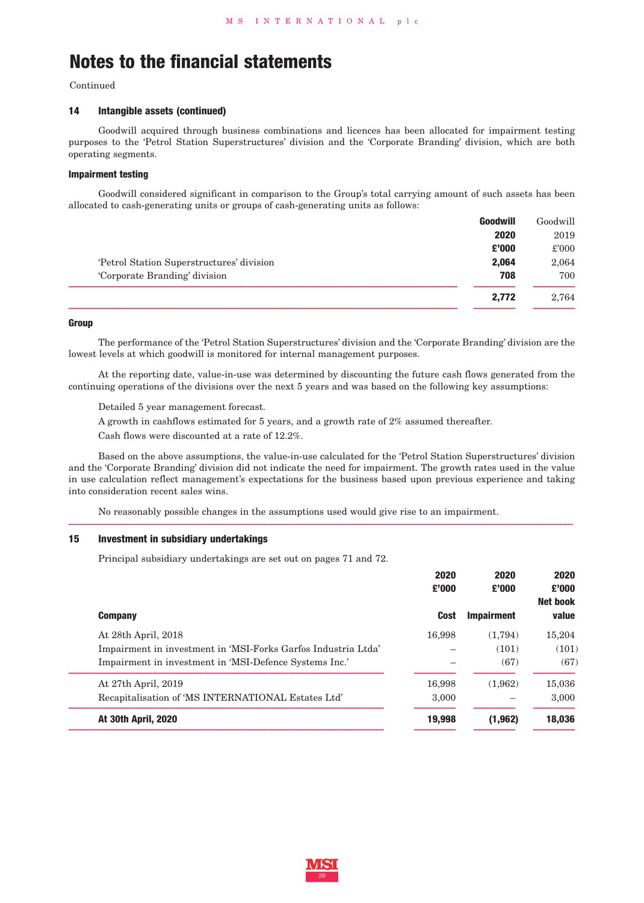# Notes to the financial statements

Continued

### 14 Intangible assets (continued)

Goodwill acquired through business combinations and licences has been allocated for impairment testing purposes to the 'Petrol Station Superstructures' division and the 'Corporate Branding' division, which are both operating segments.

#### Impairment testing

Goodwill considered significant in comparison to the Group's total carrying amount of such assets has been allocated to cash-generating units or groups of cash-generating units as follows:

| | **Goodwill 2020 £'000** | Goodwill 2019 £'000 |
|---|---|---|
| 'Petrol Station Superstructures' division | **2,064** | 2,064 |
| 'Corporate Branding' division | **708** | 700 |
| | **2,772** | 2,764 |

#### Group

The performance of the 'Petrol Station Superstructures' division and the 'Corporate Branding' division are the lowest levels at which goodwill is monitored for internal management purposes.

At the reporting date, value-in-use was determined by discounting the future cash flows generated from the continuing operations of the divisions over the next 5 years and was based on the following key assumptions:

Detailed 5 year management forecast.

A growth in cashflows estimated for 5 years, and a growth rate of 2% assumed thereafter.

Cash flows were discounted at a rate of 12.2%.

Based on the above assumptions, the value-in-use calculated for the 'Petrol Station Superstructures' division and the 'Corporate Branding' division did not indicate the need for impairment. The growth rates used in the value in use calculation reflect management's expectations for the business based upon previous experience and taking into consideration recent sales wins.

No reasonably possible changes in the assumptions used would give rise to an impairment.

### 15 Investment in subsidiary undertakings

Principal subsidiary undertakings are set out on pages 71 and 72.

| **Company** | **2020 £'000 Cost** | **2020 £'000 Impairment** | **2020 £'000 Net book value** |
|---|---|---|---|
| At 28th April, 2018 | 16,998 | (1,794) | 15,204 |
| Impairment in investment in 'MSI-Forks Garfos Industria Ltda' | – | (101) | (101) |
| Impairment in investment in 'MSI-Defence Systems Inc.' | – | (67) | (67) |
| At 27th April, 2019 | 16,998 | (1,962) | 15,036 |
| Recapitalisation of 'MS INTERNATIONAL Estates Ltd' | 3,000 | – | 3,000 |
| **At 30th April, 2020** | **19,998** | **(1,962)** | **18,036** |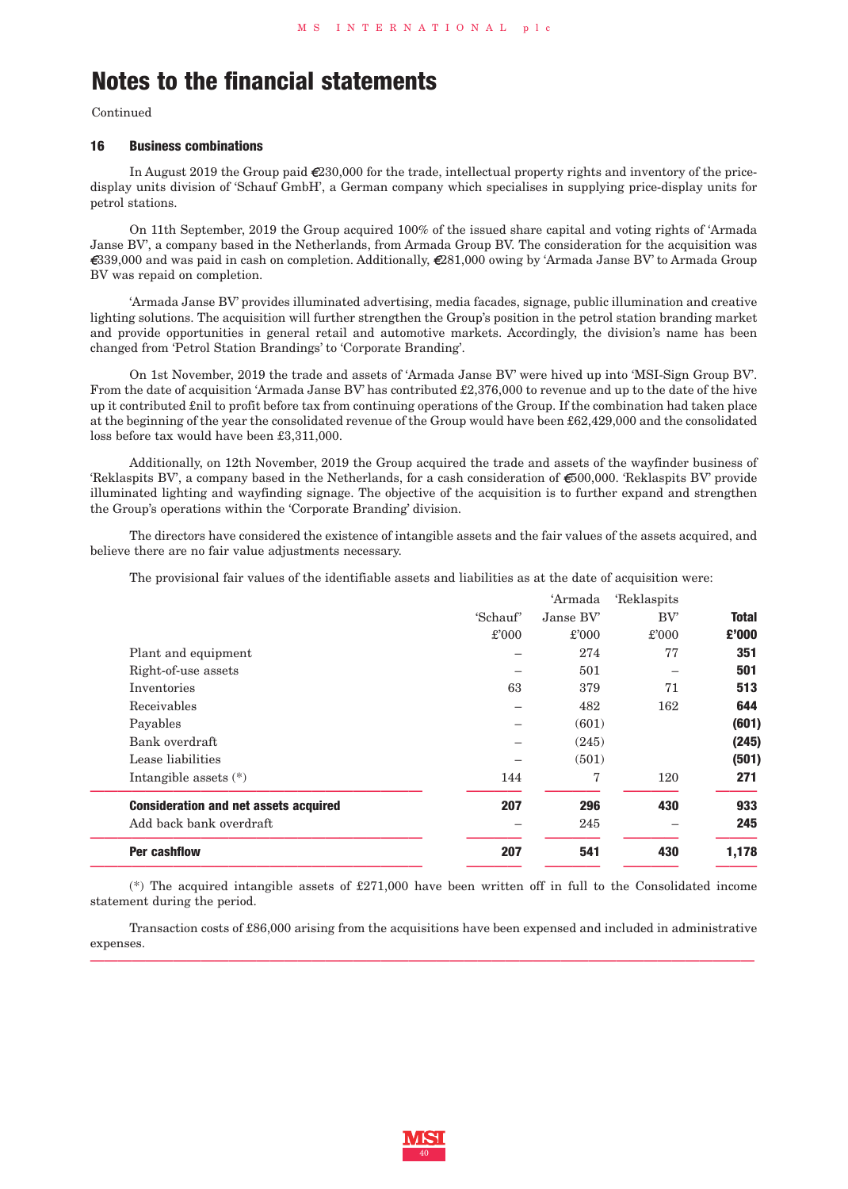# Notes to the financial statements

Continued

### 16 Business combinations

In August 2019 the Group paid €230,000 for the trade, intellectual property rights and inventory of the price-display units division of 'Schauf GmbH', a German company which specialises in supplying price-display units for petrol stations.

On 11th September, 2019 the Group acquired 100% of the issued share capital and voting rights of 'Armada Janse BV', a company based in the Netherlands, from Armada Group BV. The consideration for the acquisition was €339,000 and was paid in cash on completion. Additionally, €281,000 owing by 'Armada Janse BV' to Armada Group BV was repaid on completion.

'Armada Janse BV' provides illuminated advertising, media facades, signage, public illumination and creative lighting solutions. The acquisition will further strengthen the Group's position in the petrol station branding market and provide opportunities in general retail and automotive markets. Accordingly, the division's name has been changed from 'Petrol Station Brandings' to 'Corporate Branding'.

On 1st November, 2019 the trade and assets of 'Armada Janse BV' were hived up into 'MSI-Sign Group BV'. From the date of acquisition 'Armada Janse BV' has contributed £2,376,000 to revenue and up to the date of the hive up it contributed £nil to profit before tax from continuing operations of the Group. If the combination had taken place at the beginning of the year the consolidated revenue of the Group would have been £62,429,000 and the consolidated loss before tax would have been £3,311,000.

Additionally, on 12th November, 2019 the Group acquired the trade and assets of the wayfinder business of 'Reklaspits BV', a company based in the Netherlands, for a cash consideration of €500,000. 'Reklaspits BV' provide illuminated lighting and wayfinding signage. The objective of the acquisition is to further expand and strengthen the Group's operations within the 'Corporate Branding' division.

The directors have considered the existence of intangible assets and the fair values of the assets acquired, and believe there are no fair value adjustments necessary.

The provisional fair values of the identifiable assets and liabilities as at the date of acquisition were:

| | 'Schauf' | 'Armada Janse BV' | 'Reklaspits BV' | **Total** |
|---|---|---|---|---|
| | £'000 | £'000 | £'000 | **£'000** |
| Plant and equipment | – | 274 | 77 | **351** |
| Right-of-use assets | – | 501 | – | **501** |
| Inventories | 63 | 379 | 71 | **513** |
| Receivables | – | 482 | 162 | **644** |
| Payables | – | (601) | | **(601)** |
| Bank overdraft | – | (245) | | **(245)** |
| Lease liabilities | – | (501) | | **(501)** |
| Intangible assets (*) | 144 | 7 | 120 | **271** |
| **Consideration and net assets acquired** | **207** | **296** | **430** | **933** |
| Add back bank overdraft | – | 245 | – | **245** |
| **Per cashflow** | **207** | **541** | **430** | **1,178** |

(*) The acquired intangible assets of £271,000 have been written off in full to the Consolidated income statement during the period.

Transaction costs of £86,000 arising from the acquisitions have been expensed and included in administrative expenses.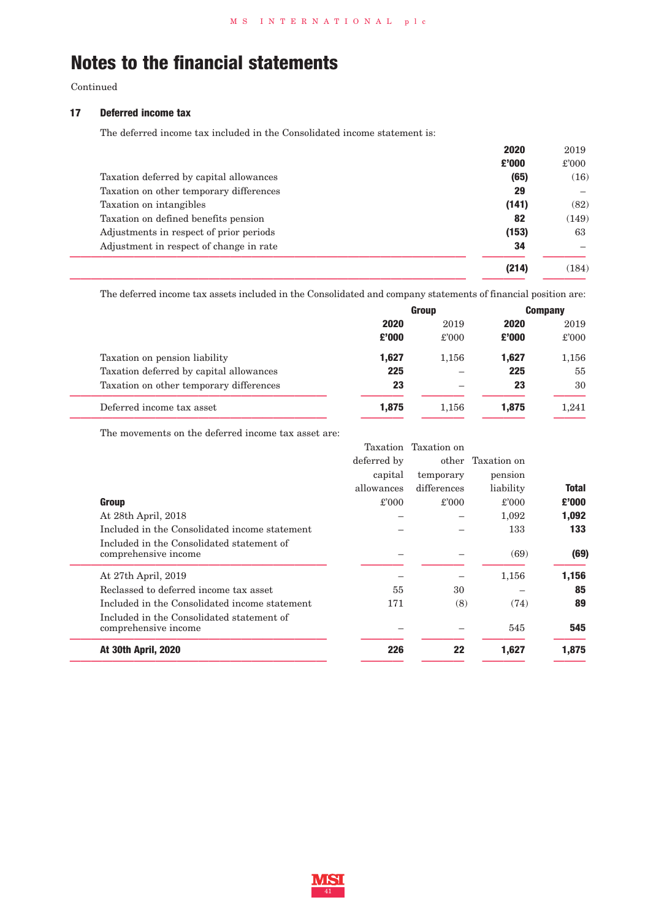# Notes to the financial statements

Continued

## 17 Deferred income tax

The deferred income tax included in the Consolidated income statement is:

| | 2020 £'000 | 2019 £'000 |
|---|---|---|
| Taxation deferred by capital allowances | **(65)** | (16) |
| Taxation on other temporary differences | **29** | – |
| Taxation on intangibles | **(141)** | (82) |
| Taxation on defined benefits pension | **82** | (149) |
| Adjustments in respect of prior periods | **(153)** | 63 |
| Adjustment in respect of change in rate | **34** | – |
| | **(214)** | (184) |

The deferred income tax assets included in the Consolidated and company statements of financial position are:

| | Group | | Company | |
|---|---|---|---|---|
| | 2020 £'000 | 2019 £'000 | 2020 £'000 | 2019 £'000 |
| Taxation on pension liability | **1,627** | 1,156 | **1,627** | 1,156 |
| Taxation deferred by capital allowances | **225** | – | **225** | 55 |
| Taxation on other temporary differences | **23** | – | **23** | 30 |
| Deferred income tax asset | **1,875** | 1,156 | **1,875** | 1,241 |

The movements on the deferred income tax asset are:

| **Group** | Taxation deferred by capital allowances £'000 | Taxation on other temporary differences £'000 | Taxation on pension liability £'000 | **Total £'000** |
|---|---|---|---|---|
| At 28th April, 2018 | – | – | 1,092 | **1,092** |
| Included in the Consolidated income statement | – | – | 133 | **133** |
| Included in the Consolidated statement of comprehensive income | – | – | (69) | **(69)** |
| At 27th April, 2019 | – | – | 1,156 | **1,156** |
| Reclassed to deferred income tax asset | 55 | 30 | – | **85** |
| Included in the Consolidated income statement | 171 | (8) | (74) | **89** |
| Included in the Consolidated statement of comprehensive income | – | – | 545 | **545** |
| **At 30th April, 2020** | **226** | **22** | **1,627** | **1,875** |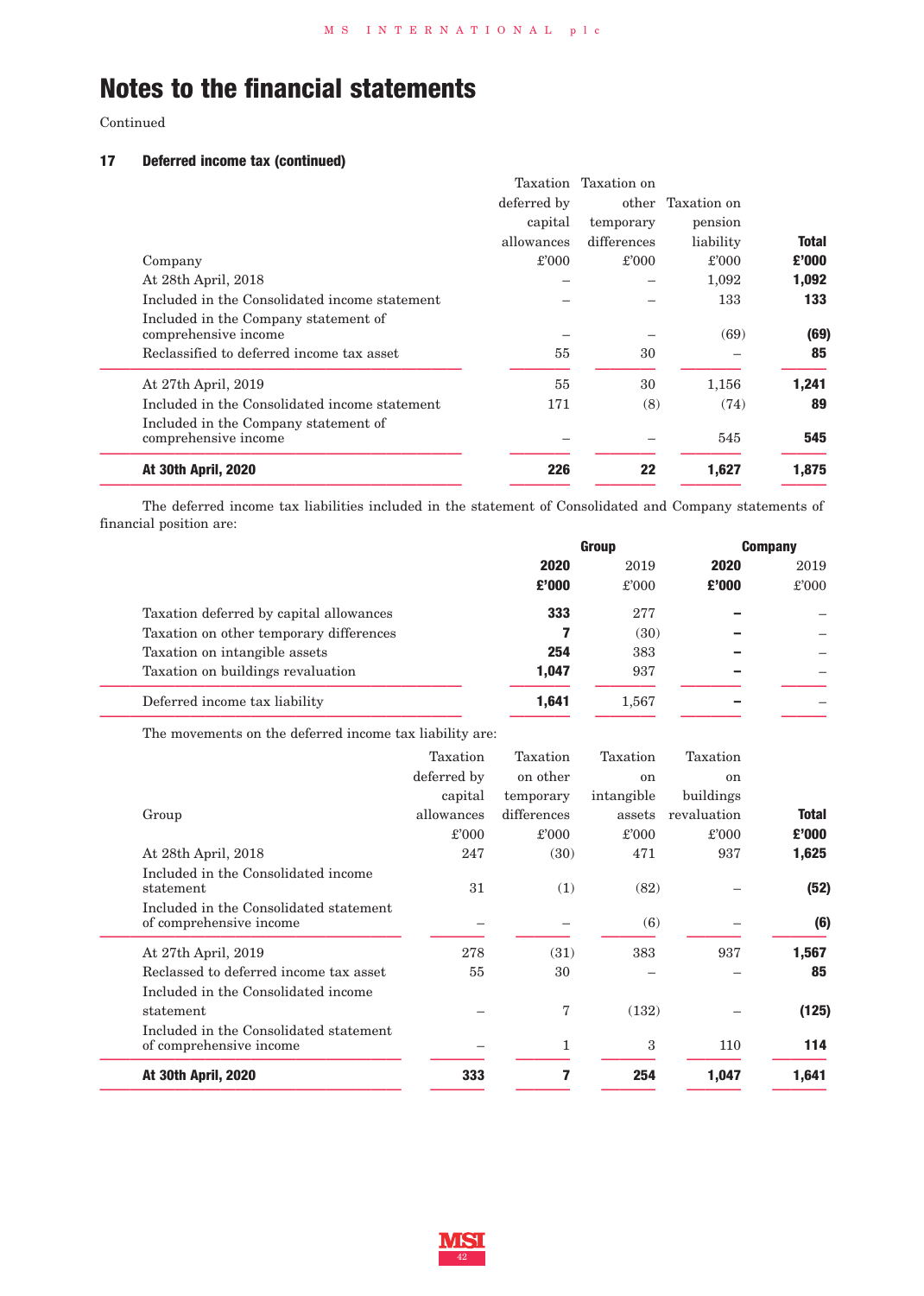# Notes to the financial statements

Continued

### 17 Deferred income tax (continued)

| Company | Taxation deferred by capital allowances £'000 | Taxation on other temporary differences £'000 | Taxation on pension liability £'000 | **Total £'000** |
|---|---|---|---|---|
| At 28th April, 2018 | – | – | 1,092 | **1,092** |
| Included in the Consolidated income statement | – | – | 133 | **133** |
| Included in the Company statement of comprehensive income | – | – | (69) | **(69)** |
| Reclassified to deferred income tax asset | 55 | 30 | – | **85** |
| At 27th April, 2019 | 55 | 30 | 1,156 | **1,241** |
| Included in the Consolidated income statement | 171 | (8) | (74) | **89** |
| Included in the Company statement of comprehensive income | – | – | 545 | **545** |
| **At 30th April, 2020** | **226** | **22** | **1,627** | **1,875** |

The deferred income tax liabilities included in the statement of Consolidated and Company statements of financial position are:

| | **Group** | | **Company** | |
|---|---|---|---|---|
| | **2020 £'000** | 2019 £'000 | **2020 £'000** | 2019 £'000 |
| Taxation deferred by capital allowances | **333** | 277 | **–** | – |
| Taxation on other temporary differences | **7** | (30) | **–** | – |
| Taxation on intangible assets | **254** | 383 | **–** | – |
| Taxation on buildings revaluation | **1,047** | 937 | **–** | – |
| Deferred income tax liability | **1,641** | 1,567 | **–** | – |

The movements on the deferred income tax liability are:

| Group | Taxation deferred by capital allowances £'000 | Taxation on other temporary differences £'000 | Taxation on intangible assets £'000 | Taxation on buildings revaluation £'000 | **Total £'000** |
|---|---|---|---|---|---|
| At 28th April, 2018 | 247 | (30) | 471 | 937 | **1,625** |
| Included in the Consolidated income statement | 31 | (1) | (82) | – | **(52)** |
| Included in the Consolidated statement of comprehensive income | – | – | (6) | – | **(6)** |
| At 27th April, 2019 | 278 | (31) | 383 | 937 | **1,567** |
| Reclassed to deferred income tax asset | 55 | 30 | – | – | **85** |
| Included in the Consolidated income statement | – | 7 | (132) | – | **(125)** |
| Included in the Consolidated statement of comprehensive income | – | 1 | 3 | 110 | **114** |
| **At 30th April, 2020** | **333** | **7** | **254** | **1,047** | **1,641** |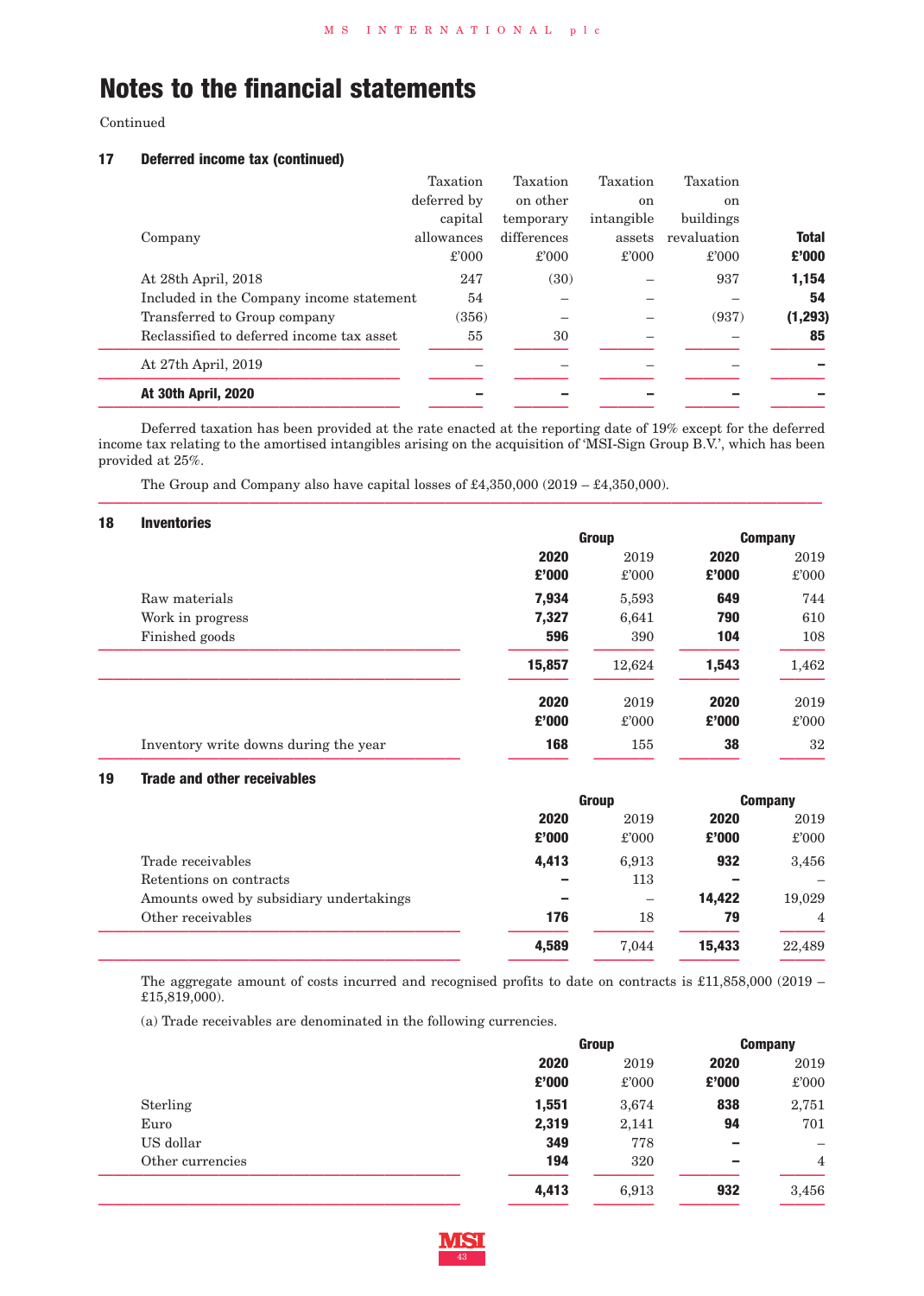# Notes to the financial statements

Continued

## 17 Deferred income tax (continued)

| Company | Taxation deferred by capital allowances £'000 | Taxation on other temporary differences £'000 | Taxation on intangible assets £'000 | Taxation on buildings revaluation £'000 | **Total £'000** |
|---|---|---|---|---|---|
| At 28th April, 2018 | 247 | (30) | – | 937 | **1,154** |
| Included in the Company income statement | 54 | – | – | – | **54** |
| Transferred to Group company | (356) | – | – | (937) | **(1,293)** |
| Reclassified to deferred income tax asset | 55 | 30 | – | – | **85** |
| At 27th April, 2019 | – | – | – | – | **–** |
| **At 30th April, 2020** | **–** | **–** | **–** | **–** | **–** |

Deferred taxation has been provided at the rate enacted at the reporting date of 19% except for the deferred income tax relating to the amortised intangibles arising on the acquisition of 'MSI-Sign Group B.V.', which has been provided at 25%.

The Group and Company also have capital losses of £4,350,000 (2019 – £4,350,000).

## 18 Inventories

| | Group | | Company | |
|---|---|---|---|---|
| | **2020 £'000** | 2019 £'000 | **2020 £'000** | 2019 £'000 |
| Raw materials | **7,934** | 5,593 | **649** | 744 |
| Work in progress | **7,327** | 6,641 | **790** | 610 |
| Finished goods | **596** | 390 | **104** | 108 |
| | **15,857** | 12,624 | **1,543** | 1,462 |

| | **2020 £'000** | 2019 £'000 | **2020 £'000** | 2019 £'000 |
|---|---|---|---|---|
| Inventory write downs during the year | **168** | 155 | **38** | 32 |

## 19 Trade and other receivables

| | Group | | Company | |
|---|---|---|---|---|
| | **2020 £'000** | 2019 £'000 | **2020 £'000** | 2019 £'000 |
| Trade receivables | **4,413** | 6,913 | **932** | 3,456 |
| Retentions on contracts | **–** | 113 | **–** | – |
| Amounts owed by subsidiary undertakings | **–** | – | **14,422** | 19,029 |
| Other receivables | **176** | 18 | **79** | 4 |
| | **4,589** | 7,044 | **15,433** | 22,489 |

The aggregate amount of costs incurred and recognised profits to date on contracts is £11,858,000 (2019 – £15,819,000).

(a) Trade receivables are denominated in the following currencies.

| | Group | | Company | |
|---|---|---|---|---|
| | **2020 £'000** | 2019 £'000 | **2020 £'000** | 2019 £'000 |
| Sterling | **1,551** | 3,674 | **838** | 2,751 |
| Euro | **2,319** | 2,141 | **94** | 701 |
| US dollar | **349** | 778 | **–** | – |
| Other currencies | **194** | 320 | **–** | 4 |
| | **4,413** | 6,913 | **932** | 3,456 |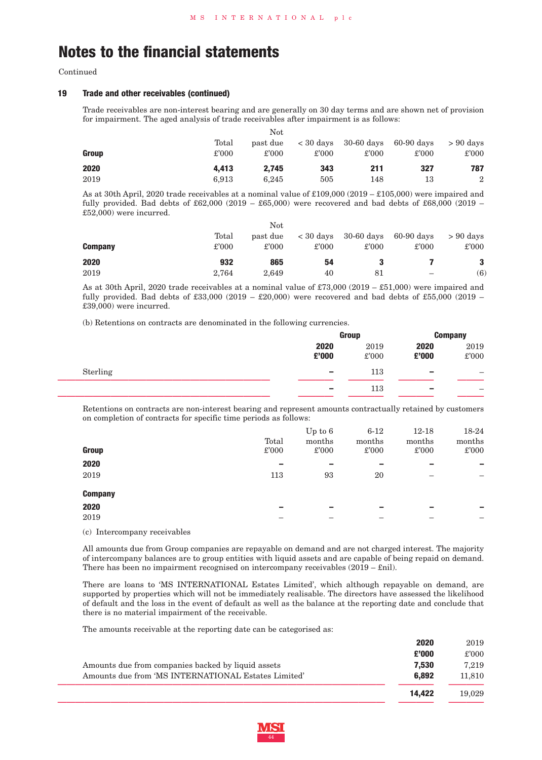# Notes to the financial statements

Continued

## 19 Trade and other receivables (continued)

Trade receivables are non-interest bearing and are generally on 30 day terms and are shown net of provision for impairment. The aged analysis of trade receivables after impairment is as follows:

| Group | Total £'000 | Not past due £'000 | < 30 days £'000 | 30-60 days £'000 | 60-90 days £'000 | > 90 days £'000 |
|---|---|---|---|---|---|---|
| **2020** | **4,413** | **2,745** | **343** | **211** | **327** | **787** |
| 2019 | 6,913 | 6,245 | 505 | 148 | 13 | 2 |

As at 30th April, 2020 trade receivables at a nominal value of £109,000 (2019 – £105,000) were impaired and fully provided. Bad debts of £62,000 (2019 – £65,000) were recovered and bad debts of £68,000 (2019 – £52,000) were incurred.

| Company | Total £'000 | Not past due £'000 | < 30 days £'000 | 30-60 days £'000 | 60-90 days £'000 | > 90 days £'000 |
|---|---|---|---|---|---|---|
| **2020** | **932** | **865** | **54** | **3** | **7** | **3** |
| 2019 | 2,764 | 2,649 | 40 | 81 | – | (6) |

As at 30th April, 2020 trade receivables at a nominal value of £73,000 (2019 – £51,000) were impaired and fully provided. Bad debts of £33,000 (2019 – £20,000) were recovered and bad debts of £55,000 (2019 – £39,000) were incurred.

(b) Retentions on contracts are denominated in the following currencies.

| | Group | | Company | |
|---|---|---|---|---|
| | **2020 £'000** | 2019 £'000 | **2020 £'000** | 2019 £'000 |
| Sterling | **–** | 113 | **–** | – |
| | **–** | 113 | **–** | – |

Retentions on contracts are non-interest bearing and represent amounts contractually retained by customers on completion of contracts for specific time periods as follows:

| | Total £'000 | Up to 6 months £'000 | 6-12 months £'000 | 12-18 months £'000 | 18-24 months £'000 |
|---|---|---|---|---|---|
| **Group** | | | | | |
| **2020** | **–** | **–** | **–** | **–** | **–** |
| 2019 | 113 | 93 | 20 | – | – |
| **Company** | | | | | |
| **2020** | **–** | **–** | **–** | **–** | **–** |
| 2019 | – | – | – | – | – |

(c) Intercompany receivables

All amounts due from Group companies are repayable on demand and are not charged interest. The majority of intercompany balances are to group entities with liquid assets and are capable of being repaid on demand. There has been no impairment recognised on intercompany receivables (2019 – £nil).

There are loans to 'MS INTERNATIONAL Estates Limited', which although repayable on demand, are supported by properties which will not be immediately realisable. The directors have assessed the likelihood of default and the loss in the event of default as well as the balance at the reporting date and conclude that there is no material impairment of the receivable.

The amounts receivable at the reporting date can be categorised as:

| | **2020 £'000** | 2019 £'000 |
|---|---|---|
| Amounts due from companies backed by liquid assets | **7,530** | 7,219 |
| Amounts due from 'MS INTERNATIONAL Estates Limited' | **6,892** | 11,810 |
| | **14,422** | 19,029 |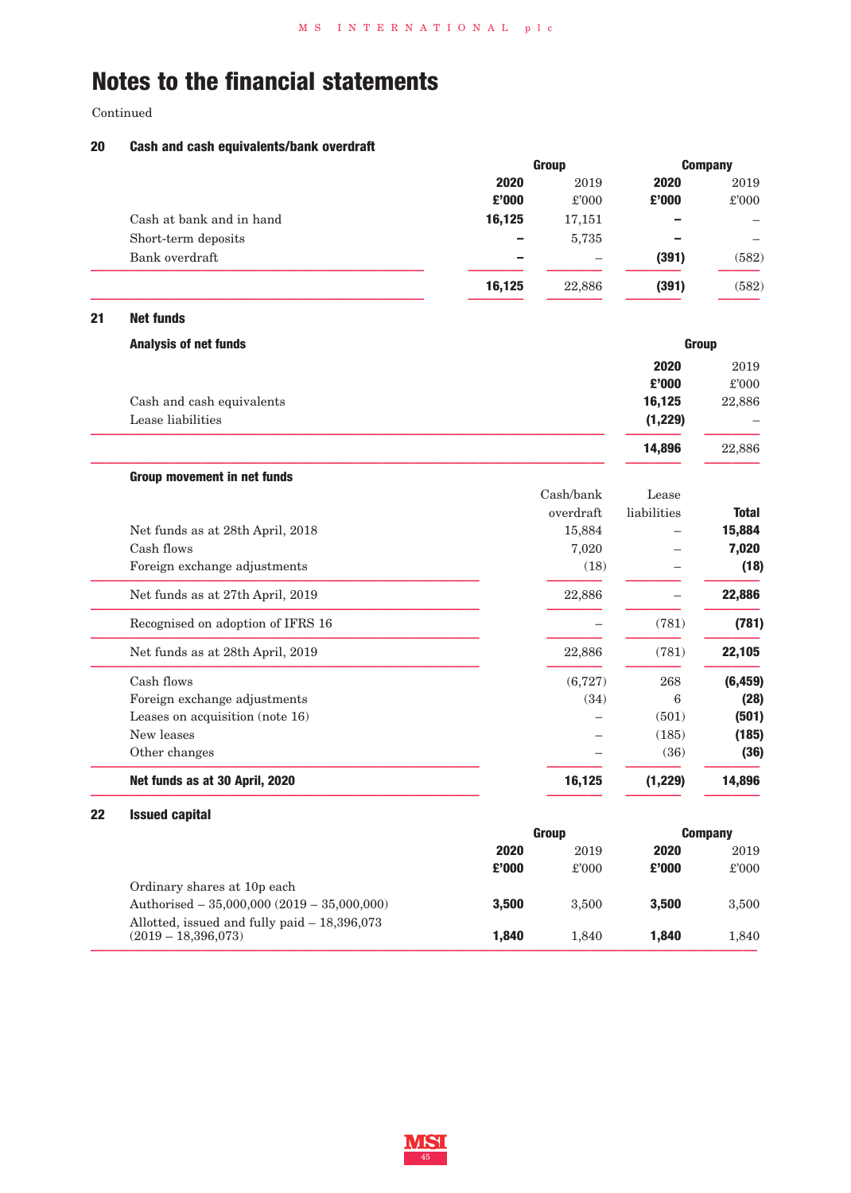# Notes to the financial statements

Continued

## 20 Cash and cash equivalents/bank overdraft

| | Group | | Company | |
|---|---|---|---|---|
| | **2020** | 2019 | **2020** | 2019 |
| | **£'000** | £'000 | **£'000** | £'000 |
| Cash at bank and in hand | **16,125** | 17,151 | **–** | – |
| Short-term deposits | **–** | 5,735 | **–** | – |
| Bank overdraft | **–** | – | **(391)** | (582) |
| | **16,125** | 22,886 | **(391)** | (582) |

## 21 Net funds

### Analysis of net funds

| | Group | |
|---|---|---|
| | **2020** | 2019 |
| | **£'000** | £'000 |
| Cash and cash equivalents | **16,125** | 22,886 |
| Lease liabilities | **(1,229)** | – |
| | **14,896** | 22,886 |

### Group movement in net funds

| | Cash/bank overdraft | Lease liabilities | **Total** |
|---|---|---|---|
| Net funds as at 28th April, 2018 | 15,884 | – | **15,884** |
| Cash flows | 7,020 | – | **7,020** |
| Foreign exchange adjustments | (18) | – | **(18)** |
| Net funds as at 27th April, 2019 | 22,886 | – | **22,886** |
| Recognised on adoption of IFRS 16 | – | (781) | **(781)** |
| Net funds as at 28th April, 2019 | 22,886 | (781) | **22,105** |
| Cash flows | (6,727) | 268 | **(6,459)** |
| Foreign exchange adjustments | (34) | 6 | **(28)** |
| Leases on acquisition (note 16) | – | (501) | **(501)** |
| New leases | – | (185) | **(185)** |
| Other changes | – | (36) | **(36)** |
| **Net funds as at 30 April, 2020** | **16,125** | **(1,229)** | **14,896** |

## 22 Issued capital

| | Group | | Company | |
|---|---|---|---|---|
| | **2020** | 2019 | **2020** | 2019 |
| | **£'000** | £'000 | **£'000** | £'000 |
| Ordinary shares at 10p each | | | | |
| Authorised – 35,000,000 (2019 – 35,000,000) | **3,500** | 3,500 | **3,500** | 3,500 |
| Allotted, issued and fully paid – 18,396,073 (2019 – 18,396,073) | **1,840** | 1,840 | **1,840** | 1,840 |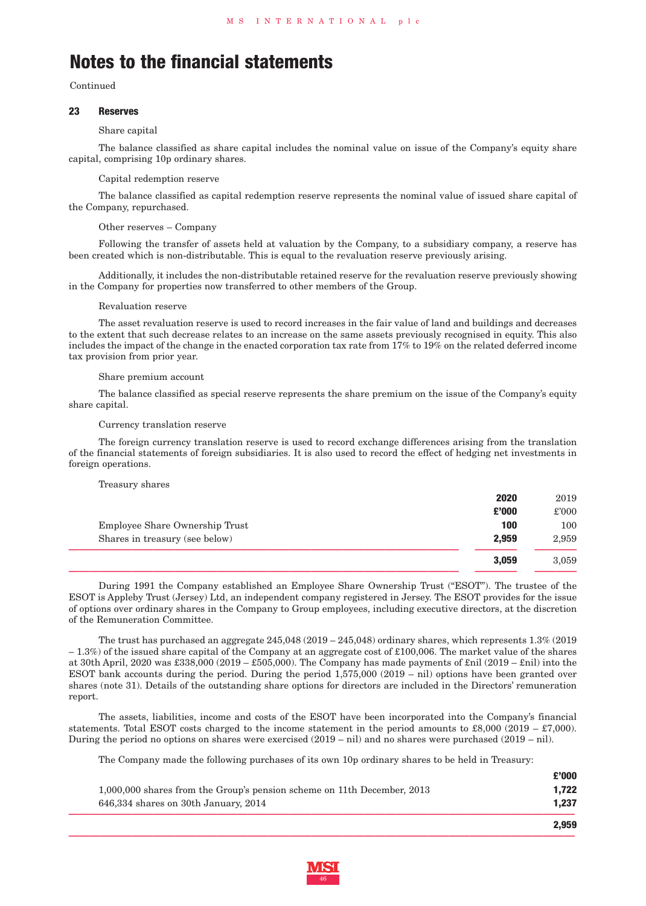# Notes to the financial statements

Continued

## 23 Reserves

Share capital

The balance classified as share capital includes the nominal value on issue of the Company's equity share capital, comprising 10p ordinary shares.

Capital redemption reserve

The balance classified as capital redemption reserve represents the nominal value of issued share capital of the Company, repurchased.

Other reserves – Company

Following the transfer of assets held at valuation by the Company, to a subsidiary company, a reserve has been created which is non-distributable. This is equal to the revaluation reserve previously arising.

Additionally, it includes the non-distributable retained reserve for the revaluation reserve previously showing in the Company for properties now transferred to other members of the Group.

Revaluation reserve

The asset revaluation reserve is used to record increases in the fair value of land and buildings and decreases to the extent that such decrease relates to an increase on the same assets previously recognised in equity. This also includes the impact of the change in the enacted corporation tax rate from 17% to 19% on the related deferred income tax provision from prior year.

Share premium account

The balance classified as special reserve represents the share premium on the issue of the Company's equity share capital.

Currency translation reserve

The foreign currency translation reserve is used to record exchange differences arising from the translation of the financial statements of foreign subsidiaries. It is also used to record the effect of hedging net investments in foreign operations.

Treasury shares

| | **2020** | 2019 |
|---|---|---|
| | **£'000** | £'000 |
| Employee Share Ownership Trust | **100** | 100 |
| Shares in treasury (see below) | **2,959** | 2,959 |
| | **3,059** | 3,059 |

During 1991 the Company established an Employee Share Ownership Trust ("ESOT"). The trustee of the ESOT is Appleby Trust (Jersey) Ltd, an independent company registered in Jersey. The ESOT provides for the issue of options over ordinary shares in the Company to Group employees, including executive directors, at the discretion of the Remuneration Committee.

The trust has purchased an aggregate 245,048 (2019 – 245,048) ordinary shares, which represents 1.3% (2019 – 1.3%) of the issued share capital of the Company at an aggregate cost of £100,006. The market value of the shares at 30th April, 2020 was £338,000 (2019 – £505,000). The Company has made payments of £nil (2019 – £nil) into the ESOT bank accounts during the period. During the period 1,575,000 (2019 – nil) options have been granted over shares (note 31). Details of the outstanding share options for directors are included in the Directors' remuneration report.

The assets, liabilities, income and costs of the ESOT have been incorporated into the Company's financial statements. Total ESOT costs charged to the income statement in the period amounts to £8,000 (2019 – £7,000). During the period no options on shares were exercised (2019 – nil) and no shares were purchased (2019 – nil).

The Company made the following purchases of its own 10p ordinary shares to be held in Treasury:

| | **£'000** |
|---|---|
| 1,000,000 shares from the Group's pension scheme on 11th December, 2013 | **1,722** |
| 646,334 shares on 30th January, 2014 | **1,237** |
| | **2,959** |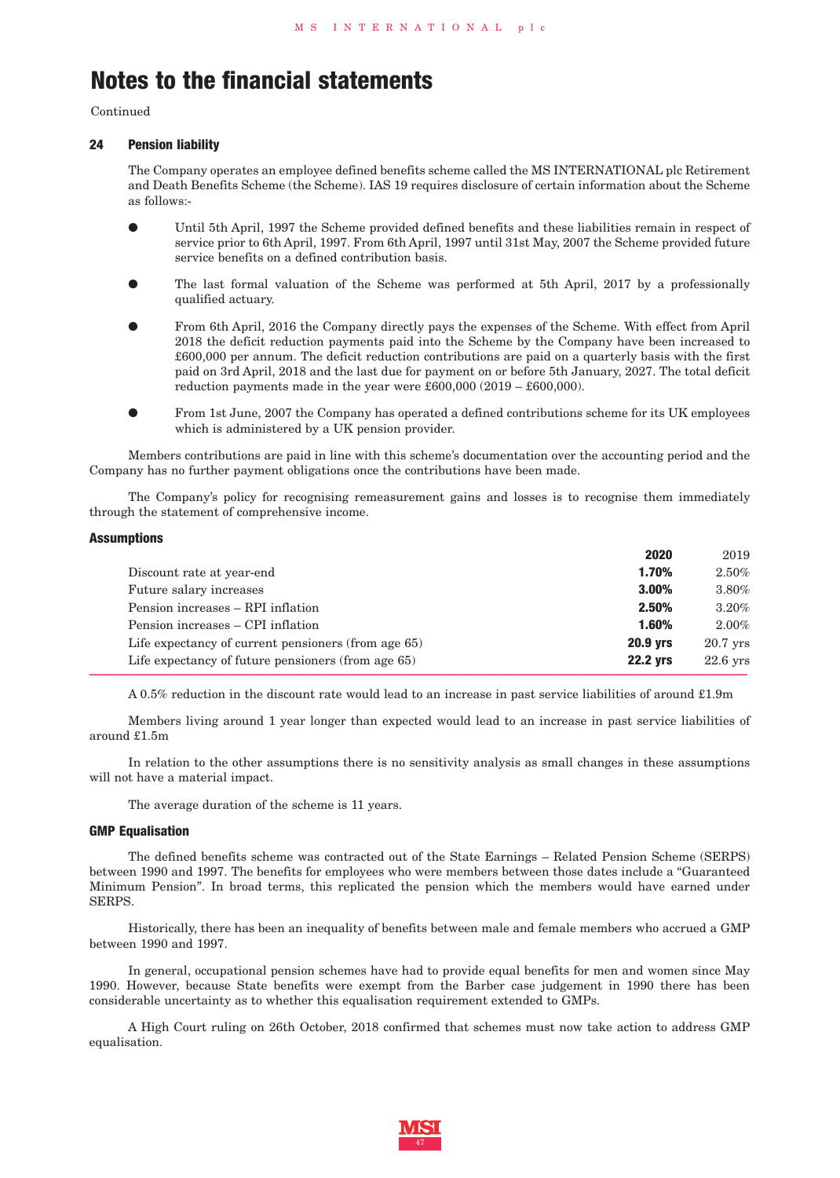# Notes to the financial statements

Continued

## 24 Pension liability

The Company operates an employee defined benefits scheme called the MS INTERNATIONAL plc Retirement and Death Benefits Scheme (the Scheme). IAS 19 requires disclosure of certain information about the Scheme as follows:-

- Until 5th April, 1997 the Scheme provided defined benefits and these liabilities remain in respect of service prior to 6th April, 1997. From 6th April, 1997 until 31st May, 2007 the Scheme provided future service benefits on a defined contribution basis.
- The last formal valuation of the Scheme was performed at 5th April, 2017 by a professionally qualified actuary.
- From 6th April, 2016 the Company directly pays the expenses of the Scheme. With effect from April 2018 the deficit reduction payments paid into the Scheme by the Company have been increased to £600,000 per annum. The deficit reduction contributions are paid on a quarterly basis with the first paid on 3rd April, 2018 and the last due for payment on or before 5th January, 2027. The total deficit reduction payments made in the year were £600,000 (2019 – £600,000).
- From 1st June, 2007 the Company has operated a defined contributions scheme for its UK employees which is administered by a UK pension provider.

Members contributions are paid in line with this scheme's documentation over the accounting period and the Company has no further payment obligations once the contributions have been made.

The Company's policy for recognising remeasurement gains and losses is to recognise them immediately through the statement of comprehensive income.

### Assumptions

| | **2020** | 2019 |
|---|---|---|
| Discount rate at year-end | **1.70%** | 2.50% |
| Future salary increases | **3.00%** | 3.80% |
| Pension increases – RPI inflation | **2.50%** | 3.20% |
| Pension increases – CPI inflation | **1.60%** | 2.00% |
| Life expectancy of current pensioners (from age 65) | **20.9 yrs** | 20.7 yrs |
| Life expectancy of future pensioners (from age 65) | **22.2 yrs** | 22.6 yrs |

A 0.5% reduction in the discount rate would lead to an increase in past service liabilities of around £1.9m

Members living around 1 year longer than expected would lead to an increase in past service liabilities of around £1.5m

In relation to the other assumptions there is no sensitivity analysis as small changes in these assumptions will not have a material impact.

The average duration of the scheme is 11 years.

### GMP Equalisation

The defined benefits scheme was contracted out of the State Earnings – Related Pension Scheme (SERPS) between 1990 and 1997. The benefits for employees who were members between those dates include a "Guaranteed Minimum Pension". In broad terms, this replicated the pension which the members would have earned under SERPS.

Historically, there has been an inequality of benefits between male and female members who accrued a GMP between 1990 and 1997.

In general, occupational pension schemes have had to provide equal benefits for men and women since May 1990. However, because State benefits were exempt from the Barber case judgement in 1990 there has been considerable uncertainty as to whether this equalisation requirement extended to GMPs.

A High Court ruling on 26th October, 2018 confirmed that schemes must now take action to address GMP equalisation.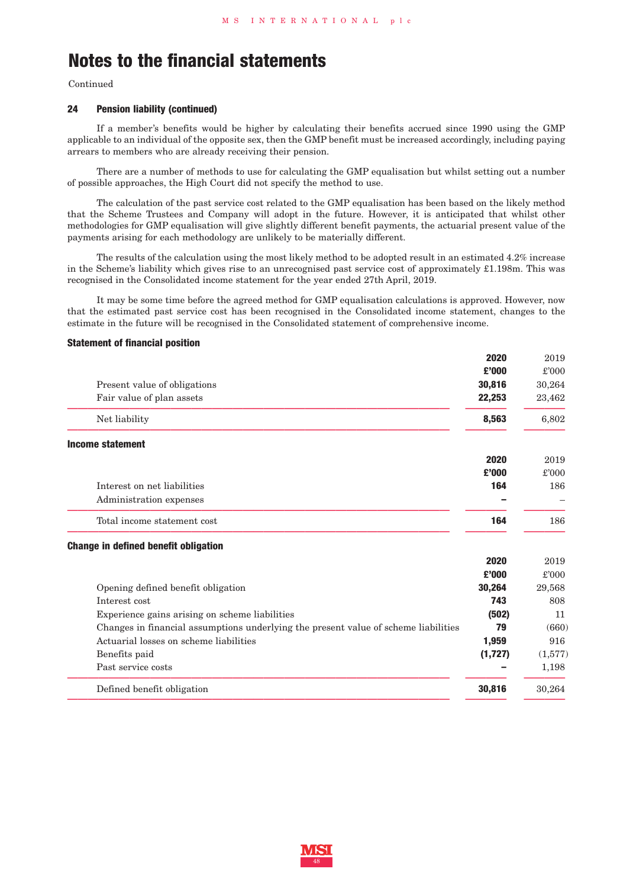# Notes to the financial statements

Continued

### 24 Pension liability (continued)

If a member's benefits would be higher by calculating their benefits accrued since 1990 using the GMP applicable to an individual of the opposite sex, then the GMP benefit must be increased accordingly, including paying arrears to members who are already receiving their pension.

There are a number of methods to use for calculating the GMP equalisation but whilst setting out a number of possible approaches, the High Court did not specify the method to use.

The calculation of the past service cost related to the GMP equalisation has been based on the likely method that the Scheme Trustees and Company will adopt in the future. However, it is anticipated that whilst other methodologies for GMP equalisation will give slightly different benefit payments, the actuarial present value of the payments arising for each methodology are unlikely to be materially different.

The results of the calculation using the most likely method to be adopted result in an estimated 4.2% increase in the Scheme's liability which gives rise to an unrecognised past service cost of approximately £1.198m. This was recognised in the Consolidated income statement for the year ended 27th April, 2019.

It may be some time before the agreed method for GMP equalisation calculations is approved. However, now that the estimated past service cost has been recognised in the Consolidated income statement, changes to the estimate in the future will be recognised in the Consolidated statement of comprehensive income.

#### Statement of financial position

| | 2020 £'000 | 2019 £'000 |
|---|---|---|
| Present value of obligations | **30,816** | 30,264 |
| Fair value of plan assets | **22,253** | 23,462 |
| Net liability | **8,563** | 6,802 |

#### Income statement

| | 2020 £'000 | 2019 £'000 |
|---|---|---|
| Interest on net liabilities | **164** | 186 |
| Administration expenses | **–** | – |
| Total income statement cost | **164** | 186 |

#### Change in defined benefit obligation

| | 2020 £'000 | 2019 £'000 |
|---|---|---|
| Opening defined benefit obligation | **30,264** | 29,568 |
| Interest cost | **743** | 808 |
| Experience gains arising on scheme liabilities | **(502)** | 11 |
| Changes in financial assumptions underlying the present value of scheme liabilities | **79** | (660) |
| Actuarial losses on scheme liabilities | **1,959** | 916 |
| Benefits paid | **(1,727)** | (1,577) |
| Past service costs | **–** | 1,198 |
| Defined benefit obligation | **30,816** | 30,264 |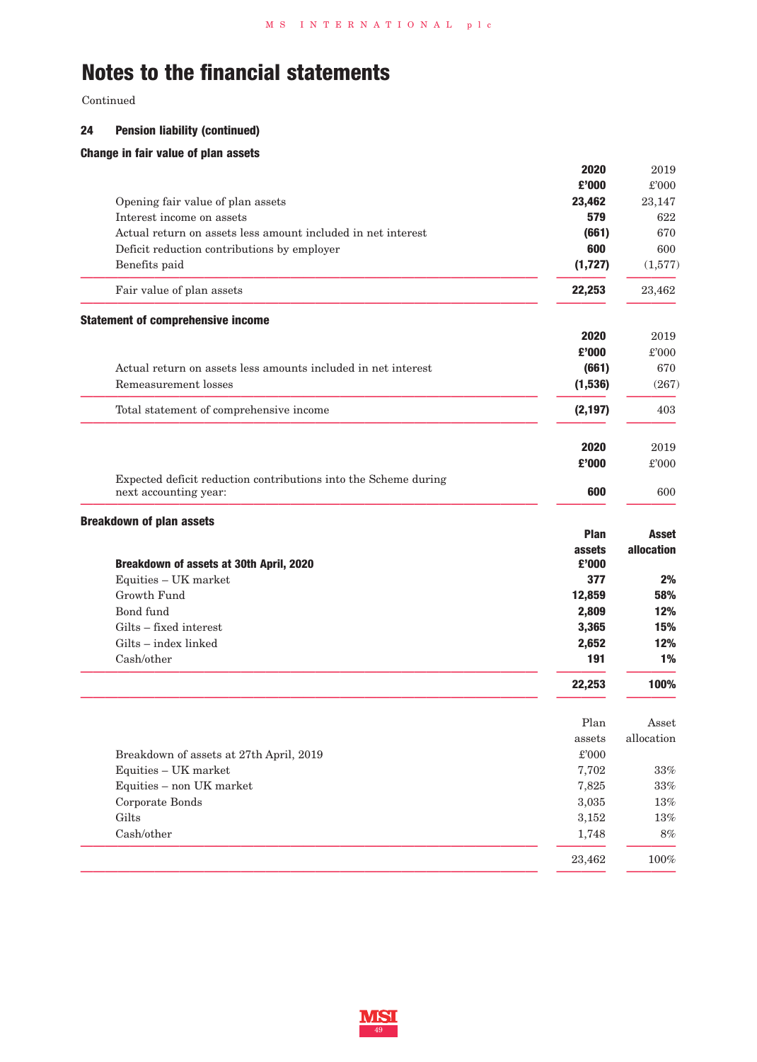# Notes to the financial statements

Continued

## 24 Pension liability (continued)

### Change in fair value of plan assets

| | 2020 £'000 | 2019 £'000 |
|---|---|---|
| Opening fair value of plan assets | 23,462 | 23,147 |
| Interest income on assets | 579 | 622 |
| Actual return on assets less amount included in net interest | (661) | 670 |
| Deficit reduction contributions by employer | 600 | 600 |
| Benefits paid | (1,727) | (1,577) |
| Fair value of plan assets | 22,253 | 23,462 |

### Statement of comprehensive income

| | 2020 £'000 | 2019 £'000 |
|---|---|---|
| Actual return on assets less amounts included in net interest | (661) | 670 |
| Remeasurement losses | (1,536) | (267) |
| Total statement of comprehensive income | (2,197) | 403 |

| | 2020 £'000 | 2019 £'000 |
|---|---|---|
| Expected deficit reduction contributions into the Scheme during next accounting year: | 600 | 600 |

### Breakdown of plan assets

| Breakdown of assets at 30th April, 2020 | Plan assets £'000 | Asset allocation |
|---|---|---|
| Equities – UK market | 377 | 2% |
| Growth Fund | 12,859 | 58% |
| Bond fund | 2,809 | 12% |
| Gilts – fixed interest | 3,365 | 15% |
| Gilts – index linked | 2,652 | 12% |
| Cash/other | 191 | 1% |
| | 22,253 | 100% |

| Breakdown of assets at 27th April, 2019 | Plan assets £'000 | Asset allocation |
|---|---|---|
| Equities – UK market | 7,702 | 33% |
| Equities – non UK market | 7,825 | 33% |
| Corporate Bonds | 3,035 | 13% |
| Gilts | 3,152 | 13% |
| Cash/other | 1,748 | 8% |
| | 23,462 | 100% |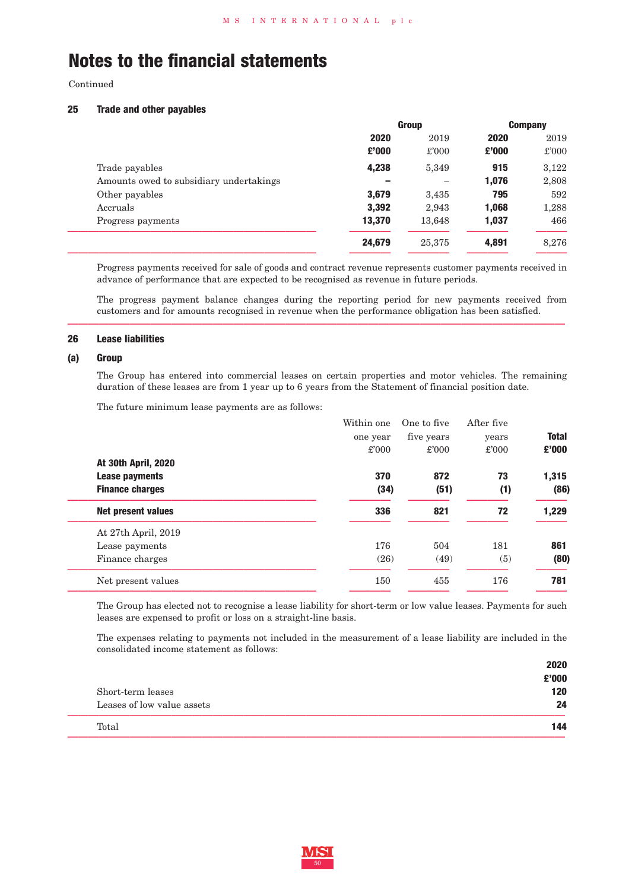# Notes to the financial statements

Continued

## 25 Trade and other payables

| | Group | | Company | |
|---|---|---|---|---|
| | **2020** | 2019 | **2020** | 2019 |
| | **£'000** | £'000 | **£'000** | £'000 |
| Trade payables | **4,238** | 5,349 | **915** | 3,122 |
| Amounts owed to subsidiary undertakings | **–** | – | **1,076** | 2,808 |
| Other payables | **3,679** | 3,435 | **795** | 592 |
| Accruals | **3,392** | 2,943 | **1,068** | 1,288 |
| Progress payments | **13,370** | 13,648 | **1,037** | 466 |
| | **24,679** | 25,375 | **4,891** | 8,276 |

Progress payments received for sale of goods and contract revenue represents customer payments received in advance of performance that are expected to be recognised as revenue in future periods.

The progress payment balance changes during the reporting period for new payments received from customers and for amounts recognised in revenue when the performance obligation has been satisfied.

## 26 Lease liabilities

### (a) Group

The Group has entered into commercial leases on certain properties and motor vehicles. The remaining duration of these leases are from 1 year up to 6 years from the Statement of financial position date.

The future minimum lease payments are as follows:

| | Within one one year £'000 | One to five five years £'000 | After five years £'000 | **Total £'000** |
|---|---|---|---|---|
| **At 30th April, 2020** | | | | |
| **Lease payments** | **370** | **872** | **73** | **1,315** |
| **Finance charges** | **(34)** | **(51)** | **(1)** | **(86)** |
| **Net present values** | **336** | **821** | **72** | **1,229** |
| At 27th April, 2019 | | | | |
| Lease payments | 176 | 504 | 181 | **861** |
| Finance charges | (26) | (49) | (5) | **(80)** |
| Net present values | 150 | 455 | 176 | **781** |

The Group has elected not to recognise a lease liability for short-term or low value leases. Payments for such leases are expensed to profit or loss on a straight-line basis.

The expenses relating to payments not included in the measurement of a lease liability are included in the consolidated income statement as follows:

| | **2020** |
|---|---|
| | **£'000** |
| Short-term leases | **120** |
| Leases of low value assets | **24** |
| Total | **144** |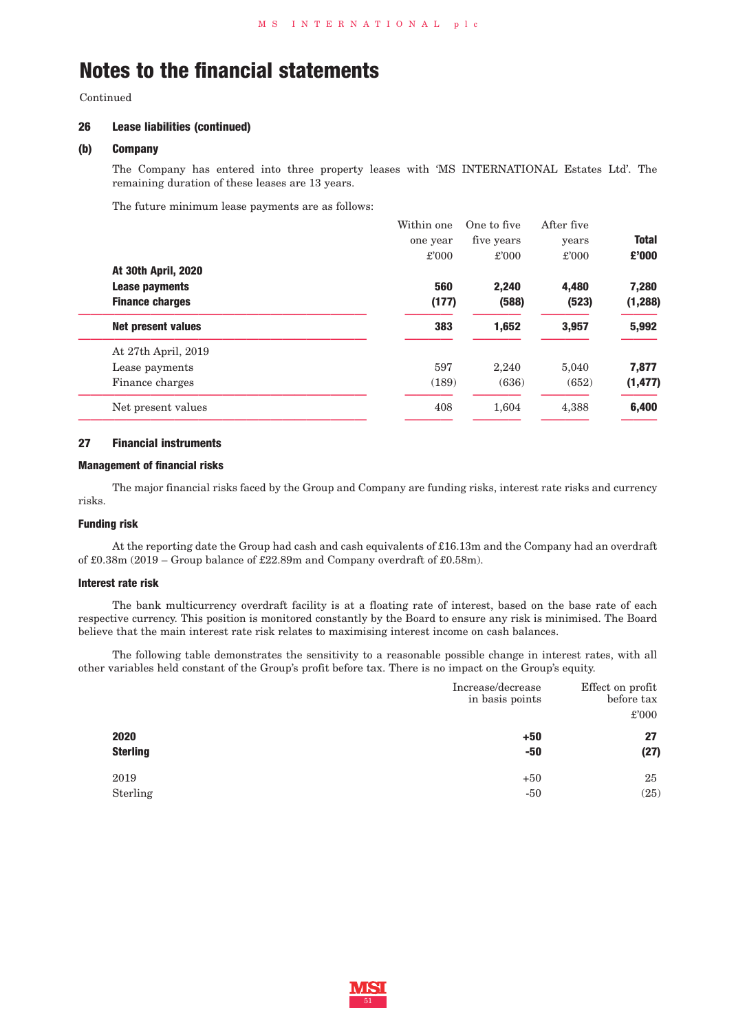# Notes to the financial statements

Continued

### 26 Lease liabilities (continued)

#### (b) Company

The Company has entered into three property leases with 'MS INTERNATIONAL Estates Ltd'. The remaining duration of these leases are 13 years.

The future minimum lease payments are as follows:

| | Within one one year £'000 | One to five five years £'000 | After five years £'000 | **Total £'000** |
|---|---|---|---|---|
| **At 30th April, 2020** | | | | |
| **Lease payments** | **560** | **2,240** | **4,480** | **7,280** |
| **Finance charges** | **(177)** | **(588)** | **(523)** | **(1,288)** |
| **Net present values** | **383** | **1,652** | **3,957** | **5,992** |
| At 27th April, 2019 | | | | |
| Lease payments | 597 | 2,240 | 5,040 | **7,877** |
| Finance charges | (189) | (636) | (652) | **(1,477)** |
| Net present values | 408 | 1,604 | 4,388 | **6,400** |

### 27 Financial instruments

**Management of financial risks**

The major financial risks faced by the Group and Company are funding risks, interest rate risks and currency risks.

**Funding risk**

At the reporting date the Group had cash and cash equivalents of £16.13m and the Company had an overdraft of £0.38m (2019 – Group balance of £22.89m and Company overdraft of £0.58m).

**Interest rate risk**

The bank multicurrency overdraft facility is at a floating rate of interest, based on the base rate of each respective currency. This position is monitored constantly by the Board to ensure any risk is minimised. The Board believe that the main interest rate risk relates to maximising interest income on cash balances.

The following table demonstrates the sensitivity to a reasonable possible change in interest rates, with all other variables held constant of the Group's profit before tax. There is no impact on the Group's equity.

| | Increase/decrease in basis points | Effect on profit before tax £'000 |
|---|---|---|
| **2020** | **+50** | **27** |
| **Sterling** | **-50** | **(27)** |
| 2019 | +50 | 25 |
| Sterling | -50 | (25) |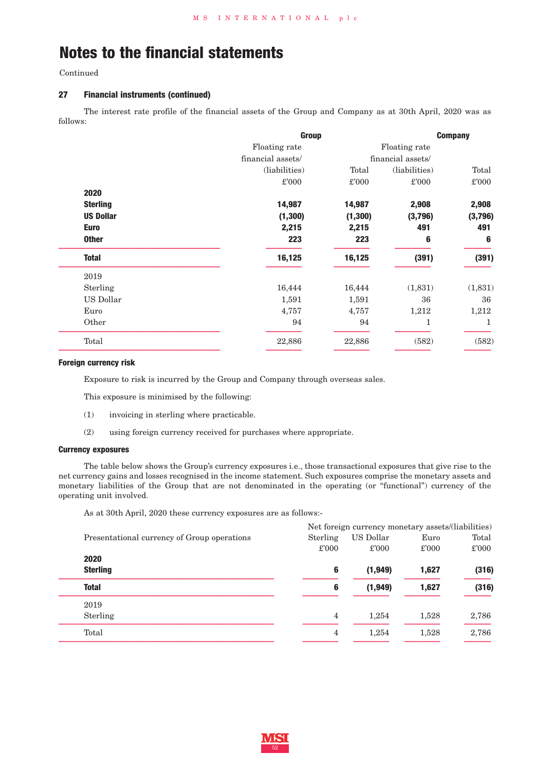# Notes to the financial statements

Continued

### 27 Financial instruments (continued)

The interest rate profile of the financial assets of the Group and Company as at 30th April, 2020 was as follows:

| | Group | | Company | |
|---|---|---|---|---|
| | Floating rate financial assets/ (liabilities) | Total | Floating rate financial assets/ (liabilities) | Total |
| | £'000 | £'000 | £'000 | £'000 |
| **2020** | | | | |
| **Sterling** | **14,987** | **14,987** | **2,908** | **2,908** |
| **US Dollar** | **(1,300)** | **(1,300)** | **(3,796)** | **(3,796)** |
| **Euro** | **2,215** | **2,215** | **491** | **491** |
| **Other** | **223** | **223** | **6** | **6** |
| **Total** | **16,125** | **16,125** | **(391)** | **(391)** |
| 2019 | | | | |
| Sterling | 16,444 | 16,444 | (1,831) | (1,831) |
| US Dollar | 1,591 | 1,591 | 36 | 36 |
| Euro | 4,757 | 4,757 | 1,212 | 1,212 |
| Other | 94 | 94 | 1 | 1 |
| Total | 22,886 | 22,886 | (582) | (582) |

#### Foreign currency risk

Exposure to risk is incurred by the Group and Company through overseas sales.

This exposure is minimised by the following:

(1) invoicing in sterling where practicable.

(2) using foreign currency received for purchases where appropriate.

#### Currency exposures

The table below shows the Group's currency exposures i.e., those transactional exposures that give rise to the net currency gains and losses recognised in the income statement. Such exposures comprise the monetary assets and monetary liabilities of the Group that are not denominated in the operating (or "functional") currency of the operating unit involved.

As at 30th April, 2020 these currency exposures are as follows:-

| | Net foreign currency monetary assets/(liabilities) | | | |
|---|---|---|---|---|
| Presentational currency of Group operations | Sterling | US Dollar | Euro | Total |
| | £'000 | £'000 | £'000 | £'000 |
| **2020** | | | | |
| **Sterling** | **6** | **(1,949)** | **1,627** | **(316)** |
| **Total** | **6** | **(1,949)** | **1,627** | **(316)** |
| 2019 | | | | |
| Sterling | 4 | 1,254 | 1,528 | 2,786 |
| Total | 4 | 1,254 | 1,528 | 2,786 |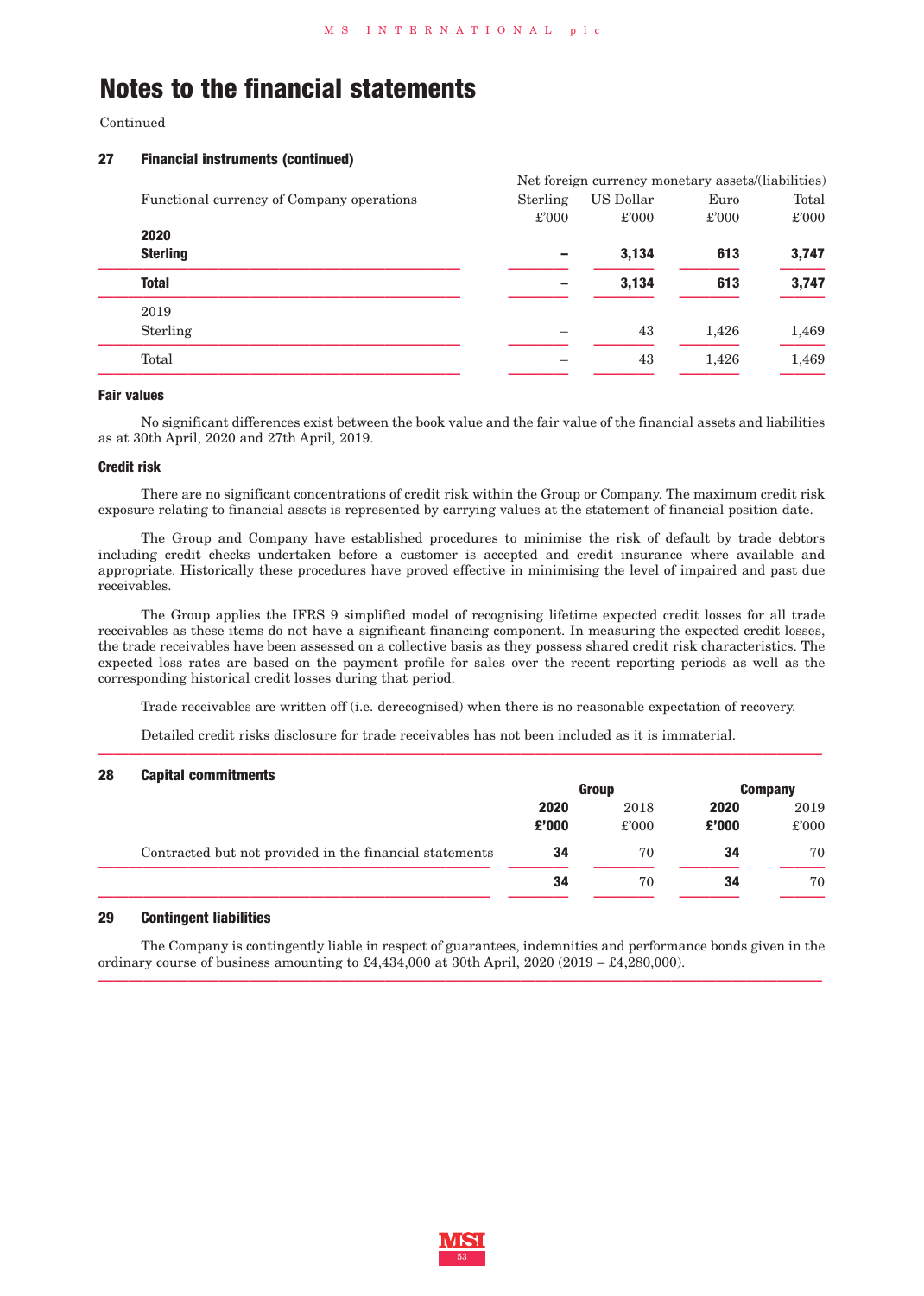# Notes to the financial statements

Continued

## 27 Financial instruments (continued)

| Functional currency of Company operations | Net foreign currency monetary assets/(liabilities) | | | |
|---|---|---|---|---|
| | Sterling £'000 | US Dollar £'000 | Euro £'000 | Total £'000 |
| **2020** | | | | |
| **Sterling** | **–** | **3,134** | **613** | **3,747** |
| **Total** | **–** | **3,134** | **613** | **3,747** |
| 2019 | | | | |
| Sterling | – | 43 | 1,426 | 1,469 |
| Total | – | 43 | 1,426 | 1,469 |

### Fair values

No significant differences exist between the book value and the fair value of the financial assets and liabilities as at 30th April, 2020 and 27th April, 2019.

### Credit risk

There are no significant concentrations of credit risk within the Group or Company. The maximum credit risk exposure relating to financial assets is represented by carrying values at the statement of financial position date.

The Group and Company have established procedures to minimise the risk of default by trade debtors including credit checks undertaken before a customer is accepted and credit insurance where available and appropriate. Historically these procedures have proved effective in minimising the level of impaired and past due receivables.

The Group applies the IFRS 9 simplified model of recognising lifetime expected credit losses for all trade receivables as these items do not have a significant financing component. In measuring the expected credit losses, the trade receivables have been assessed on a collective basis as they possess shared credit risk characteristics. The expected loss rates are based on the payment profile for sales over the recent reporting periods as well as the corresponding historical credit losses during that period.

Trade receivables are written off (i.e. derecognised) when there is no reasonable expectation of recovery.

Detailed credit risks disclosure for trade receivables has not been included as it is immaterial.

## 28 Capital commitments

| | Group | | Company | |
|---|---|---|---|---|
| | **2020 £'000** | 2018 £'000 | **2020 £'000** | 2019 £'000 |
| Contracted but not provided in the financial statements | **34** | 70 | **34** | 70 |
| | **34** | 70 | **34** | 70 |

## 29 Contingent liabilities

The Company is contingently liable in respect of guarantees, indemnities and performance bonds given in the ordinary course of business amounting to £4,434,000 at 30th April, 2020 (2019 – £4,280,000).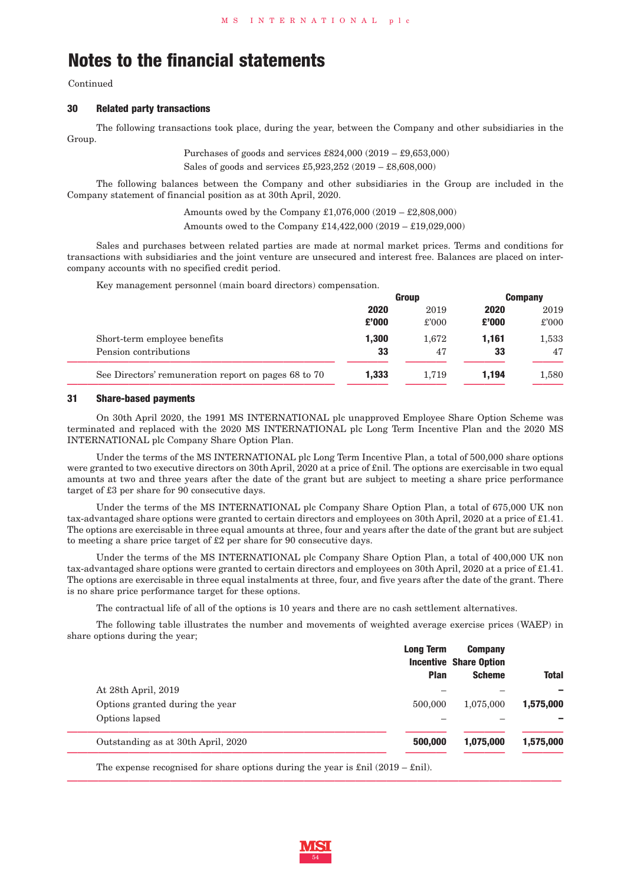# Notes to the financial statements

Continued

## 30 Related party transactions

The following transactions took place, during the year, between the Company and other subsidiaries in the Group.

Purchases of goods and services £824,000 (2019 – £9,653,000)

Sales of goods and services £5,923,252 (2019 – £8,608,000)

The following balances between the Company and other subsidiaries in the Group are included in the Company statement of financial position as at 30th April, 2020.

Amounts owed by the Company £1,076,000 (2019 – £2,808,000)

Amounts owed to the Company £14,422,000 (2019 – £19,029,000)

Sales and purchases between related parties are made at normal market prices. Terms and conditions for transactions with subsidiaries and the joint venture are unsecured and interest free. Balances are placed on inter-company accounts with no specified credit period.

Key management personnel (main board directors) compensation.

| | Group | | Company | |
|---|---|---|---|---|
| | **2020** | 2019 | **2020** | 2019 |
| | **£'000** | £'000 | **£'000** | £'000 |
| Short-term employee benefits | **1,300** | 1,672 | **1,161** | 1,533 |
| Pension contributions | **33** | 47 | **33** | 47 |
| See Directors' remuneration report on pages 68 to 70 | **1,333** | 1,719 | **1,194** | 1,580 |

## 31 Share-based payments

On 30th April 2020, the 1991 MS INTERNATIONAL plc unapproved Employee Share Option Scheme was terminated and replaced with the 2020 MS INTERNATIONAL plc Long Term Incentive Plan and the 2020 MS INTERNATIONAL plc Company Share Option Plan.

Under the terms of the MS INTERNATIONAL plc Long Term Incentive Plan, a total of 500,000 share options were granted to two executive directors on 30th April, 2020 at a price of £nil. The options are exercisable in two equal amounts at two and three years after the date of the grant but are subject to meeting a share price performance target of £3 per share for 90 consecutive days.

Under the terms of the MS INTERNATIONAL plc Company Share Option Plan, a total of 675,000 UK non tax-advantaged share options were granted to certain directors and employees on 30th April, 2020 at a price of £1.41. The options are exercisable in three equal amounts at three, four and years after the date of the grant but are subject to meeting a share price target of £2 per share for 90 consecutive days.

Under the terms of the MS INTERNATIONAL plc Company Share Option Plan, a total of 400,000 UK non tax-advantaged share options were granted to certain directors and employees on 30th April, 2020 at a price of £1.41. The options are exercisable in three equal instalments at three, four, and five years after the date of the grant. There is no share price performance target for these options.

The contractual life of all of the options is 10 years and there are no cash settlement alternatives.

The following table illustrates the number and movements of weighted average exercise prices (WAEP) in share options during the year;

| | Long Term Incentive Plan | Company Share Option Scheme | Total |
|---|---|---|---|
| At 28th April, 2019 | – | – | **–** |
| Options granted during the year | 500,000 | 1,075,000 | **1,575,000** |
| Options lapsed | – | – | **–** |
| Outstanding as at 30th April, 2020 | **500,000** | **1,075,000** | **1,575,000** |

The expense recognised for share options during the year is £nil (2019 – £nil).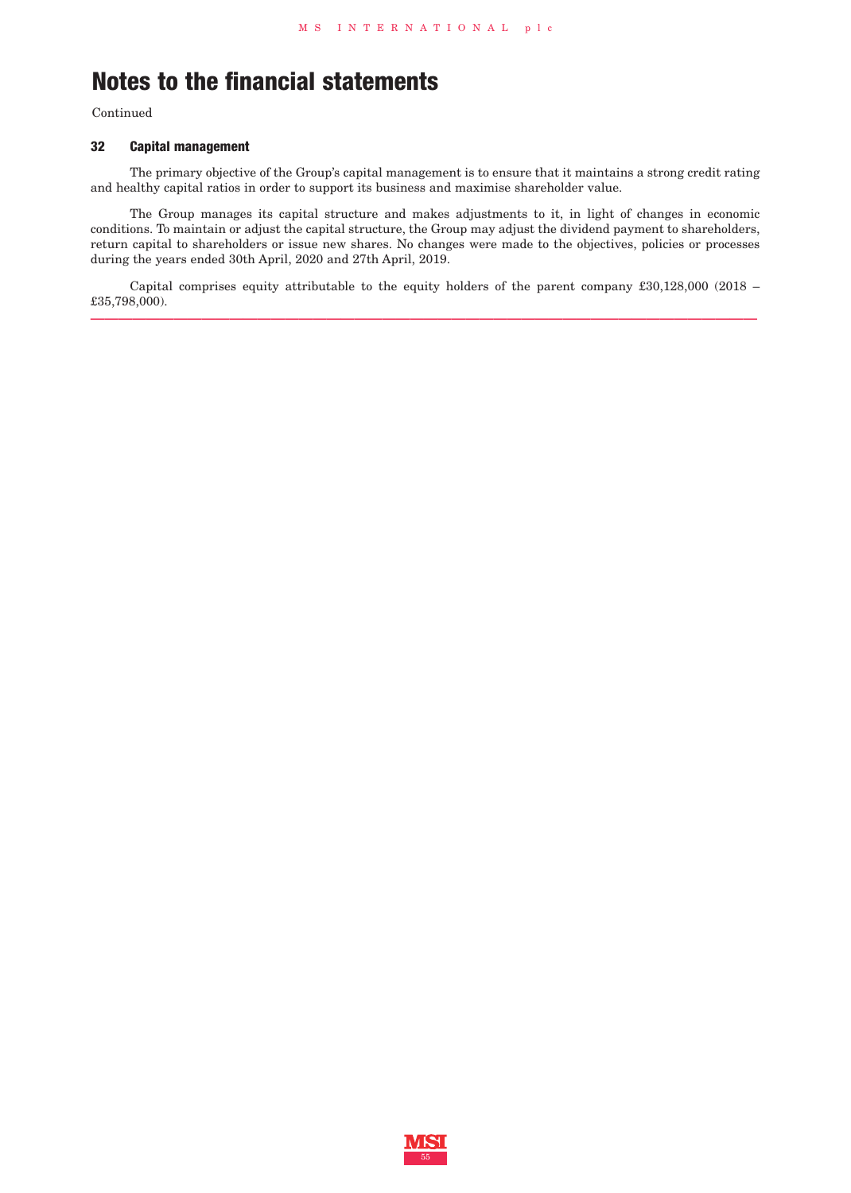# Notes to the financial statements

Continued

### 32 Capital management

The primary objective of the Group's capital management is to ensure that it maintains a strong credit rating and healthy capital ratios in order to support its business and maximise shareholder value.

The Group manages its capital structure and makes adjustments to it, in light of changes in economic conditions. To maintain or adjust the capital structure, the Group may adjust the dividend payment to shareholders, return capital to shareholders or issue new shares. No changes were made to the objectives, policies or processes during the years ended 30th April, 2020 and 27th April, 2019.

Capital comprises equity attributable to the equity holders of the parent company £30,128,000 (2018 – £35,798,000).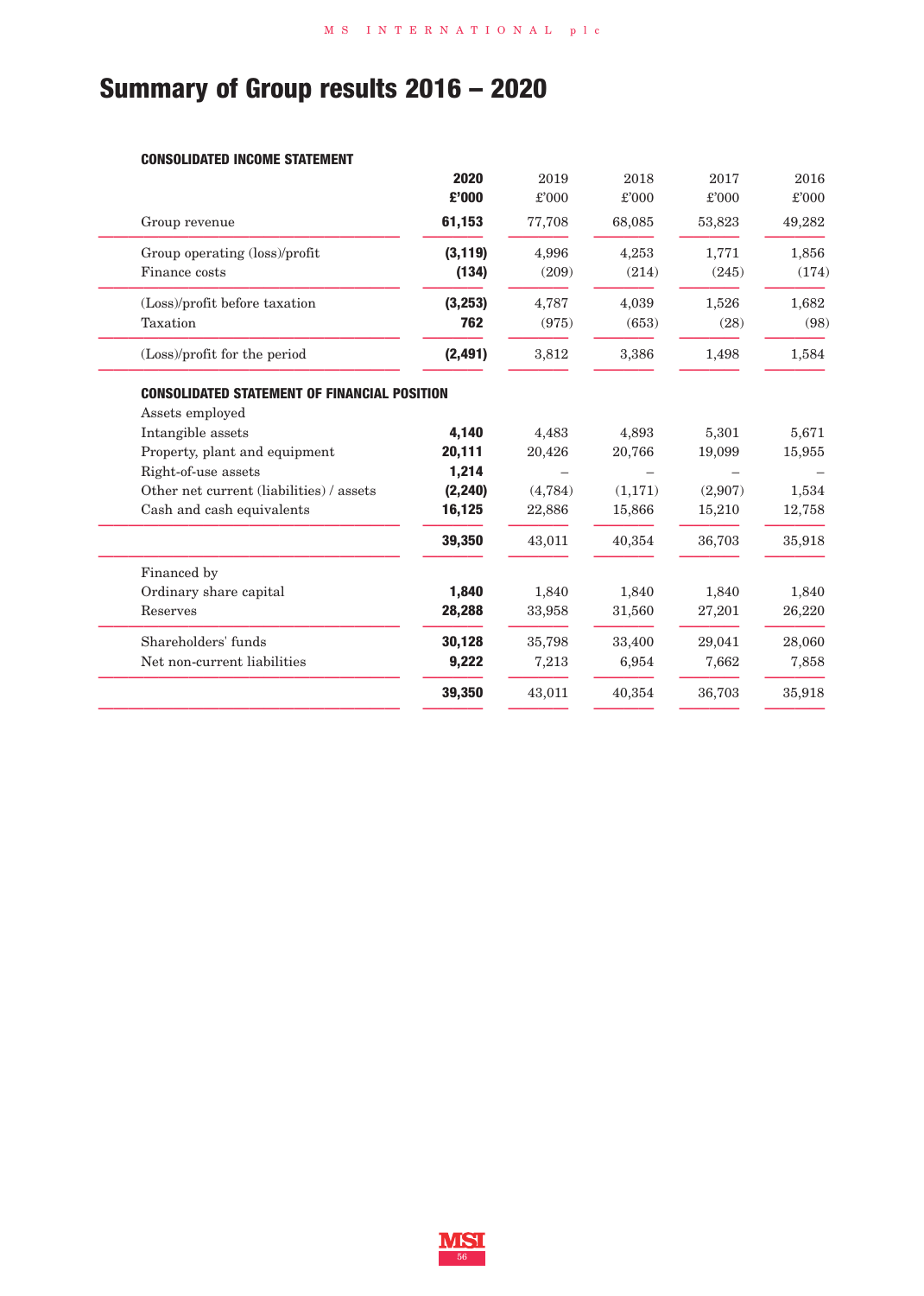# Summary of Group results 2016 – 2020

**CONSOLIDATED INCOME STATEMENT**

| | **2020 £'000** | 2019 £'000 | 2018 £'000 | 2017 £'000 | 2016 £'000 |
|---|---|---|---|---|---|
| Group revenue | **61,153** | 77,708 | 68,085 | 53,823 | 49,282 |
| Group operating (loss)/profit | **(3,119)** | 4,996 | 4,253 | 1,771 | 1,856 |
| Finance costs | **(134)** | (209) | (214) | (245) | (174) |
| (Loss)/profit before taxation | **(3,253)** | 4,787 | 4,039 | 1,526 | 1,682 |
| Taxation | **762** | (975) | (653) | (28) | (98) |
| (Loss)/profit for the period | **(2,491)** | 3,812 | 3,386 | 1,498 | 1,584 |

**CONSOLIDATED STATEMENT OF FINANCIAL POSITION**

| | **2020 £'000** | 2019 £'000 | 2018 £'000 | 2017 £'000 | 2016 £'000 |
|---|---|---|---|---|---|
| Assets employed | | | | | |
| Intangible assets | **4,140** | 4,483 | 4,893 | 5,301 | 5,671 |
| Property, plant and equipment | **20,111** | 20,426 | 20,766 | 19,099 | 15,955 |
| Right-of-use assets | **1,214** | – | – | – | – |
| Other net current (liabilities) / assets | **(2,240)** | (4,784) | (1,171) | (2,907) | 1,534 |
| Cash and cash equivalents | **16,125** | 22,886 | 15,866 | 15,210 | 12,758 |
| | **39,350** | 43,011 | 40,354 | 36,703 | 35,918 |
| Financed by | | | | | |
| Ordinary share capital | **1,840** | 1,840 | 1,840 | 1,840 | 1,840 |
| Reserves | **28,288** | 33,958 | 31,560 | 27,201 | 26,220 |
| Shareholders' funds | **30,128** | 35,798 | 33,400 | 29,041 | 28,060 |
| Net non-current liabilities | **9,222** | 7,213 | 6,954 | 7,662 | 7,858 |
| | **39,350** | 43,011 | 40,354 | 36,703 | 35,918 |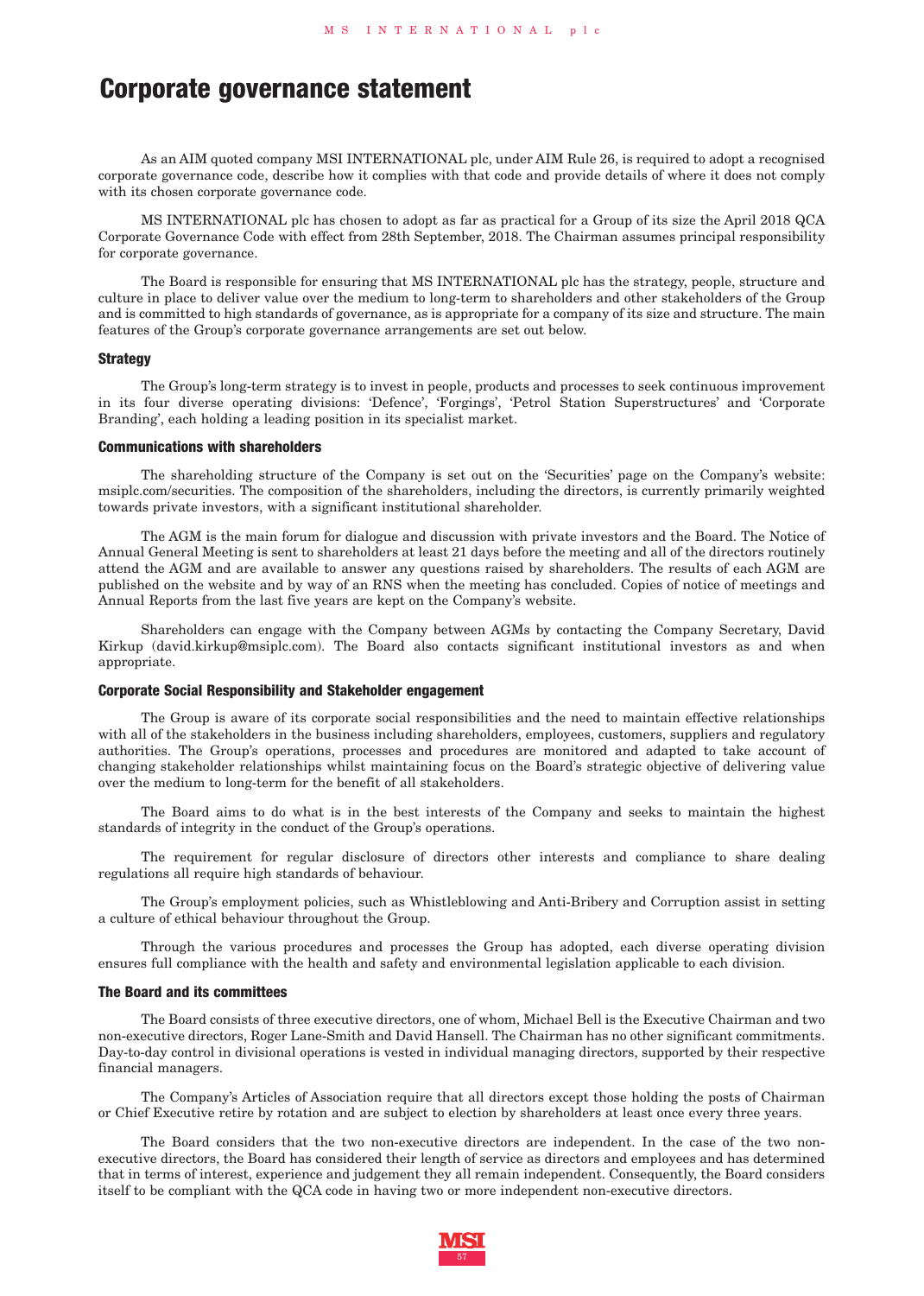# Corporate governance statement

As an AIM quoted company MSI INTERNATIONAL plc, under AIM Rule 26, is required to adopt a recognised corporate governance code, describe how it complies with that code and provide details of where it does not comply with its chosen corporate governance code.

MS INTERNATIONAL plc has chosen to adopt as far as practical for a Group of its size the April 2018 QCA Corporate Governance Code with effect from 28th September, 2018. The Chairman assumes principal responsibility for corporate governance.

The Board is responsible for ensuring that MS INTERNATIONAL plc has the strategy, people, structure and culture in place to deliver value over the medium to long-term to shareholders and other stakeholders of the Group and is committed to high standards of governance, as is appropriate for a company of its size and structure. The main features of the Group's corporate governance arrangements are set out below.

### Strategy

The Group's long-term strategy is to invest in people, products and processes to seek continuous improvement in its four diverse operating divisions: 'Defence', 'Forgings', 'Petrol Station Superstructures' and 'Corporate Branding', each holding a leading position in its specialist market.

### Communications with shareholders

The shareholding structure of the Company is set out on the 'Securities' page on the Company's website: msiplc.com/securities. The composition of the shareholders, including the directors, is currently primarily weighted towards private investors, with a significant institutional shareholder.

The AGM is the main forum for dialogue and discussion with private investors and the Board. The Notice of Annual General Meeting is sent to shareholders at least 21 days before the meeting and all of the directors routinely attend the AGM and are available to answer any questions raised by shareholders. The results of each AGM are published on the website and by way of an RNS when the meeting has concluded. Copies of notice of meetings and Annual Reports from the last five years are kept on the Company's website.

Shareholders can engage with the Company between AGMs by contacting the Company Secretary, David Kirkup (david.kirkup@msiplc.com). The Board also contacts significant institutional investors as and when appropriate.

### Corporate Social Responsibility and Stakeholder engagement

The Group is aware of its corporate social responsibilities and the need to maintain effective relationships with all of the stakeholders in the business including shareholders, employees, customers, suppliers and regulatory authorities. The Group's operations, processes and procedures are monitored and adapted to take account of changing stakeholder relationships whilst maintaining focus on the Board's strategic objective of delivering value over the medium to long-term for the benefit of all stakeholders.

The Board aims to do what is in the best interests of the Company and seeks to maintain the highest standards of integrity in the conduct of the Group's operations.

The requirement for regular disclosure of directors other interests and compliance to share dealing regulations all require high standards of behaviour.

The Group's employment policies, such as Whistleblowing and Anti-Bribery and Corruption assist in setting a culture of ethical behaviour throughout the Group.

Through the various procedures and processes the Group has adopted, each diverse operating division ensures full compliance with the health and safety and environmental legislation applicable to each division.

### The Board and its committees

The Board consists of three executive directors, one of whom, Michael Bell is the Executive Chairman and two non-executive directors, Roger Lane-Smith and David Hansell. The Chairman has no other significant commitments. Day-to-day control in divisional operations is vested in individual managing directors, supported by their respective financial managers.

The Company's Articles of Association require that all directors except those holding the posts of Chairman or Chief Executive retire by rotation and are subject to election by shareholders at least once every three years.

The Board considers that the two non-executive directors are independent. In the case of the two non-executive directors, the Board has considered their length of service as directors and employees and has determined that in terms of interest, experience and judgement they all remain independent. Consequently, the Board considers itself to be compliant with the QCA code in having two or more independent non-executive directors.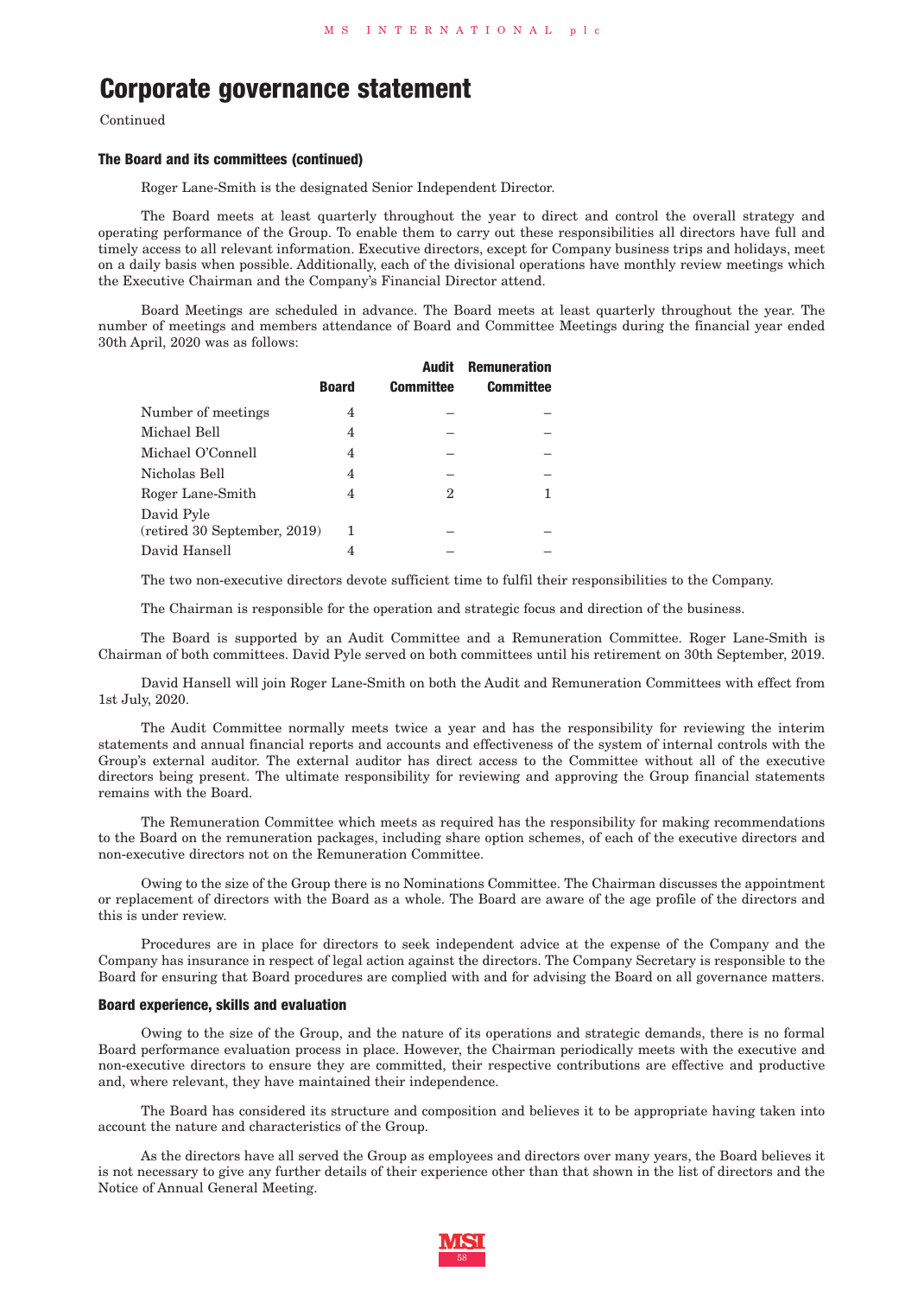# Corporate governance statement

Continued

### The Board and its committees (continued)

Roger Lane-Smith is the designated Senior Independent Director.

The Board meets at least quarterly throughout the year to direct and control the overall strategy and operating performance of the Group. To enable them to carry out these responsibilities all directors have full and timely access to all relevant information. Executive directors, except for Company business trips and holidays, meet on a daily basis when possible. Additionally, each of the divisional operations have monthly review meetings which the Executive Chairman and the Company's Financial Director attend.

Board Meetings are scheduled in advance. The Board meets at least quarterly throughout the year. The number of meetings and members attendance of Board and Committee Meetings during the financial year ended 30th April, 2020 was as follows:

| | Board | Audit Committee | Remuneration Committee |
|---|---|---|---|
| Number of meetings | 4 | – | – |
| Michael Bell | 4 | – | – |
| Michael O'Connell | 4 | – | – |
| Nicholas Bell | 4 | – | – |
| Roger Lane-Smith | 4 | 2 | 1 |
| David Pyle (retired 30 September, 2019) | 1 | – | – |
| David Hansell | 4 | – | – |

The two non-executive directors devote sufficient time to fulfil their responsibilities to the Company.

The Chairman is responsible for the operation and strategic focus and direction of the business.

The Board is supported by an Audit Committee and a Remuneration Committee. Roger Lane-Smith is Chairman of both committees. David Pyle served on both committees until his retirement on 30th September, 2019.

David Hansell will join Roger Lane-Smith on both the Audit and Remuneration Committees with effect from 1st July, 2020.

The Audit Committee normally meets twice a year and has the responsibility for reviewing the interim statements and annual financial reports and accounts and effectiveness of the system of internal controls with the Group's external auditor. The external auditor has direct access to the Committee without all of the executive directors being present. The ultimate responsibility for reviewing and approving the Group financial statements remains with the Board.

The Remuneration Committee which meets as required has the responsibility for making recommendations to the Board on the remuneration packages, including share option schemes, of each of the executive directors and non-executive directors not on the Remuneration Committee.

Owing to the size of the Group there is no Nominations Committee. The Chairman discusses the appointment or replacement of directors with the Board as a whole. The Board are aware of the age profile of the directors and this is under review.

Procedures are in place for directors to seek independent advice at the expense of the Company and the Company has insurance in respect of legal action against the directors. The Company Secretary is responsible to the Board for ensuring that Board procedures are complied with and for advising the Board on all governance matters.

### Board experience, skills and evaluation

Owing to the size of the Group, and the nature of its operations and strategic demands, there is no formal Board performance evaluation process in place. However, the Chairman periodically meets with the executive and non-executive directors to ensure they are committed, their respective contributions are effective and productive and, where relevant, they have maintained their independence.

The Board has considered its structure and composition and believes it to be appropriate having taken into account the nature and characteristics of the Group.

As the directors have all served the Group as employees and directors over many years, the Board believes it is not necessary to give any further details of their experience other than that shown in the list of directors and the Notice of Annual General Meeting.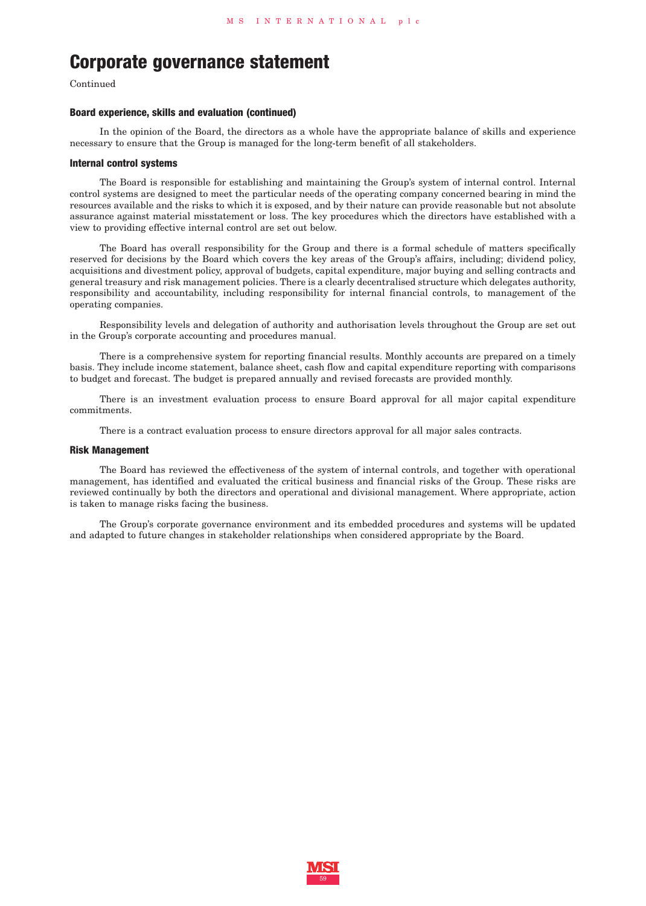# Corporate governance statement

Continued

### Board experience, skills and evaluation (continued)

In the opinion of the Board, the directors as a whole have the appropriate balance of skills and experience necessary to ensure that the Group is managed for the long-term benefit of all stakeholders.

### Internal control systems

The Board is responsible for establishing and maintaining the Group's system of internal control. Internal control systems are designed to meet the particular needs of the operating company concerned bearing in mind the resources available and the risks to which it is exposed, and by their nature can provide reasonable but not absolute assurance against material misstatement or loss. The key procedures which the directors have established with a view to providing effective internal control are set out below.

The Board has overall responsibility for the Group and there is a formal schedule of matters specifically reserved for decisions by the Board which covers the key areas of the Group's affairs, including; dividend policy, acquisitions and divestment policy, approval of budgets, capital expenditure, major buying and selling contracts and general treasury and risk management policies. There is a clearly decentralised structure which delegates authority, responsibility and accountability, including responsibility for internal financial controls, to management of the operating companies.

Responsibility levels and delegation of authority and authorisation levels throughout the Group are set out in the Group's corporate accounting and procedures manual.

There is a comprehensive system for reporting financial results. Monthly accounts are prepared on a timely basis. They include income statement, balance sheet, cash flow and capital expenditure reporting with comparisons to budget and forecast. The budget is prepared annually and revised forecasts are provided monthly.

There is an investment evaluation process to ensure Board approval for all major capital expenditure commitments.

There is a contract evaluation process to ensure directors approval for all major sales contracts.

### Risk Management

The Board has reviewed the effectiveness of the system of internal controls, and together with operational management, has identified and evaluated the critical business and financial risks of the Group. These risks are reviewed continually by both the directors and operational and divisional management. Where appropriate, action is taken to manage risks facing the business.

The Group's corporate governance environment and its embedded procedures and systems will be updated and adapted to future changes in stakeholder relationships when considered appropriate by the Board.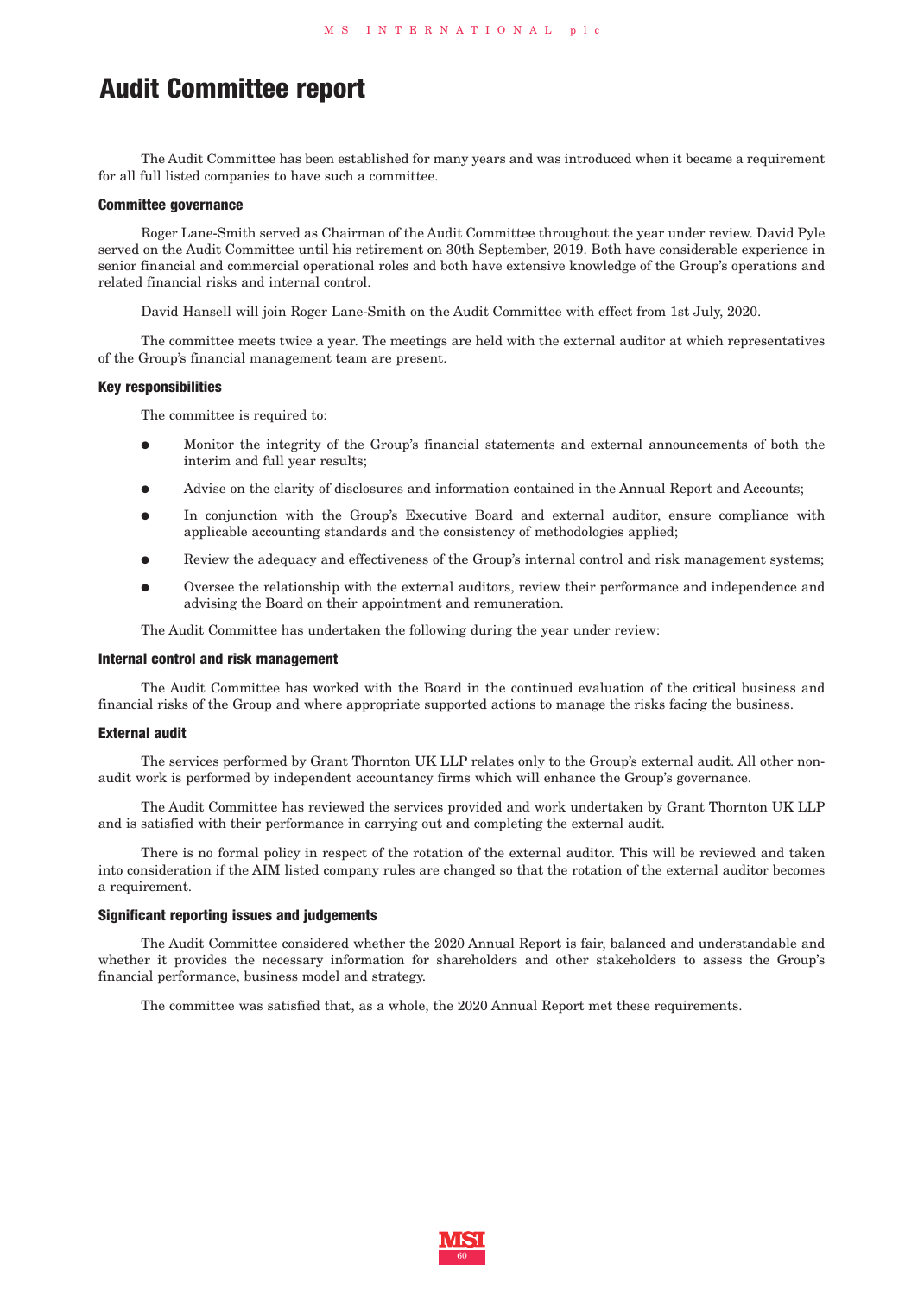# Audit Committee report

The Audit Committee has been established for many years and was introduced when it became a requirement for all full listed companies to have such a committee.

### Committee governance

Roger Lane-Smith served as Chairman of the Audit Committee throughout the year under review. David Pyle served on the Audit Committee until his retirement on 30th September, 2019. Both have considerable experience in senior financial and commercial operational roles and both have extensive knowledge of the Group's operations and related financial risks and internal control.

David Hansell will join Roger Lane-Smith on the Audit Committee with effect from 1st July, 2020.

The committee meets twice a year. The meetings are held with the external auditor at which representatives of the Group's financial management team are present.

### Key responsibilities

The committee is required to:

- Monitor the integrity of the Group's financial statements and external announcements of both the interim and full year results;
- Advise on the clarity of disclosures and information contained in the Annual Report and Accounts;
- In conjunction with the Group's Executive Board and external auditor, ensure compliance with applicable accounting standards and the consistency of methodologies applied;
- Review the adequacy and effectiveness of the Group's internal control and risk management systems;
- Oversee the relationship with the external auditors, review their performance and independence and advising the Board on their appointment and remuneration.

The Audit Committee has undertaken the following during the year under review:

### Internal control and risk management

The Audit Committee has worked with the Board in the continued evaluation of the critical business and financial risks of the Group and where appropriate supported actions to manage the risks facing the business.

### External audit

The services performed by Grant Thornton UK LLP relates only to the Group's external audit. All other non-audit work is performed by independent accountancy firms which will enhance the Group's governance.

The Audit Committee has reviewed the services provided and work undertaken by Grant Thornton UK LLP and is satisfied with their performance in carrying out and completing the external audit.

There is no formal policy in respect of the rotation of the external auditor. This will be reviewed and taken into consideration if the AIM listed company rules are changed so that the rotation of the external auditor becomes a requirement.

### Significant reporting issues and judgements

The Audit Committee considered whether the 2020 Annual Report is fair, balanced and understandable and whether it provides the necessary information for shareholders and other stakeholders to assess the Group's financial performance, business model and strategy.

The committee was satisfied that, as a whole, the 2020 Annual Report met these requirements.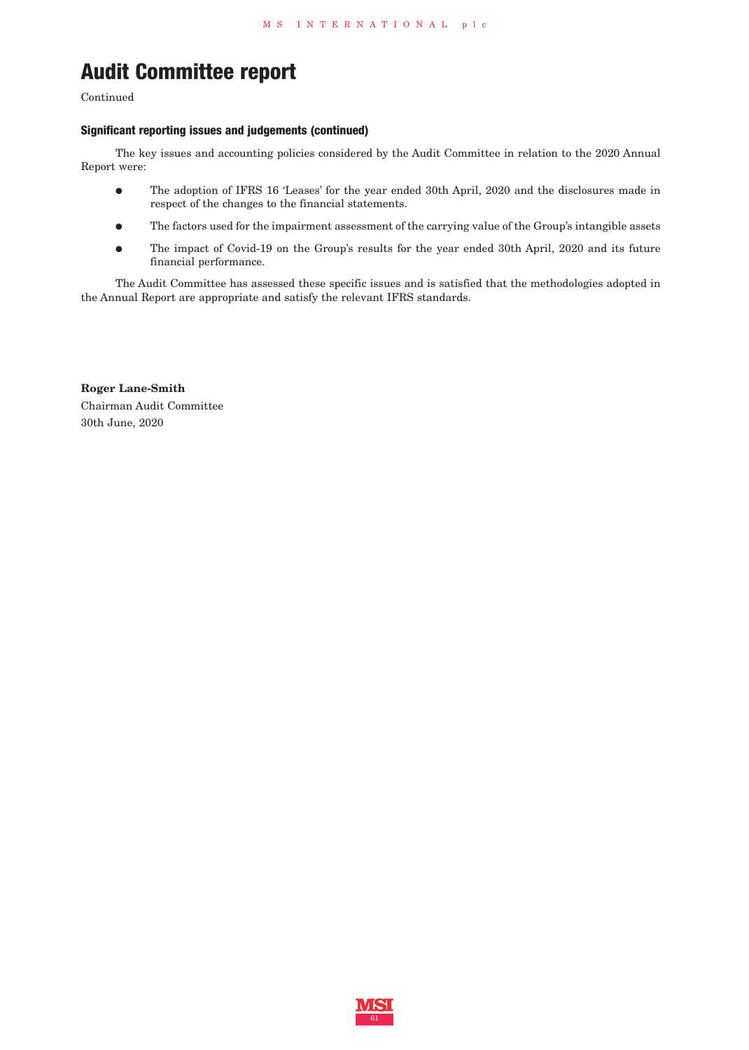# Audit Committee report

Continued

### Significant reporting issues and judgements (continued)

The key issues and accounting policies considered by the Audit Committee in relation to the 2020 Annual Report were:

- The adoption of IFRS 16 'Leases' for the year ended 30th April, 2020 and the disclosures made in respect of the changes to the financial statements.
- The factors used for the impairment assessment of the carrying value of the Group's intangible assets
- The impact of Covid-19 on the Group's results for the year ended 30th April, 2020 and its future financial performance.

The Audit Committee has assessed these specific issues and is satisfied that the methodologies adopted in the Annual Report are appropriate and satisfy the relevant IFRS standards.

**Roger Lane-Smith**
Chairman Audit Committee
30th June, 2020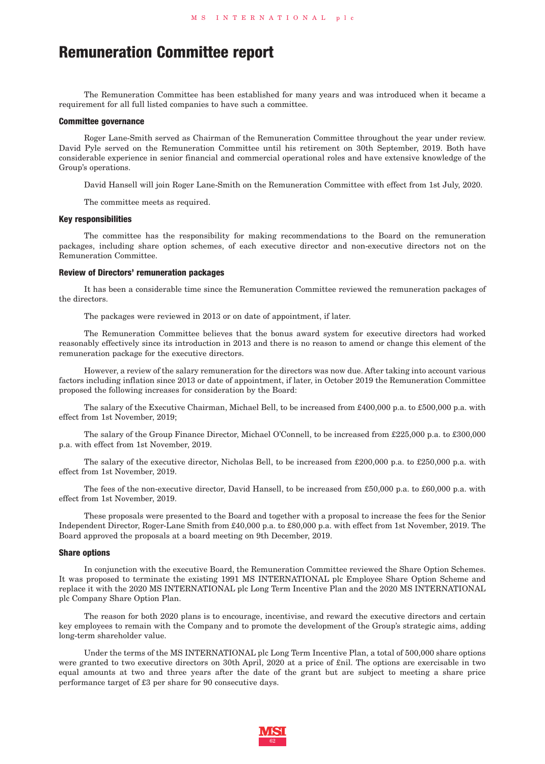# Remuneration Committee report

The Remuneration Committee has been established for many years and was introduced when it became a requirement for all full listed companies to have such a committee.

### Committee governance

Roger Lane-Smith served as Chairman of the Remuneration Committee throughout the year under review. David Pyle served on the Remuneration Committee until his retirement on 30th September, 2019. Both have considerable experience in senior financial and commercial operational roles and have extensive knowledge of the Group's operations.

David Hansell will join Roger Lane-Smith on the Remuneration Committee with effect from 1st July, 2020.

The committee meets as required.

### Key responsibilities

The committee has the responsibility for making recommendations to the Board on the remuneration packages, including share option schemes, of each executive director and non-executive directors not on the Remuneration Committee.

### Review of Directors' remuneration packages

It has been a considerable time since the Remuneration Committee reviewed the remuneration packages of the directors.

The packages were reviewed in 2013 or on date of appointment, if later.

The Remuneration Committee believes that the bonus award system for executive directors had worked reasonably effectively since its introduction in 2013 and there is no reason to amend or change this element of the remuneration package for the executive directors.

However, a review of the salary remuneration for the directors was now due. After taking into account various factors including inflation since 2013 or date of appointment, if later, in October 2019 the Remuneration Committee proposed the following increases for consideration by the Board:

The salary of the Executive Chairman, Michael Bell, to be increased from £400,000 p.a. to £500,000 p.a. with effect from 1st November, 2019;

The salary of the Group Finance Director, Michael O'Connell, to be increased from £225,000 p.a. to £300,000 p.a. with effect from 1st November, 2019.

The salary of the executive director, Nicholas Bell, to be increased from £200,000 p.a. to £250,000 p.a. with effect from 1st November, 2019.

The fees of the non-executive director, David Hansell, to be increased from £50,000 p.a. to £60,000 p.a. with effect from 1st November, 2019.

These proposals were presented to the Board and together with a proposal to increase the fees for the Senior Independent Director, Roger-Lane Smith from £40,000 p.a. to £80,000 p.a. with effect from 1st November, 2019. The Board approved the proposals at a board meeting on 9th December, 2019.

### Share options

In conjunction with the executive Board, the Remuneration Committee reviewed the Share Option Schemes. It was proposed to terminate the existing 1991 MS INTERNATIONAL plc Employee Share Option Scheme and replace it with the 2020 MS INTERNATIONAL plc Long Term Incentive Plan and the 2020 MS INTERNATIONAL plc Company Share Option Plan.

The reason for both 2020 plans is to encourage, incentivise, and reward the executive directors and certain key employees to remain with the Company and to promote the development of the Group's strategic aims, adding long-term shareholder value.

Under the terms of the MS INTERNATIONAL plc Long Term Incentive Plan, a total of 500,000 share options were granted to two executive directors on 30th April, 2020 at a price of £nil. The options are exercisable in two equal amounts at two and three years after the date of the grant but are subject to meeting a share price performance target of £3 per share for 90 consecutive days.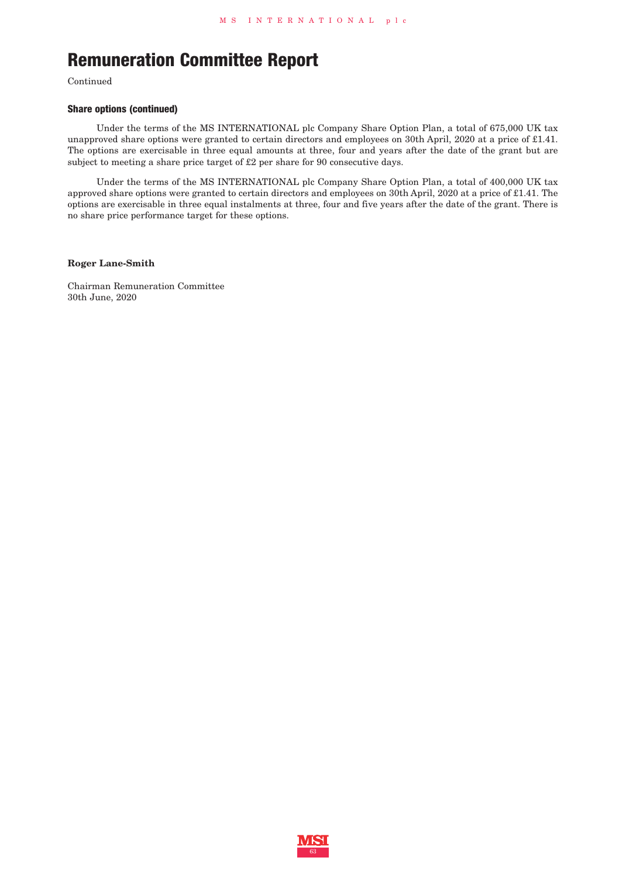# Remuneration Committee Report

Continued

### Share options (continued)

Under the terms of the MS INTERNATIONAL plc Company Share Option Plan, a total of 675,000 UK tax unapproved share options were granted to certain directors and employees on 30th April, 2020 at a price of £1.41. The options are exercisable in three equal amounts at three, four and years after the date of the grant but are subject to meeting a share price target of £2 per share for 90 consecutive days.

Under the terms of the MS INTERNATIONAL plc Company Share Option Plan, a total of 400,000 UK tax approved share options were granted to certain directors and employees on 30th April, 2020 at a price of £1.41. The options are exercisable in three equal instalments at three, four and five years after the date of the grant. There is no share price performance target for these options.

**Roger Lane-Smith**

Chairman Remuneration Committee
30th June, 2020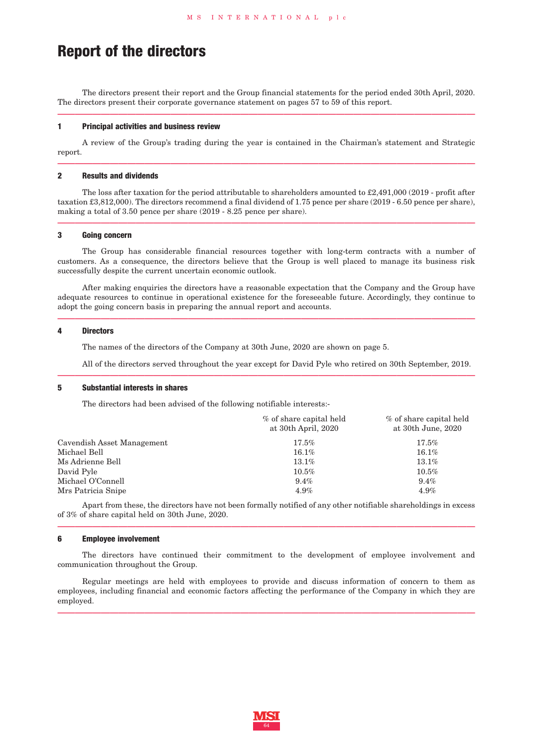# Report of the directors

The directors present their report and the Group financial statements for the period ended 30th April, 2020. The directors present their corporate governance statement on pages 57 to 59 of this report.

### 1 Principal activities and business review

A review of the Group's trading during the year is contained in the Chairman's statement and Strategic report.

### 2 Results and dividends

The loss after taxation for the period attributable to shareholders amounted to £2,491,000 (2019 - profit after taxation £3,812,000). The directors recommend a final dividend of 1.75 pence per share (2019 - 6.50 pence per share), making a total of 3.50 pence per share (2019 - 8.25 pence per share).

### 3 Going concern

The Group has considerable financial resources together with long-term contracts with a number of customers. As a consequence, the directors believe that the Group is well placed to manage its business risk successfully despite the current uncertain economic outlook.

After making enquiries the directors have a reasonable expectation that the Company and the Group have adequate resources to continue in operational existence for the foreseeable future. Accordingly, they continue to adopt the going concern basis in preparing the annual report and accounts.

### 4 Directors

The names of the directors of the Company at 30th June, 2020 are shown on page 5.

All of the directors served throughout the year except for David Pyle who retired on 30th September, 2019.

### 5 Substantial interests in shares

The directors had been advised of the following notifiable interests:-

| | % of share capital held at 30th April, 2020 | % of share capital held at 30th June, 2020 |
|---|---|---|
| Cavendish Asset Management | 17.5% | 17.5% |
| Michael Bell | 16.1% | 16.1% |
| Ms Adrienne Bell | 13.1% | 13.1% |
| David Pyle | 10.5% | 10.5% |
| Michael O'Connell | 9.4% | 9.4% |
| Mrs Patricia Snipe | 4.9% | 4.9% |

Apart from these, the directors have not been formally notified of any other notifiable shareholdings in excess of 3% of share capital held on 30th June, 2020.

### 6 Employee involvement

The directors have continued their commitment to the development of employee involvement and communication throughout the Group.

Regular meetings are held with employees to provide and discuss information of concern to them as employees, including financial and economic factors affecting the performance of the Company in which they are employed.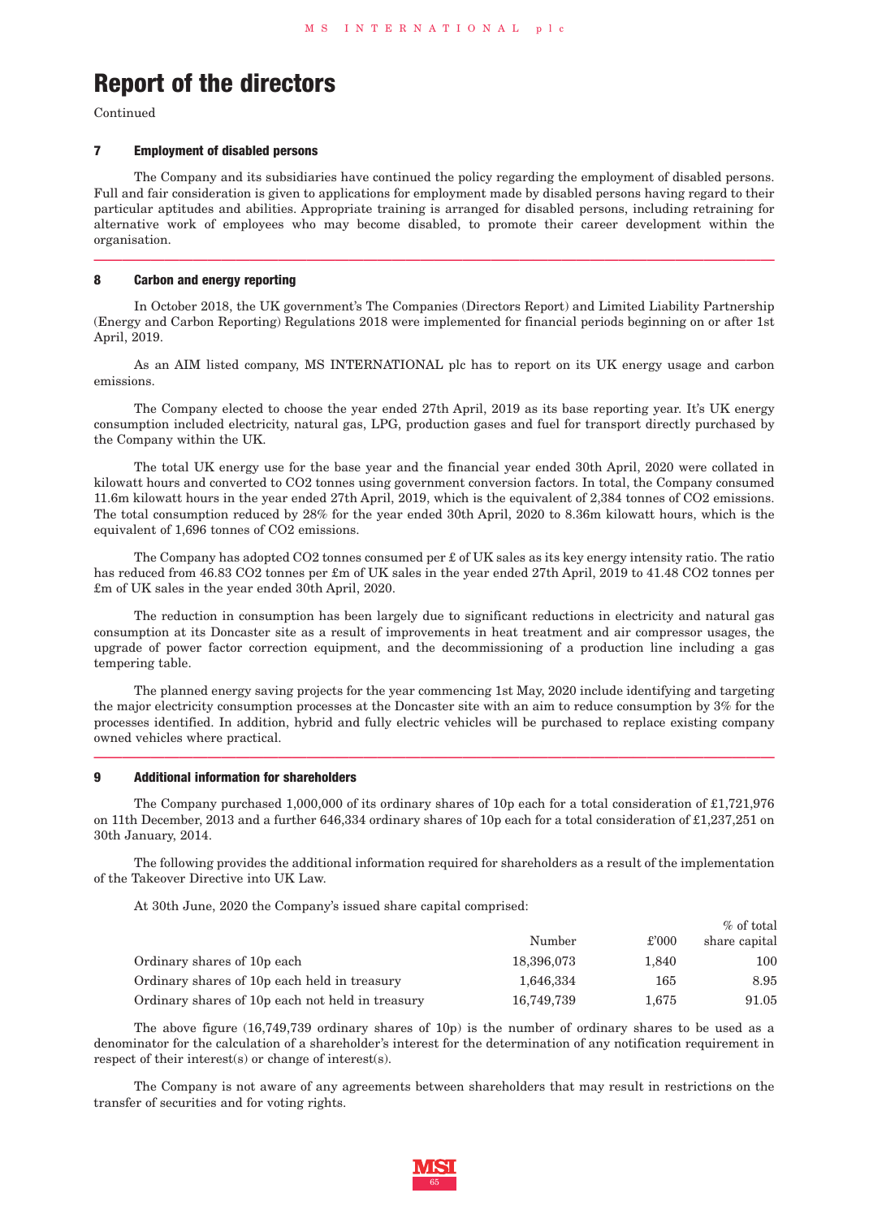# Report of the directors

Continued

### 7 Employment of disabled persons

The Company and its subsidiaries have continued the policy regarding the employment of disabled persons. Full and fair consideration is given to applications for employment made by disabled persons having regard to their particular aptitudes and abilities. Appropriate training is arranged for disabled persons, including retraining for alternative work of employees who may become disabled, to promote their career development within the organisation.

### 8 Carbon and energy reporting

In October 2018, the UK government's The Companies (Directors Report) and Limited Liability Partnership (Energy and Carbon Reporting) Regulations 2018 were implemented for financial periods beginning on or after 1st April, 2019.

As an AIM listed company, MS INTERNATIONAL plc has to report on its UK energy usage and carbon emissions.

The Company elected to choose the year ended 27th April, 2019 as its base reporting year. It's UK energy consumption included electricity, natural gas, LPG, production gases and fuel for transport directly purchased by the Company within the UK.

The total UK energy use for the base year and the financial year ended 30th April, 2020 were collated in kilowatt hours and converted to $CO_2$ tonnes using government conversion factors. In total, the Company consumed 11.6m kilowatt hours in the year ended 27th April, 2019, which is the equivalent of 2,384 tonnes of $CO_2$ emissions. The total consumption reduced by 28% for the year ended 30th April, 2020 to 8.36m kilowatt hours, which is the equivalent of 1,696 tonnes of $CO_2$ emissions.

The Company has adopted $CO_2$ tonnes consumed per £ of UK sales as its key energy intensity ratio. The ratio has reduced from 46.83 $CO_2$ tonnes per £m of UK sales in the year ended 27th April, 2019 to 41.48 $CO_2$ tonnes per £m of UK sales in the year ended 30th April, 2020.

The reduction in consumption has been largely due to significant reductions in electricity and natural gas consumption at its Doncaster site as a result of improvements in heat treatment and air compressor usages, the upgrade of power factor correction equipment, and the decommissioning of a production line including a gas tempering table.

The planned energy saving projects for the year commencing 1st May, 2020 include identifying and targeting the major electricity consumption processes at the Doncaster site with an aim to reduce consumption by 3% for the processes identified. In addition, hybrid and fully electric vehicles will be purchased to replace existing company owned vehicles where practical.

### 9 Additional information for shareholders

The Company purchased 1,000,000 of its ordinary shares of 10p each for a total consideration of £1,721,976 on 11th December, 2013 and a further 646,334 ordinary shares of 10p each for a total consideration of £1,237,251 on 30th January, 2014.

The following provides the additional information required for shareholders as a result of the implementation of the Takeover Directive into UK Law.

At 30th June, 2020 the Company's issued share capital comprised:

| | Number | £'000 | % of total share capital |
|---|---|---|---|
| Ordinary shares of 10p each | 18,396,073 | 1,840 | 100 |
| Ordinary shares of 10p each held in treasury | 1,646,334 | 165 | 8.95 |
| Ordinary shares of 10p each not held in treasury | 16,749,739 | 1,675 | 91.05 |

The above figure (16,749,739 ordinary shares of 10p) is the number of ordinary shares to be used as a denominator for the calculation of a shareholder's interest for the determination of any notification requirement in respect of their interest(s) or change of interest(s).

The Company is not aware of any agreements between shareholders that may result in restrictions on the transfer of securities and for voting rights.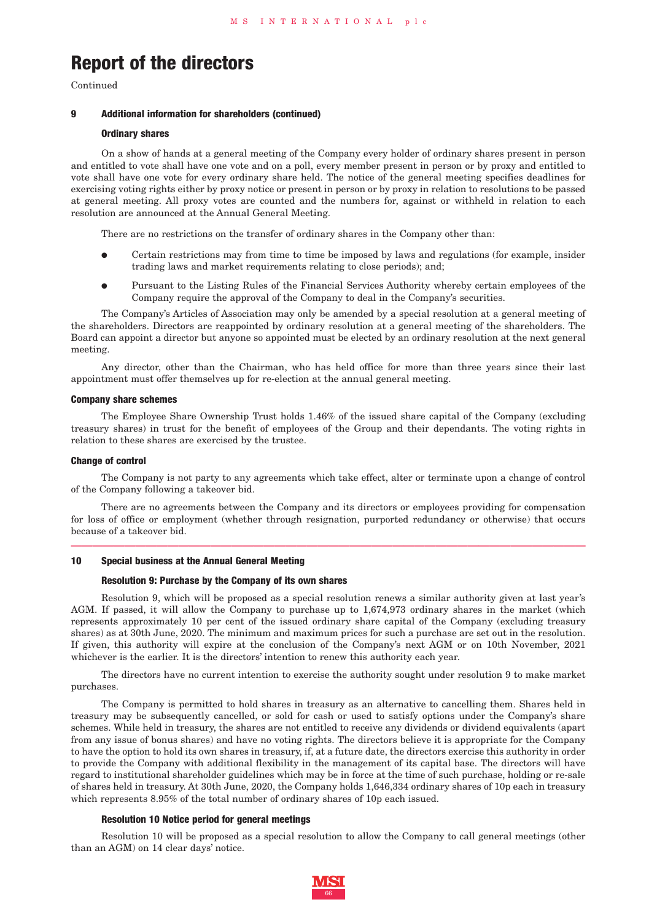# Report of the directors

Continued

## 9 Additional information for shareholders (continued)

### Ordinary shares

On a show of hands at a general meeting of the Company every holder of ordinary shares present in person and entitled to vote shall have one vote and on a poll, every member present in person or by proxy and entitled to vote shall have one vote for every ordinary share held. The notice of the general meeting specifies deadlines for exercising voting rights either by proxy notice or present in person or by proxy in relation to resolutions to be passed at general meeting. All proxy votes are counted and the numbers for, against or withheld in relation to each resolution are announced at the Annual General Meeting.

There are no restrictions on the transfer of ordinary shares in the Company other than:

- Certain restrictions may from time to time be imposed by laws and regulations (for example, insider trading laws and market requirements relating to close periods); and;
- Pursuant to the Listing Rules of the Financial Services Authority whereby certain employees of the Company require the approval of the Company to deal in the Company's securities.

The Company's Articles of Association may only be amended by a special resolution at a general meeting of the shareholders. Directors are reappointed by ordinary resolution at a general meeting of the shareholders. The Board can appoint a director but anyone so appointed must be elected by an ordinary resolution at the next general meeting.

Any director, other than the Chairman, who has held office for more than three years since their last appointment must offer themselves up for re-election at the annual general meeting.

### Company share schemes

The Employee Share Ownership Trust holds 1.46% of the issued share capital of the Company (excluding treasury shares) in trust for the benefit of employees of the Group and their dependants. The voting rights in relation to these shares are exercised by the trustee.

### Change of control

The Company is not party to any agreements which take effect, alter or terminate upon a change of control of the Company following a takeover bid.

There are no agreements between the Company and its directors or employees providing for compensation for loss of office or employment (whether through resignation, purported redundancy or otherwise) that occurs because of a takeover bid.

## 10 Special business at the Annual General Meeting

### Resolution 9: Purchase by the Company of its own shares

Resolution 9, which will be proposed as a special resolution renews a similar authority given at last year's AGM. If passed, it will allow the Company to purchase up to 1,674,973 ordinary shares in the market (which represents approximately 10 per cent of the issued ordinary share capital of the Company (excluding treasury shares) as at 30th June, 2020. The minimum and maximum prices for such a purchase are set out in the resolution. If given, this authority will expire at the conclusion of the Company's next AGM or on 10th November, 2021 whichever is the earlier. It is the directors' intention to renew this authority each year.

The directors have no current intention to exercise the authority sought under resolution 9 to make market purchases.

The Company is permitted to hold shares in treasury as an alternative to cancelling them. Shares held in treasury may be subsequently cancelled, or sold for cash or used to satisfy options under the Company's share schemes. While held in treasury, the shares are not entitled to receive any dividends or dividend equivalents (apart from any issue of bonus shares) and have no voting rights. The directors believe it is appropriate for the Company to have the option to hold its own shares in treasury, if, at a future date, the directors exercise this authority in order to provide the Company with additional flexibility in the management of its capital base. The directors will have regard to institutional shareholder guidelines which may be in force at the time of such purchase, holding or re-sale of shares held in treasury. At 30th June, 2020, the Company holds 1,646,334 ordinary shares of 10p each in treasury which represents 8.95% of the total number of ordinary shares of 10p each issued.

### Resolution 10 Notice period for general meetings

Resolution 10 will be proposed as a special resolution to allow the Company to call general meetings (other than an AGM) on 14 clear days' notice.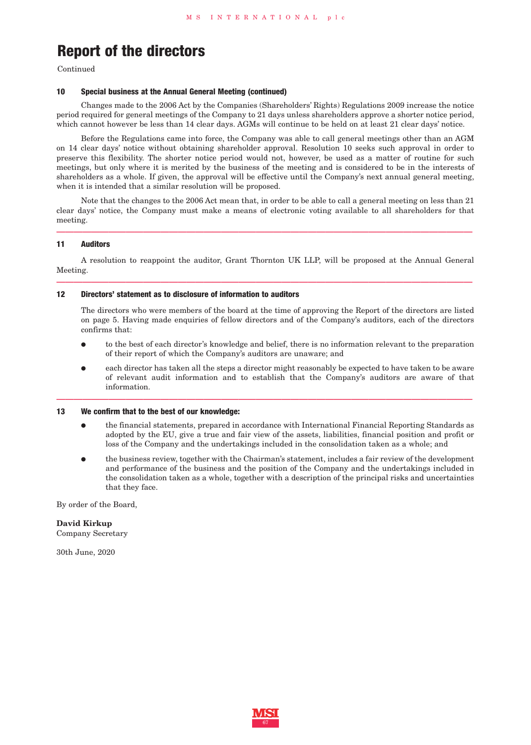# Report of the directors

Continued

### 10 Special business at the Annual General Meeting (continued)

Changes made to the 2006 Act by the Companies (Shareholders' Rights) Regulations 2009 increase the notice period required for general meetings of the Company to 21 days unless shareholders approve a shorter notice period, which cannot however be less than 14 clear days. AGMs will continue to be held on at least 21 clear days' notice.

Before the Regulations came into force, the Company was able to call general meetings other than an AGM on 14 clear days' notice without obtaining shareholder approval. Resolution 10 seeks such approval in order to preserve this flexibility. The shorter notice period would not, however, be used as a matter of routine for such meetings, but only where it is merited by the business of the meeting and is considered to be in the interests of shareholders as a whole. If given, the approval will be effective until the Company's next annual general meeting, when it is intended that a similar resolution will be proposed.

Note that the changes to the 2006 Act mean that, in order to be able to call a general meeting on less than 21 clear days' notice, the Company must make a means of electronic voting available to all shareholders for that meeting.

### 11 Auditors

A resolution to reappoint the auditor, Grant Thornton UK LLP, will be proposed at the Annual General Meeting.

### 12 Directors' statement as to disclosure of information to auditors

The directors who were members of the board at the time of approving the Report of the directors are listed on page 5. Having made enquiries of fellow directors and of the Company's auditors, each of the directors confirms that:

- to the best of each director's knowledge and belief, there is no information relevant to the preparation of their report of which the Company's auditors are unaware; and
- each director has taken all the steps a director might reasonably be expected to have taken to be aware of relevant audit information and to establish that the Company's auditors are aware of that information.

### 13 We confirm that to the best of our knowledge:

- the financial statements, prepared in accordance with International Financial Reporting Standards as adopted by the EU, give a true and fair view of the assets, liabilities, financial position and profit or loss of the Company and the undertakings included in the consolidation taken as a whole; and
- the business review, together with the Chairman's statement, includes a fair review of the development and performance of the business and the position of the Company and the undertakings included in the consolidation taken as a whole, together with a description of the principal risks and uncertainties that they face.

By order of the Board,

**David Kirkup**
Company Secretary

30th June, 2020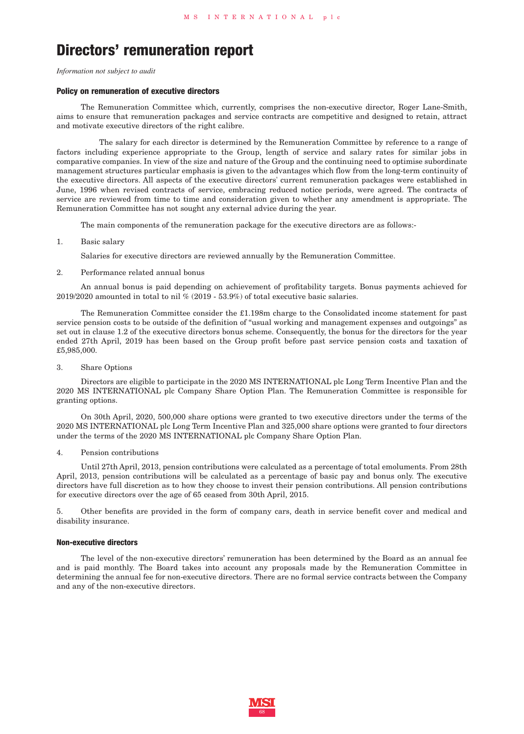# Directors' remuneration report

*Information not subject to audit*

### Policy on remuneration of executive directors

The Remuneration Committee which, currently, comprises the non-executive director, Roger Lane-Smith, aims to ensure that remuneration packages and service contracts are competitive and designed to retain, attract and motivate executive directors of the right calibre.

The salary for each director is determined by the Remuneration Committee by reference to a range of factors including experience appropriate to the Group, length of service and salary rates for similar jobs in comparative companies. In view of the size and nature of the Group and the continuing need to optimise subordinate management structures particular emphasis is given to the advantages which flow from the long-term continuity of the executive directors. All aspects of the executive directors' current remuneration packages were established in June, 1996 when revised contracts of service, embracing reduced notice periods, were agreed. The contracts of service are reviewed from time to time and consideration given to whether any amendment is appropriate. The Remuneration Committee has not sought any external advice during the year.

The main components of the remuneration package for the executive directors are as follows:-

1. Basic salary

   Salaries for executive directors are reviewed annually by the Remuneration Committee.

2. Performance related annual bonus

   An annual bonus is paid depending on achievement of profitability targets. Bonus payments achieved for 2019/2020 amounted in total to nil % (2019 - 53.9%) of total executive basic salaries.

   The Remuneration Committee consider the £1.198m charge to the Consolidated income statement for past service pension costs to be outside of the definition of "usual working and management expenses and outgoings" as set out in clause 1.2 of the executive directors bonus scheme. Consequently, the bonus for the directors for the year ended 27th April, 2019 has been based on the Group profit before past service pension costs and taxation of £5,985,000.

3. Share Options

   Directors are eligible to participate in the 2020 MS INTERNATIONAL plc Long Term Incentive Plan and the 2020 MS INTERNATIONAL plc Company Share Option Plan. The Remuneration Committee is responsible for granting options.

   On 30th April, 2020, 500,000 share options were granted to two executive directors under the terms of the 2020 MS INTERNATIONAL plc Long Term Incentive Plan and 325,000 share options were granted to four directors under the terms of the 2020 MS INTERNATIONAL plc Company Share Option Plan.

4. Pension contributions

   Until 27th April, 2013, pension contributions were calculated as a percentage of total emoluments. From 28th April, 2013, pension contributions will be calculated as a percentage of basic pay and bonus only. The executive directors have full discretion as to how they choose to invest their pension contributions. All pension contributions for executive directors over the age of 65 ceased from 30th April, 2015.

5. Other benefits are provided in the form of company cars, death in service benefit cover and medical and disability insurance.

### Non-executive directors

The level of the non-executive directors' remuneration has been determined by the Board as an annual fee and is paid monthly. The Board takes into account any proposals made by the Remuneration Committee in determining the annual fee for non-executive directors. There are no formal service contracts between the Company and any of the non-executive directors.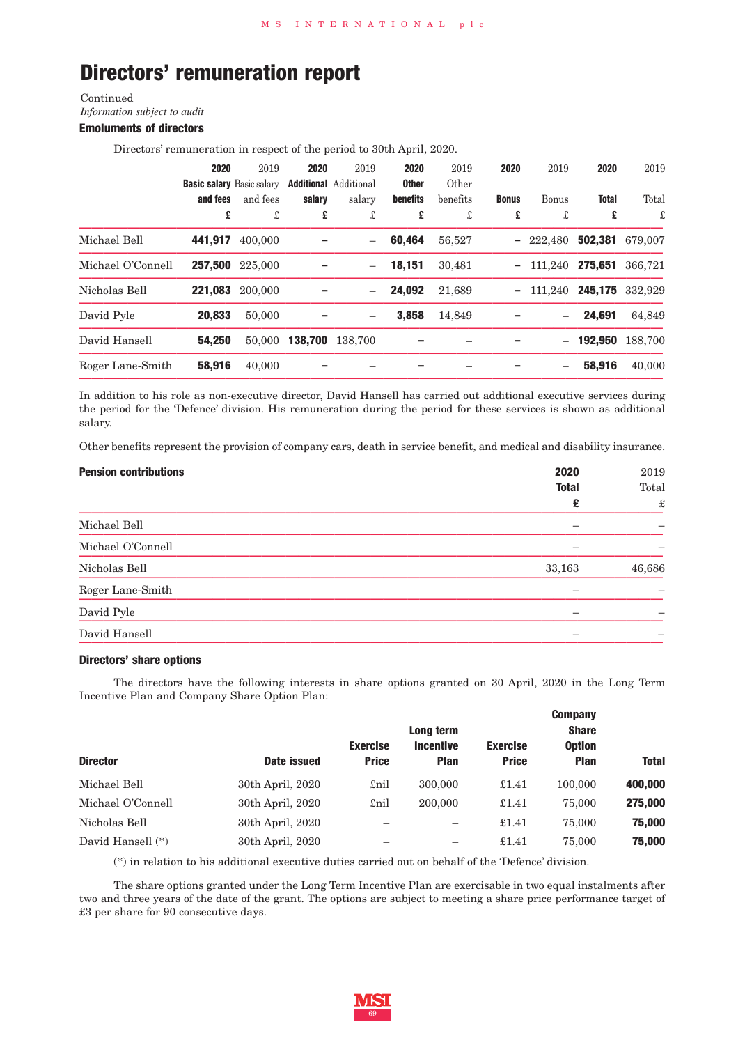# Directors' remuneration report

Continued

*Information subject to audit*

### Emoluments of directors

Directors' remuneration in respect of the period to 30th April, 2020.

| | 2020 Basic salary and fees £ | 2019 Basic salary and fees £ | 2020 Additional salary £ | 2019 Additional salary £ | 2020 Other benefits £ | 2019 Other benefits £ | 2020 Bonus £ | 2019 Bonus £ | 2020 Total £ | 2019 Total £ |
|---|---|---|---|---|---|---|---|---|---|---|
| Michael Bell | **441,917** | 400,000 | **–** | – | **60,464** | 56,527 | **–** | 222,480 | **502,381** | 679,007 |
| Michael O'Connell | **257,500** | 225,000 | **–** | – | **18,151** | 30,481 | **–** | 111,240 | **275,651** | 366,721 |
| Nicholas Bell | **221,083** | 200,000 | **–** | – | **24,092** | 21,689 | **–** | 111,240 | **245,175** | 332,929 |
| David Pyle | **20,833** | 50,000 | **–** | – | **3,858** | 14,849 | **–** | – | **24,691** | 64,849 |
| David Hansell | **54,250** | 50,000 | **138,700** | 138,700 | **–** | – | **–** | – | **192,950** | 188,700 |
| Roger Lane-Smith | **58,916** | 40,000 | **–** | – | **–** | – | **–** | – | **58,916** | 40,000 |

In addition to his role as non-executive director, David Hansell has carried out additional executive services during the period for the 'Defence' division. His remuneration during the period for these services is shown as additional salary.

Other benefits represent the provision of company cars, death in service benefit, and medical and disability insurance.

| **Pension contributions** | **2020 Total £** | 2019 Total £ |
|---|---|---|
| Michael Bell | – | – |
| Michael O'Connell | – | – |
| Nicholas Bell | 33,163 | 46,686 |
| Roger Lane-Smith | – | – |
| David Pyle | – | – |
| David Hansell | – | – |

### Directors' share options

The directors have the following interests in share options granted on 30 April, 2020 in the Long Term Incentive Plan and Company Share Option Plan:

| Director | Date issued | Exercise Price | Long term Incentive Plan | Exercise Price | Company Share Option Plan | Total |
|---|---|---|---|---|---|---|
| Michael Bell | 30th April, 2020 | £nil | 300,000 | £1.41 | 100,000 | **400,000** |
| Michael O'Connell | 30th April, 2020 | £nil | 200,000 | £1.41 | 75,000 | **275,000** |
| Nicholas Bell | 30th April, 2020 | – | – | £1.41 | 75,000 | **75,000** |
| David Hansell (*) | 30th April, 2020 | – | – | £1.41 | 75,000 | **75,000** |

(*) in relation to his additional executive duties carried out on behalf of the 'Defence' division.

The share options granted under the Long Term Incentive Plan are exercisable in two equal instalments after two and three years of the date of the grant. The options are subject to meeting a share price performance target of £3 per share for 90 consecutive days.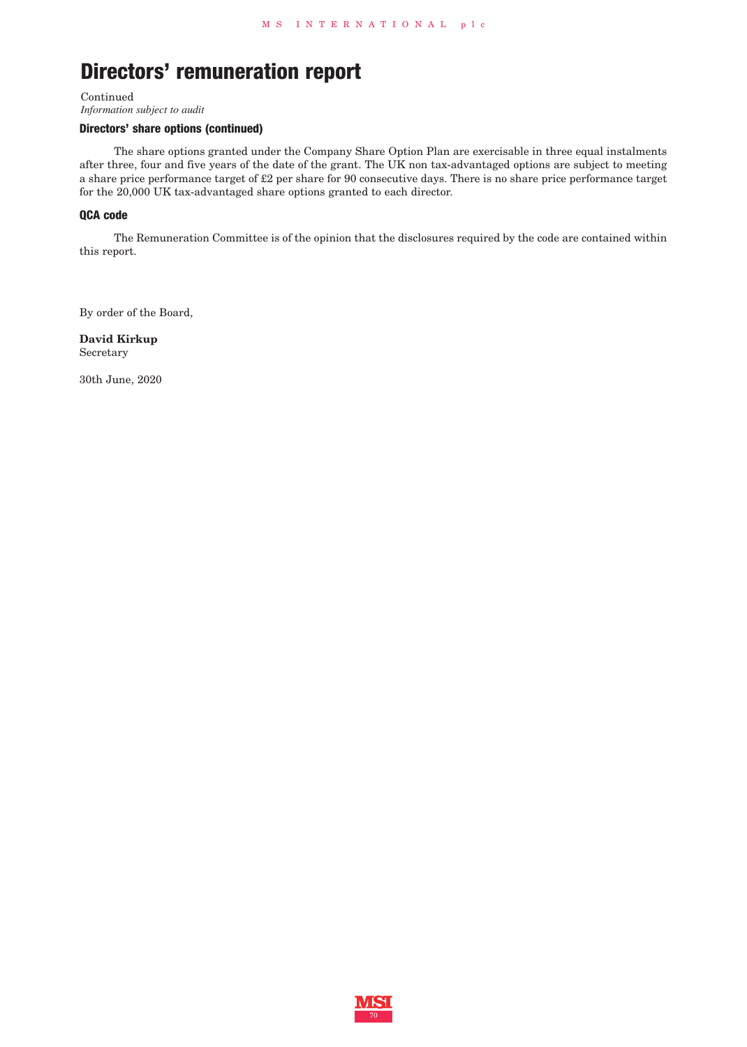# Directors' remuneration report

Continued

*Information subject to audit*

### Directors' share options (continued)

The share options granted under the Company Share Option Plan are exercisable in three equal instalments after three, four and five years of the date of the grant. The UK non tax-advantaged options are subject to meeting a share price performance target of £2 per share for 90 consecutive days. There is no share price performance target for the 20,000 UK tax-advantaged share options granted to each director.

### QCA code

The Remuneration Committee is of the opinion that the disclosures required by the code are contained within this report.

By order of the Board,

**David Kirkup**
Secretary

30th June, 2020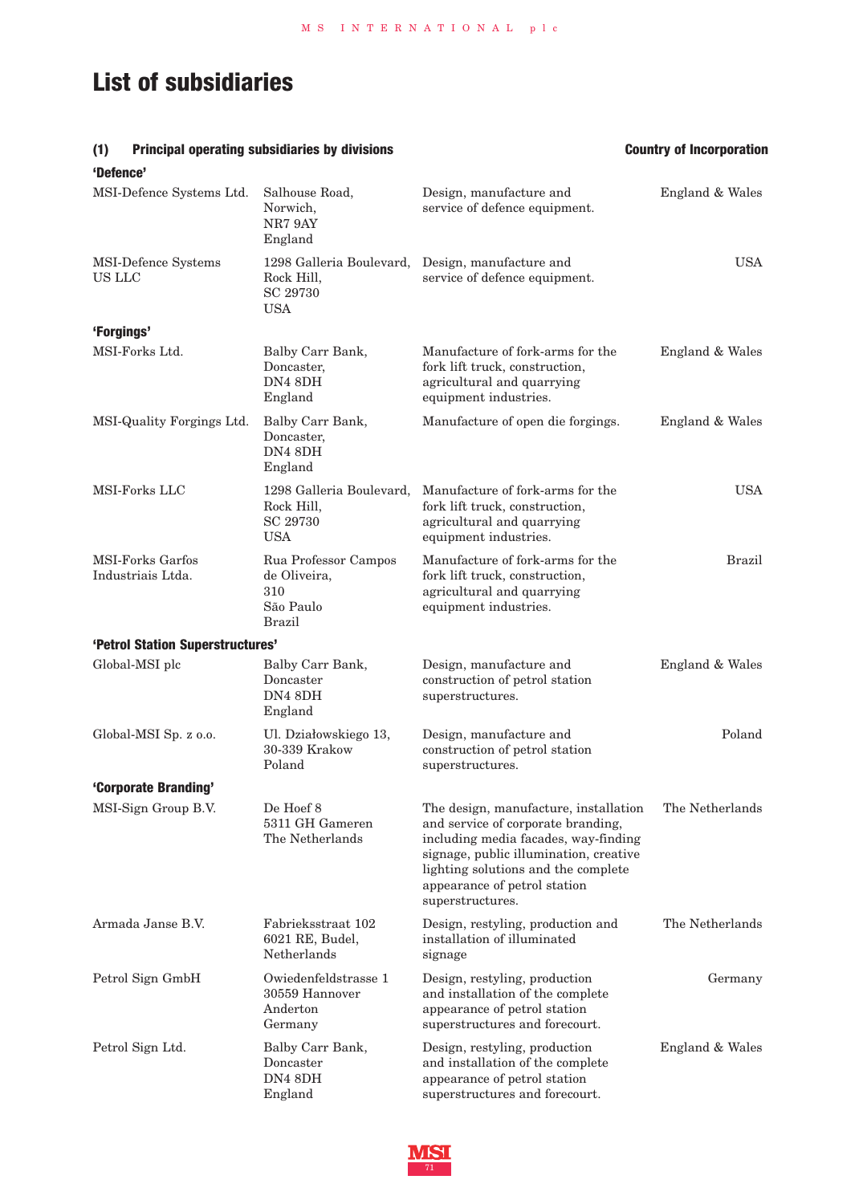# List of subsidiaries

| (1) Principal operating subsidiaries by divisions | | | Country of Incorporation |
|---|---|---|---|
| **'Defence'** | | | |
| MSI-Defence Systems Ltd. | Salhouse Road, Norwich, NR7 9AY England | Design, manufacture and service of defence equipment. | England & Wales |
| MSI-Defence Systems US LLC | 1298 Galleria Boulevard, Rock Hill, SC 29730 USA | Design, manufacture and service of defence equipment. | USA |
| **'Forgings'** | | | |
| MSI-Forks Ltd. | Balby Carr Bank, Doncaster, DN4 8DH England | Manufacture of fork-arms for the fork lift truck, construction, agricultural and quarrying equipment industries. | England & Wales |
| MSI-Quality Forgings Ltd. | Balby Carr Bank, Doncaster, DN4 8DH England | Manufacture of open die forgings. | England & Wales |
| MSI-Forks LLC | 1298 Galleria Boulevard, Rock Hill, SC 29730 USA | Manufacture of fork-arms for the fork lift truck, construction, agricultural and quarrying equipment industries. | USA |
| MSI-Forks Garfos Industriais Ltda. | Rua Professor Campos de Oliveira, 310 São Paulo Brazil | Manufacture of fork-arms for the fork lift truck, construction, agricultural and quarrying equipment industries. | Brazil |
| **'Petrol Station Superstructures'** | | | |
| Global-MSI plc | Balby Carr Bank, Doncaster DN4 8DH England | Design, manufacture and construction of petrol station superstructures. | England & Wales |
| Global-MSI Sp. z o.o. | Ul. Działowskiego 13, 30-339 Krakow Poland | Design, manufacture and construction of petrol station superstructures. | Poland |
| **'Corporate Branding'** | | | |
| MSI-Sign Group B.V. | De Hoef 8 5311 GH Gameren The Netherlands | The design, manufacture, installation and service of corporate branding, including media facades, way-finding signage, public illumination, creative lighting solutions and the complete appearance of petrol station superstructures. | The Netherlands |
| Armada Janse B.V. | Fabrieksstraat 102 6021 RE, Budel, Netherlands | Design, restyling, production and installation of illuminated signage | The Netherlands |
| Petrol Sign GmbH | Owiedenfeldstrasse 1 30559 Hannover Anderton Germany | Design, restyling, production and installation of the complete appearance of petrol station superstructures and forecourt. | Germany |
| Petrol Sign Ltd. | Balby Carr Bank, Doncaster DN4 8DH England | Design, restyling, production and installation of the complete appearance of petrol station superstructures and forecourt. | England & Wales |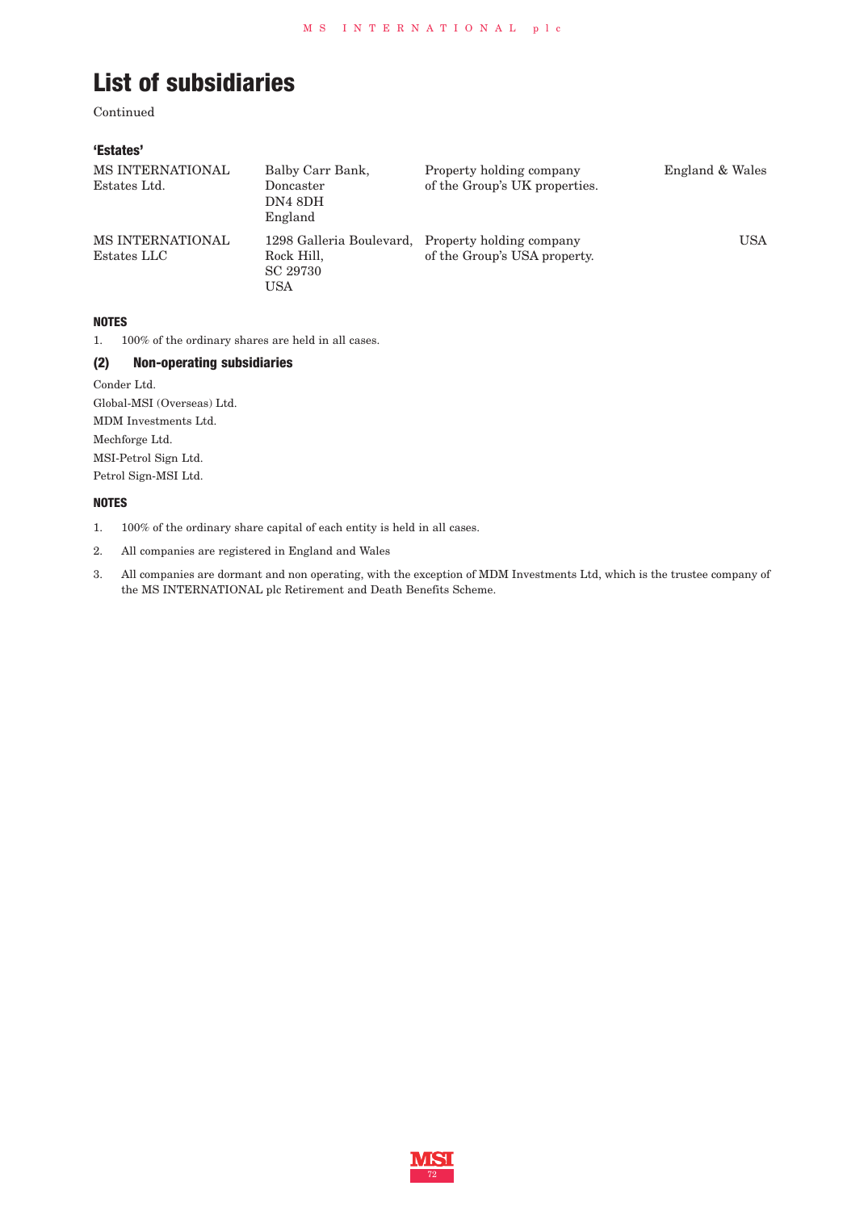# List of subsidiaries

Continued

**'Estates'**

| | | | |
|---|---|---|---|
| MS INTERNATIONAL Estates Ltd. | Balby Carr Bank, Doncaster DN4 8DH England | Property holding company of the Group's UK properties. | England & Wales |
| MS INTERNATIONAL Estates LLC | 1298 Galleria Boulevard, Rock Hill, SC 29730 USA | Property holding company of the Group's USA property. | USA |

**NOTES**

1. 100% of the ordinary shares are held in all cases.

### (2) Non-operating subsidiaries

Conder Ltd.
Global-MSI (Overseas) Ltd.
MDM Investments Ltd.
Mechforge Ltd.
MSI-Petrol Sign Ltd.
Petrol Sign-MSI Ltd.

**NOTES**

1. 100% of the ordinary share capital of each entity is held in all cases.
2. All companies are registered in England and Wales
3. All companies are dormant and non operating, with the exception of MDM Investments Ltd, which is the trustee company of the MS INTERNATIONAL plc Retirement and Death Benefits Scheme.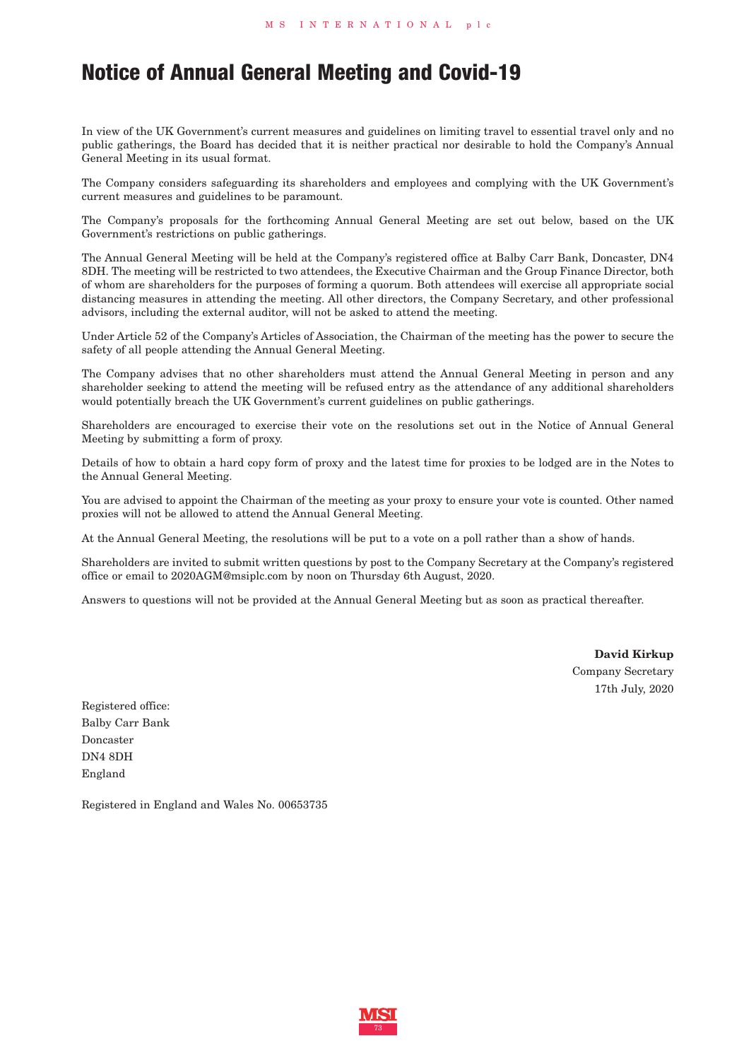# Notice of Annual General Meeting and Covid-19

In view of the UK Government's current measures and guidelines on limiting travel to essential travel only and no public gatherings, the Board has decided that it is neither practical nor desirable to hold the Company's Annual General Meeting in its usual format.

The Company considers safeguarding its shareholders and employees and complying with the UK Government's current measures and guidelines to be paramount.

The Company's proposals for the forthcoming Annual General Meeting are set out below, based on the UK Government's restrictions on public gatherings.

The Annual General Meeting will be held at the Company's registered office at Balby Carr Bank, Doncaster, DN4 8DH. The meeting will be restricted to two attendees, the Executive Chairman and the Group Finance Director, both of whom are shareholders for the purposes of forming a quorum. Both attendees will exercise all appropriate social distancing measures in attending the meeting. All other directors, the Company Secretary, and other professional advisors, including the external auditor, will not be asked to attend the meeting.

Under Article 52 of the Company's Articles of Association, the Chairman of the meeting has the power to secure the safety of all people attending the Annual General Meeting.

The Company advises that no other shareholders must attend the Annual General Meeting in person and any shareholder seeking to attend the meeting will be refused entry as the attendance of any additional shareholders would potentially breach the UK Government's current guidelines on public gatherings.

Shareholders are encouraged to exercise their vote on the resolutions set out in the Notice of Annual General Meeting by submitting a form of proxy.

Details of how to obtain a hard copy form of proxy and the latest time for proxies to be lodged are in the Notes to the Annual General Meeting.

You are advised to appoint the Chairman of the meeting as your proxy to ensure your vote is counted. Other named proxies will not be allowed to attend the Annual General Meeting.

At the Annual General Meeting, the resolutions will be put to a vote on a poll rather than a show of hands.

Shareholders are invited to submit written questions by post to the Company Secretary at the Company's registered office or email to 2020AGM@msiplc.com by noon on Thursday 6th August, 2020.

Answers to questions will not be provided at the Annual General Meeting but as soon as practical thereafter.

**David Kirkup**
Company Secretary
17th July, 2020

Registered office:
Balby Carr Bank
Doncaster
DN4 8DH
England

Registered in England and Wales No. 00653735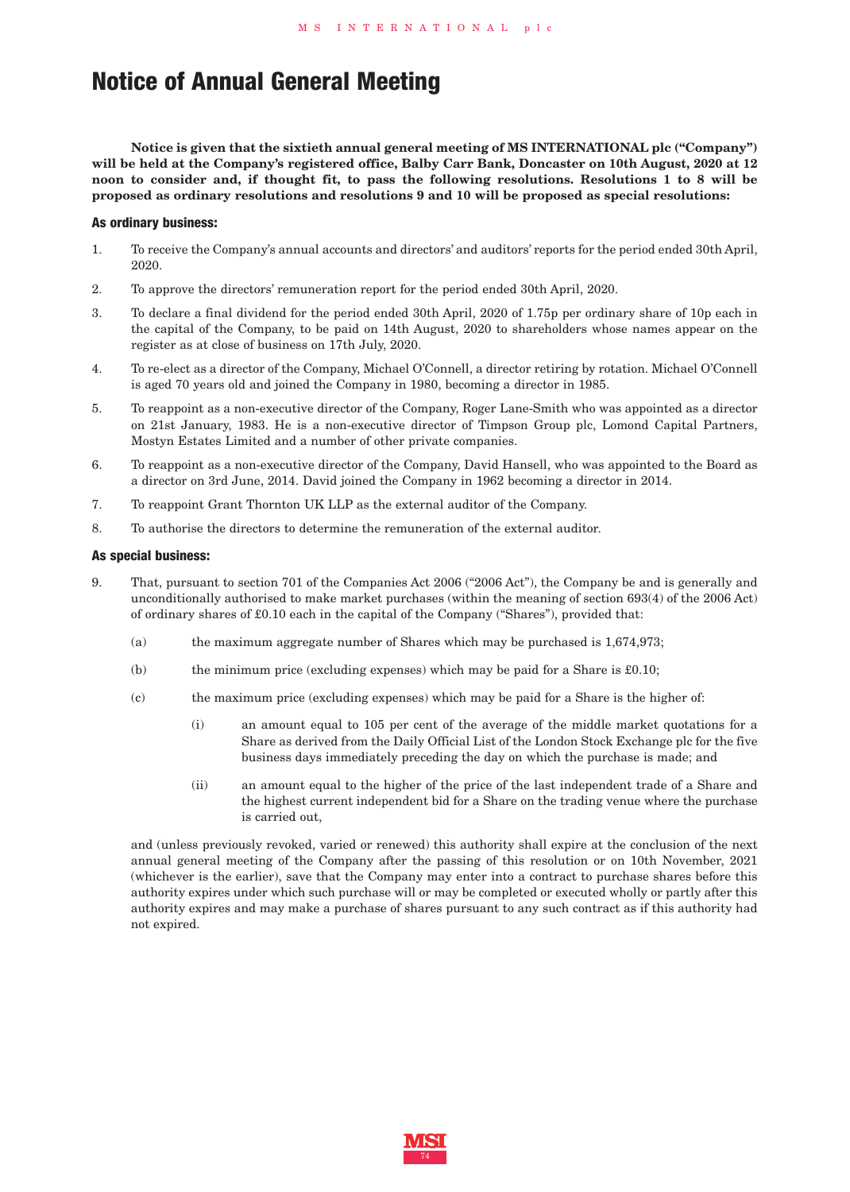# Notice of Annual General Meeting

**Notice is given that the sixtieth annual general meeting of MS INTERNATIONAL plc ("Company") will be held at the Company's registered office, Balby Carr Bank, Doncaster on 10th August, 2020 at 12 noon to consider and, if thought fit, to pass the following resolutions. Resolutions 1 to 8 will be proposed as ordinary resolutions and resolutions 9 and 10 will be proposed as special resolutions:**

### As ordinary business:

1. To receive the Company's annual accounts and directors' and auditors' reports for the period ended 30th April, 2020.
2. To approve the directors' remuneration report for the period ended 30th April, 2020.
3. To declare a final dividend for the period ended 30th April, 2020 of 1.75p per ordinary share of 10p each in the capital of the Company, to be paid on 14th August, 2020 to shareholders whose names appear on the register as at close of business on 17th July, 2020.
4. To re-elect as a director of the Company, Michael O'Connell, a director retiring by rotation. Michael O'Connell is aged 70 years old and joined the Company in 1980, becoming a director in 1985.
5. To reappoint as a non-executive director of the Company, Roger Lane-Smith who was appointed as a director on 21st January, 1983. He is a non-executive director of Timpson Group plc, Lomond Capital Partners, Mostyn Estates Limited and a number of other private companies.
6. To reappoint as a non-executive director of the Company, David Hansell, who was appointed to the Board as a director on 3rd June, 2014. David joined the Company in 1962 becoming a director in 2014.
7. To reappoint Grant Thornton UK LLP as the external auditor of the Company.
8. To authorise the directors to determine the remuneration of the external auditor.

### As special business:

9. That, pursuant to section 701 of the Companies Act 2006 ("2006 Act"), the Company be and is generally and unconditionally authorised to make market purchases (within the meaning of section 693(4) of the 2006 Act) of ordinary shares of £0.10 each in the capital of the Company ("Shares"), provided that:

   (a) the maximum aggregate number of Shares which may be purchased is 1,674,973;

   (b) the minimum price (excluding expenses) which may be paid for a Share is £0.10;

   (c) the maximum price (excluding expenses) which may be paid for a Share is the higher of:

      (i) an amount equal to 105 per cent of the average of the middle market quotations for a Share as derived from the Daily Official List of the London Stock Exchange plc for the five business days immediately preceding the day on which the purchase is made; and

      (ii) an amount equal to the higher of the price of the last independent trade of a Share and the highest current independent bid for a Share on the trading venue where the purchase is carried out,

   and (unless previously revoked, varied or renewed) this authority shall expire at the conclusion of the next annual general meeting of the Company after the passing of this resolution or on 10th November, 2021 (whichever is the earlier), save that the Company may enter into a contract to purchase shares before this authority expires under which such purchase will or may be completed or executed wholly or partly after this authority expires and may make a purchase of shares pursuant to any such contract as if this authority had not expired.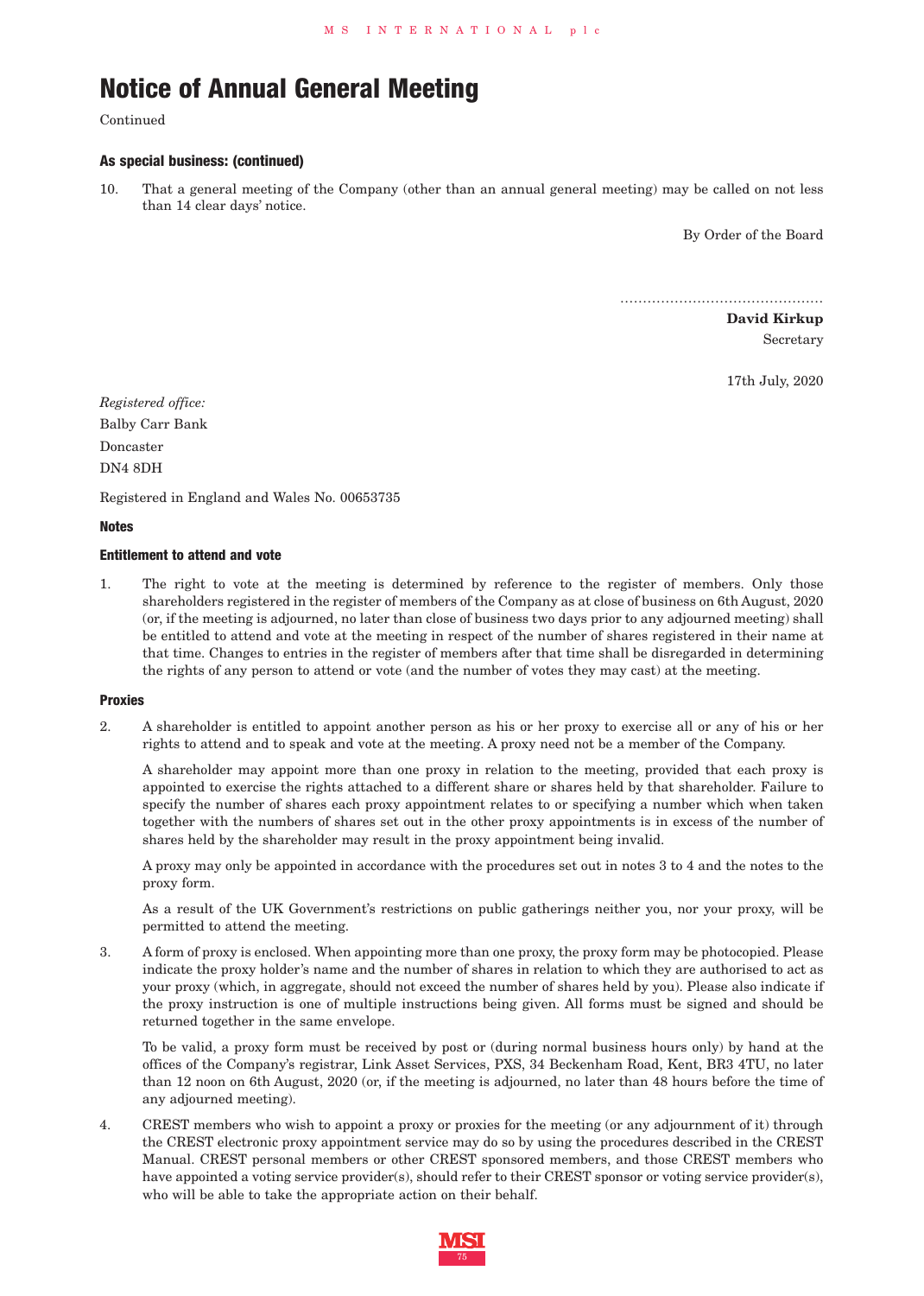# Notice of Annual General Meeting

Continued

#### As special business: (continued)

10. That a general meeting of the Company (other than an annual general meeting) may be called on not less than 14 clear days' notice.

By Order of the Board

............................................

**David Kirkup**
Secretary

17th July, 2020

*Registered office:*
Balby Carr Bank
Doncaster
DN4 8DH

Registered in England and Wales No. 00653735

#### Notes

#### Entitlement to attend and vote

1. The right to vote at the meeting is determined by reference to the register of members. Only those shareholders registered in the register of members of the Company as at close of business on 6th August, 2020 (or, if the meeting is adjourned, no later than close of business two days prior to any adjourned meeting) shall be entitled to attend and vote at the meeting in respect of the number of shares registered in their name at that time. Changes to entries in the register of members after that time shall be disregarded in determining the rights of any person to attend or vote (and the number of votes they may cast) at the meeting.

#### Proxies

2. A shareholder is entitled to appoint another person as his or her proxy to exercise all or any of his or her rights to attend and to speak and vote at the meeting. A proxy need not be a member of the Company.

   A shareholder may appoint more than one proxy in relation to the meeting, provided that each proxy is appointed to exercise the rights attached to a different share or shares held by that shareholder. Failure to specify the number of shares each proxy appointment relates to or specifying a number which when taken together with the numbers of shares set out in the other proxy appointments is in excess of the number of shares held by the shareholder may result in the proxy appointment being invalid.

   A proxy may only be appointed in accordance with the procedures set out in notes 3 to 4 and the notes to the proxy form.

   As a result of the UK Government's restrictions on public gatherings neither you, nor your proxy, will be permitted to attend the meeting.

3. A form of proxy is enclosed. When appointing more than one proxy, the proxy form may be photocopied. Please indicate the proxy holder's name and the number of shares in relation to which they are authorised to act as your proxy (which, in aggregate, should not exceed the number of shares held by you). Please also indicate if the proxy instruction is one of multiple instructions being given. All forms must be signed and should be returned together in the same envelope.

   To be valid, a proxy form must be received by post or (during normal business hours only) by hand at the offices of the Company's registrar, Link Asset Services, PXS, 34 Beckenham Road, Kent, BR3 4TU, no later than 12 noon on 6th August, 2020 (or, if the meeting is adjourned, no later than 48 hours before the time of any adjourned meeting).

4. CREST members who wish to appoint a proxy or proxies for the meeting (or any adjournment of it) through the CREST electronic proxy appointment service may do so by using the procedures described in the CREST Manual. CREST personal members or other CREST sponsored members, and those CREST members who have appointed a voting service provider(s), should refer to their CREST sponsor or voting service provider(s), who will be able to take the appropriate action on their behalf.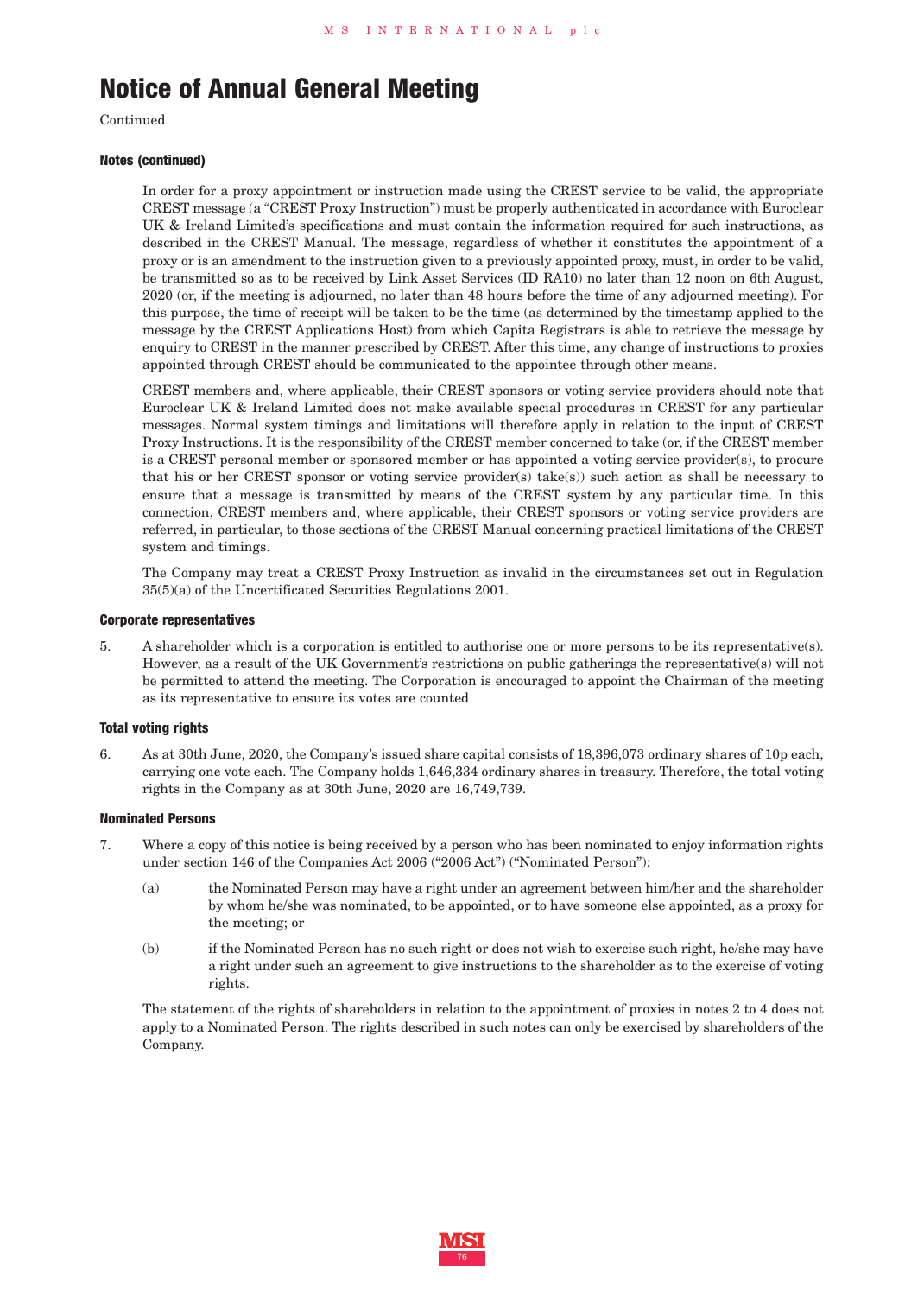# Notice of Annual General Meeting

Continued

#### Notes (continued)

In order for a proxy appointment or instruction made using the CREST service to be valid, the appropriate CREST message (a "CREST Proxy Instruction") must be properly authenticated in accordance with Euroclear UK & Ireland Limited's specifications and must contain the information required for such instructions, as described in the CREST Manual. The message, regardless of whether it constitutes the appointment of a proxy or is an amendment to the instruction given to a previously appointed proxy, must, in order to be valid, be transmitted so as to be received by Link Asset Services (ID RA10) no later than 12 noon on 6th August, 2020 (or, if the meeting is adjourned, no later than 48 hours before the time of any adjourned meeting). For this purpose, the time of receipt will be taken to be the time (as determined by the timestamp applied to the message by the CREST Applications Host) from which Capita Registrars is able to retrieve the message by enquiry to CREST in the manner prescribed by CREST. After this time, any change of instructions to proxies appointed through CREST should be communicated to the appointee through other means.

CREST members and, where applicable, their CREST sponsors or voting service providers should note that Euroclear UK & Ireland Limited does not make available special procedures in CREST for any particular messages. Normal system timings and limitations will therefore apply in relation to the input of CREST Proxy Instructions. It is the responsibility of the CREST member concerned to take (or, if the CREST member is a CREST personal member or sponsored member or has appointed a voting service provider(s), to procure that his or her CREST sponsor or voting service provider(s) take(s)) such action as shall be necessary to ensure that a message is transmitted by means of the CREST system by any particular time. In this connection, CREST members and, where applicable, their CREST sponsors or voting service providers are referred, in particular, to those sections of the CREST Manual concerning practical limitations of the CREST system and timings.

The Company may treat a CREST Proxy Instruction as invalid in the circumstances set out in Regulation 35(5)(a) of the Uncertificated Securities Regulations 2001.

#### Corporate representatives

5. A shareholder which is a corporation is entitled to authorise one or more persons to be its representative(s). However, as a result of the UK Government's restrictions on public gatherings the representative(s) will not be permitted to attend the meeting. The Corporation is encouraged to appoint the Chairman of the meeting as its representative to ensure its votes are counted

#### Total voting rights

6. As at 30th June, 2020, the Company's issued share capital consists of 18,396,073 ordinary shares of 10p each, carrying one vote each. The Company holds 1,646,334 ordinary shares in treasury. Therefore, the total voting rights in the Company as at 30th June, 2020 are 16,749,739.

#### Nominated Persons

7. Where a copy of this notice is being received by a person who has been nominated to enjoy information rights under section 146 of the Companies Act 2006 ("2006 Act") ("Nominated Person"):

   (a) the Nominated Person may have a right under an agreement between him/her and the shareholder by whom he/she was nominated, to be appointed, or to have someone else appointed, as a proxy for the meeting; or

   (b) if the Nominated Person has no such right or does not wish to exercise such right, he/she may have a right under such an agreement to give instructions to the shareholder as to the exercise of voting rights.

   The statement of the rights of shareholders in relation to the appointment of proxies in notes 2 to 4 does not apply to a Nominated Person. The rights described in such notes can only be exercised by shareholders of the Company.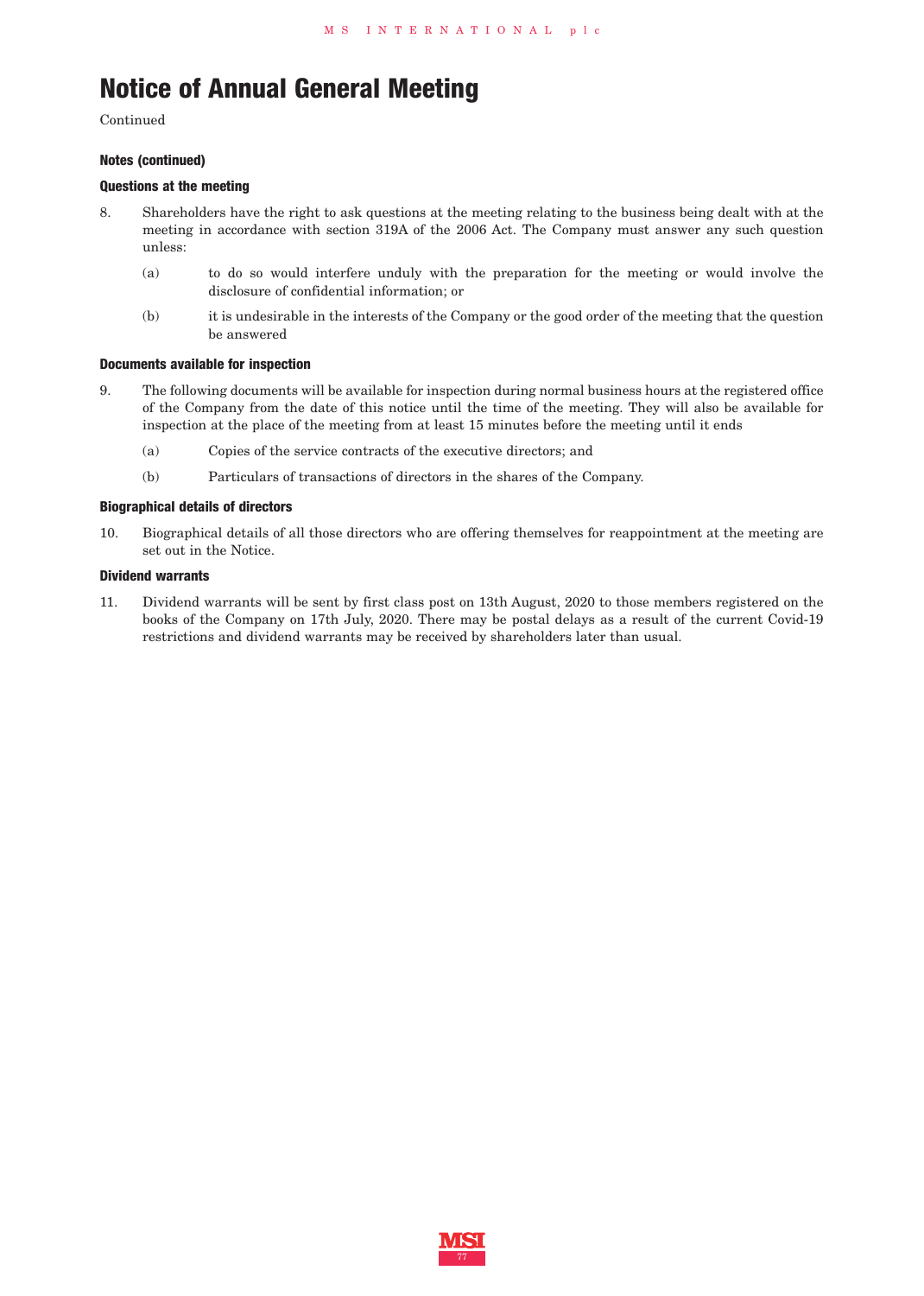# Notice of Annual General Meeting

Continued

### Notes (continued)

### Questions at the meeting

8. Shareholders have the right to ask questions at the meeting relating to the business being dealt with at the meeting in accordance with section 319A of the 2006 Act. The Company must answer any such question unless:

   (a) to do so would interfere unduly with the preparation for the meeting or would involve the disclosure of confidential information; or

   (b) it is undesirable in the interests of the Company or the good order of the meeting that the question be answered

### Documents available for inspection

9. The following documents will be available for inspection during normal business hours at the registered office of the Company from the date of this notice until the time of the meeting. They will also be available for inspection at the place of the meeting from at least 15 minutes before the meeting until it ends

   (a) Copies of the service contracts of the executive directors; and

   (b) Particulars of transactions of directors in the shares of the Company.

### Biographical details of directors

10. Biographical details of all those directors who are offering themselves for reappointment at the meeting are set out in the Notice.

### Dividend warrants

11. Dividend warrants will be sent by first class post on 13th August, 2020 to those members registered on the books of the Company on 17th July, 2020. There may be postal delays as a result of the current Covid-19 restrictions and dividend warrants may be received by shareholders later than usual.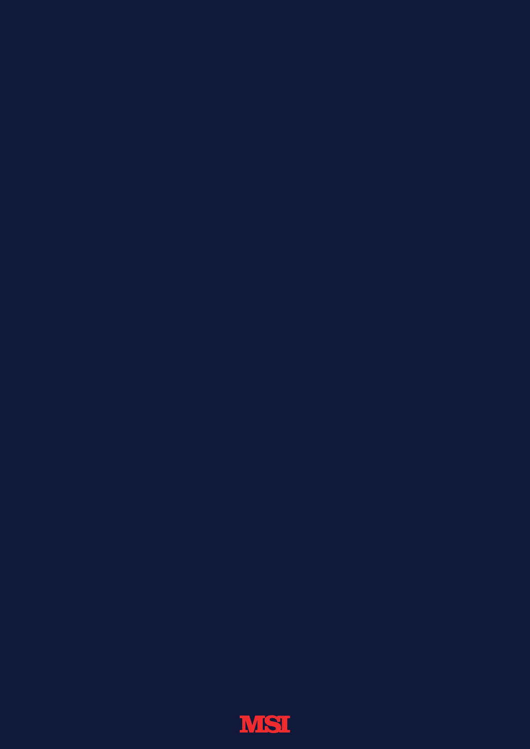MSI